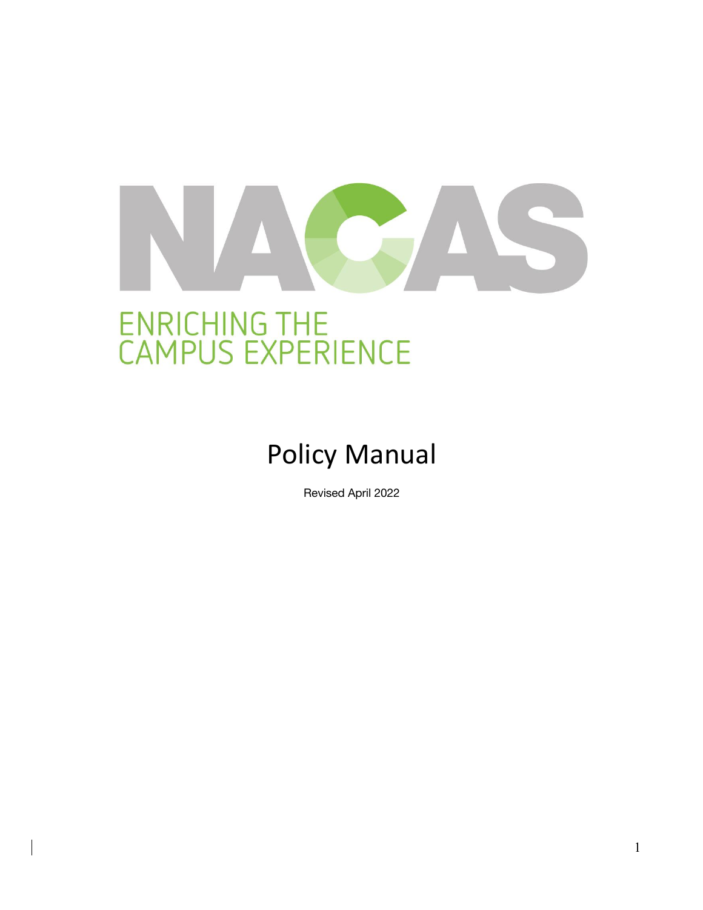NACAS

ENRICHING THE
CAMPUS EXPERIENCE

# Policy Manual

Revised April 2022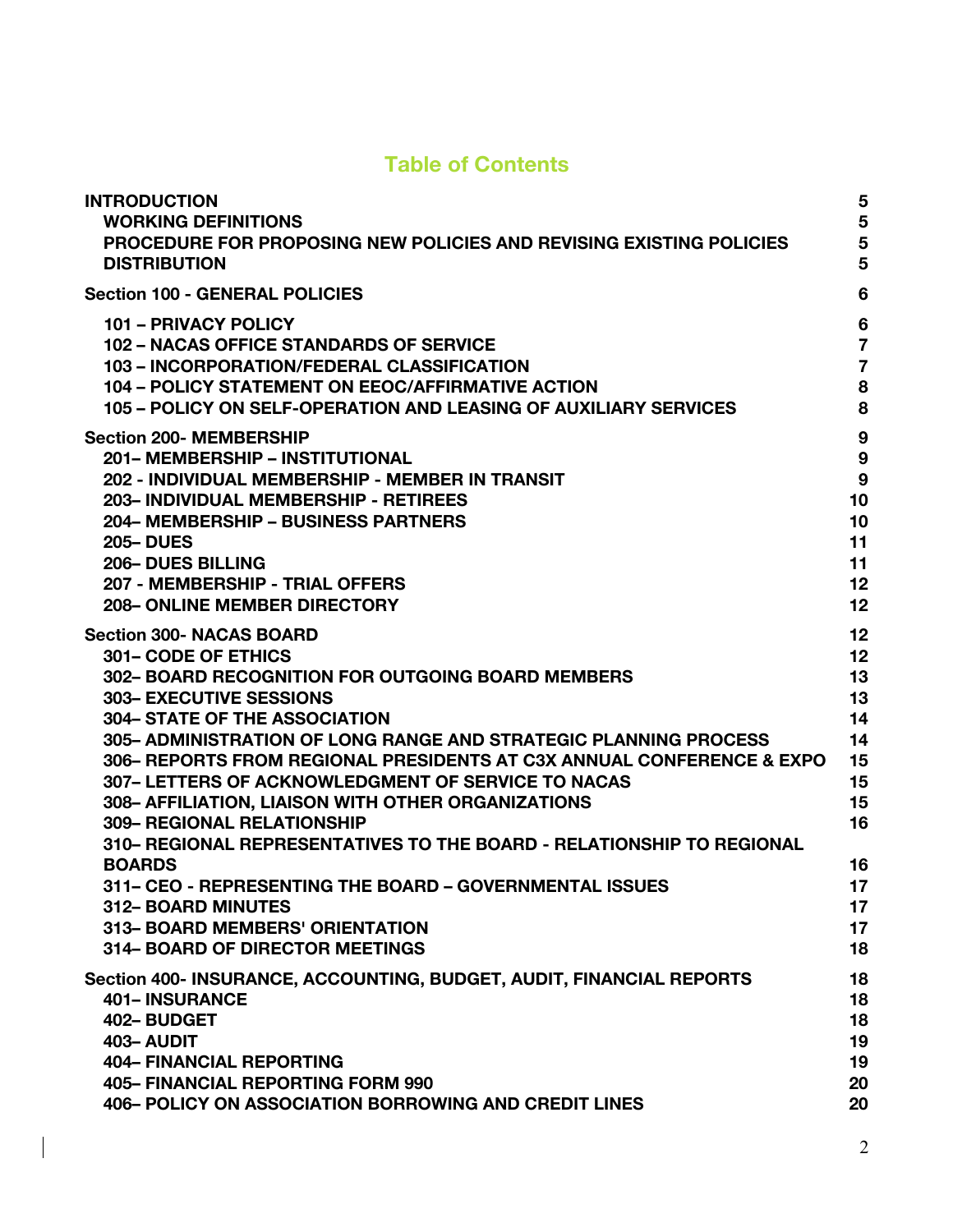# Table of Contents

| | |
|---|---|
| **INTRODUCTION** | **5** |
| **WORKING DEFINITIONS** | **5** |
| **PROCEDURE FOR PROPOSING NEW POLICIES AND REVISING EXISTING POLICIES** | **5** |
| **DISTRIBUTION** | **5** |
| **Section 100 - GENERAL POLICIES** | **6** |
| **101 – PRIVACY POLICY** | **6** |
| **102 – NACAS OFFICE STANDARDS OF SERVICE** | **7** |
| **103 – INCORPORATION/FEDERAL CLASSIFICATION** | **7** |
| **104 – POLICY STATEMENT ON EEOC/AFFIRMATIVE ACTION** | **8** |
| **105 – POLICY ON SELF-OPERATION AND LEASING OF AUXILIARY SERVICES** | **8** |
| **Section 200- MEMBERSHIP** | **9** |
| **201– MEMBERSHIP – INSTITUTIONAL** | **9** |
| **202 - INDIVIDUAL MEMBERSHIP - MEMBER IN TRANSIT** | **9** |
| **203– INDIVIDUAL MEMBERSHIP - RETIREES** | **10** |
| **204– MEMBERSHIP – BUSINESS PARTNERS** | **10** |
| **205– DUES** | **11** |
| **206– DUES BILLING** | **11** |
| **207 - MEMBERSHIP - TRIAL OFFERS** | **12** |
| **208– ONLINE MEMBER DIRECTORY** | **12** |
| **Section 300- NACAS BOARD** | **12** |
| **301– CODE OF ETHICS** | **12** |
| **302– BOARD RECOGNITION FOR OUTGOING BOARD MEMBERS** | **13** |
| **303– EXECUTIVE SESSIONS** | **13** |
| **304– STATE OF THE ASSOCIATION** | **14** |
| **305– ADMINISTRATION OF LONG RANGE AND STRATEGIC PLANNING PROCESS** | **14** |
| **306– REPORTS FROM REGIONAL PRESIDENTS AT C3X ANNUAL CONFERENCE & EXPO** | **15** |
| **307– LETTERS OF ACKNOWLEDGMENT OF SERVICE TO NACAS** | **15** |
| **308– AFFILIATION, LIAISON WITH OTHER ORGANIZATIONS** | **15** |
| **309– REGIONAL RELATIONSHIP** | **16** |
| **310– REGIONAL REPRESENTATIVES TO THE BOARD - RELATIONSHIP TO REGIONAL BOARDS** | **16** |
| **311– CEO - REPRESENTING THE BOARD – GOVERNMENTAL ISSUES** | **17** |
| **312– BOARD MINUTES** | **17** |
| **313– BOARD MEMBERS' ORIENTATION** | **17** |
| **314– BOARD OF DIRECTOR MEETINGS** | **18** |
| **Section 400- INSURANCE, ACCOUNTING, BUDGET, AUDIT, FINANCIAL REPORTS** | **18** |
| **401– INSURANCE** | **18** |
| **402– BUDGET** | **18** |
| **403– AUDIT** | **19** |
| **404– FINANCIAL REPORTING** | **19** |
| **405– FINANCIAL REPORTING FORM 990** | **20** |
| **406– POLICY ON ASSOCIATION BORROWING AND CREDIT LINES** | **20** |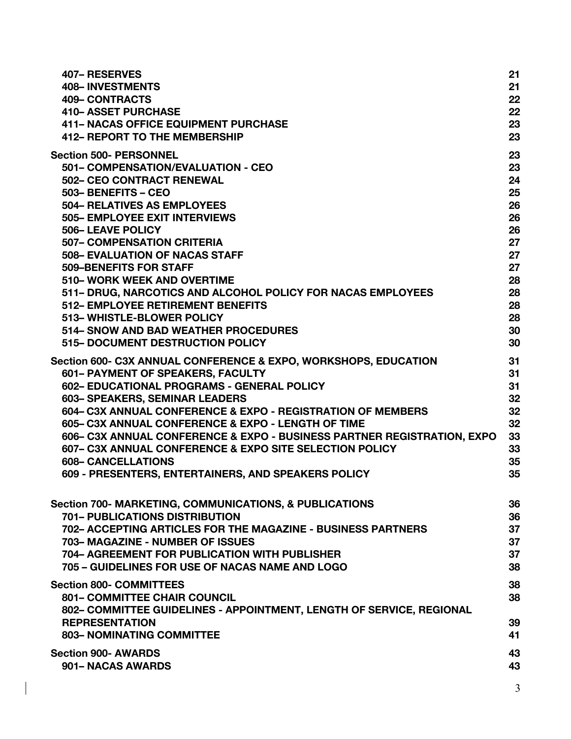**407– RESERVES** 21
**408– INVESTMENTS** 21
**409– CONTRACTS** 22
**410– ASSET PURCHASE** 22
**411– NACAS OFFICE EQUIPMENT PURCHASE** 23
**412– REPORT TO THE MEMBERSHIP** 23

**Section 500- PERSONNEL** 23
**501– COMPENSATION/EVALUATION - CEO** 23
**502– CEO CONTRACT RENEWAL** 24
**503– BENEFITS – CEO** 25
**504– RELATIVES AS EMPLOYEES** 26
**505– EMPLOYEE EXIT INTERVIEWS** 26
**506– LEAVE POLICY** 26
**507– COMPENSATION CRITERIA** 27
**508– EVALUATION OF NACAS STAFF** 27
**509–BENEFITS FOR STAFF** 27
**510– WORK WEEK AND OVERTIME** 28
**511– DRUG, NARCOTICS AND ALCOHOL POLICY FOR NACAS EMPLOYEES** 28
**512– EMPLOYEE RETIREMENT BENEFITS** 28
**513– WHISTLE-BLOWER POLICY** 28
**514– SNOW AND BAD WEATHER PROCEDURES** 30
**515– DOCUMENT DESTRUCTION POLICY** 30

**Section 600- C3X ANNUAL CONFERENCE & EXPO, WORKSHOPS, EDUCATION** 31
**601– PAYMENT OF SPEAKERS, FACULTY** 31
**602– EDUCATIONAL PROGRAMS - GENERAL POLICY** 31
**603– SPEAKERS, SEMINAR LEADERS** 32
**604– C3X ANNUAL CONFERENCE & EXPO - REGISTRATION OF MEMBERS** 32
**605– C3X ANNUAL CONFERENCE & EXPO - LENGTH OF TIME** 32
**606– C3X ANNUAL CONFERENCE & EXPO - BUSINESS PARTNER REGISTRATION, EXPO** 33
**607– C3X ANNUAL CONFERENCE & EXPO SITE SELECTION POLICY** 33
**608– CANCELLATIONS** 35
**609 - PRESENTERS, ENTERTAINERS, AND SPEAKERS POLICY** 35

**Section 700- MARKETING, COMMUNICATIONS, & PUBLICATIONS** 36
**701– PUBLICATIONS DISTRIBUTION** 36
**702– ACCEPTING ARTICLES FOR THE MAGAZINE - BUSINESS PARTNERS** 37
**703– MAGAZINE - NUMBER OF ISSUES** 37
**704– AGREEMENT FOR PUBLICATION WITH PUBLISHER** 37
**705 – GUIDELINES FOR USE OF NACAS NAME AND LOGO** 38

**Section 800- COMMITTEES** 38
**801– COMMITTEE CHAIR COUNCIL** 38
**802– COMMITTEE GUIDELINES - APPOINTMENT, LENGTH OF SERVICE, REGIONAL REPRESENTATION** 39
**803– NOMINATING COMMITTEE** 41

**Section 900- AWARDS** 43
**901– NACAS AWARDS** 43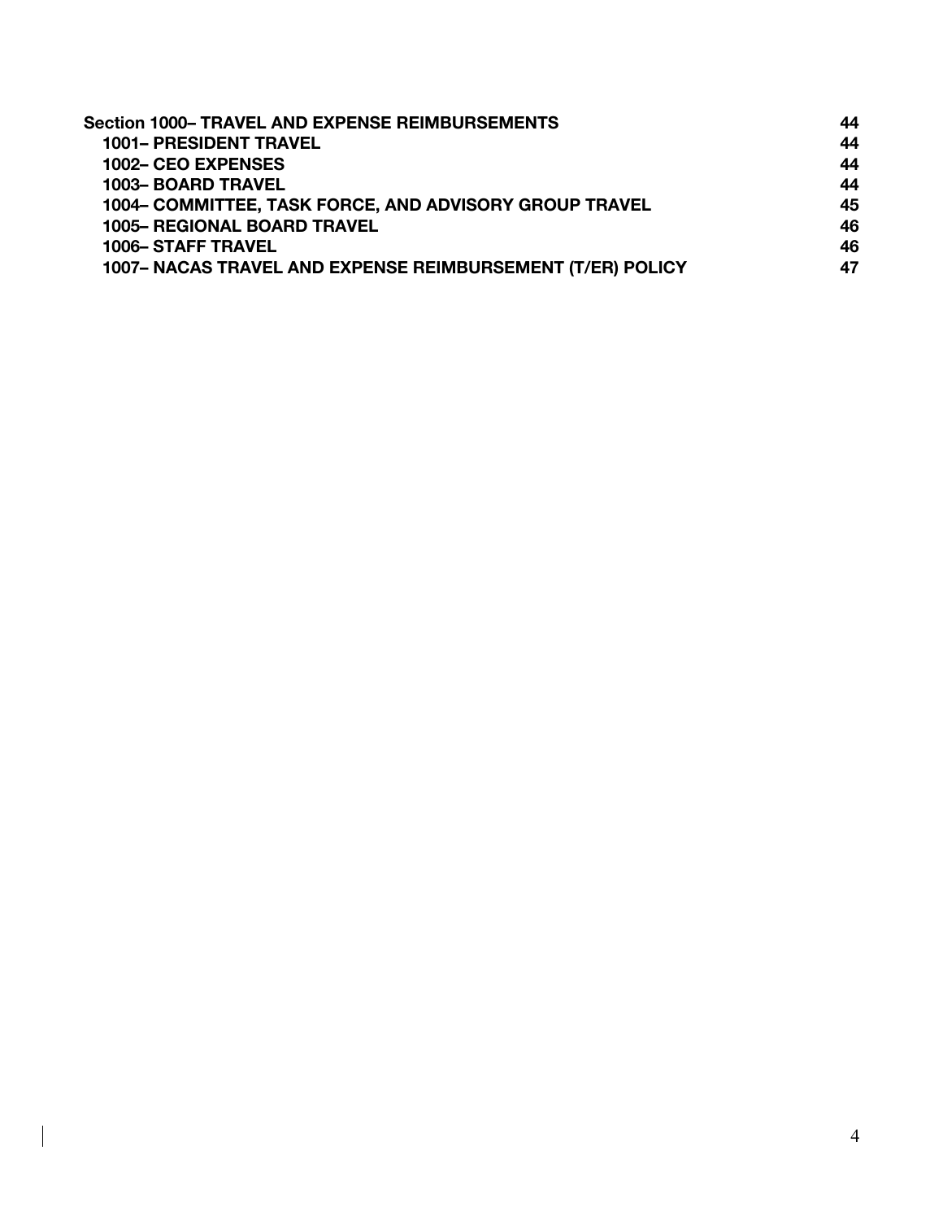**Section 1000– TRAVEL AND EXPENSE REIMBURSEMENTS** **44**

- **1001– PRESIDENT TRAVEL** **44**
- **1002– CEO EXPENSES** **44**
- **1003– BOARD TRAVEL** **44**
- **1004– COMMITTEE, TASK FORCE, AND ADVISORY GROUP TRAVEL** **45**
- **1005– REGIONAL BOARD TRAVEL** **46**
- **1006– STAFF TRAVEL** **46**
- **1007– NACAS TRAVEL AND EXPENSE REIMBURSEMENT (T/ER) POLICY** **47**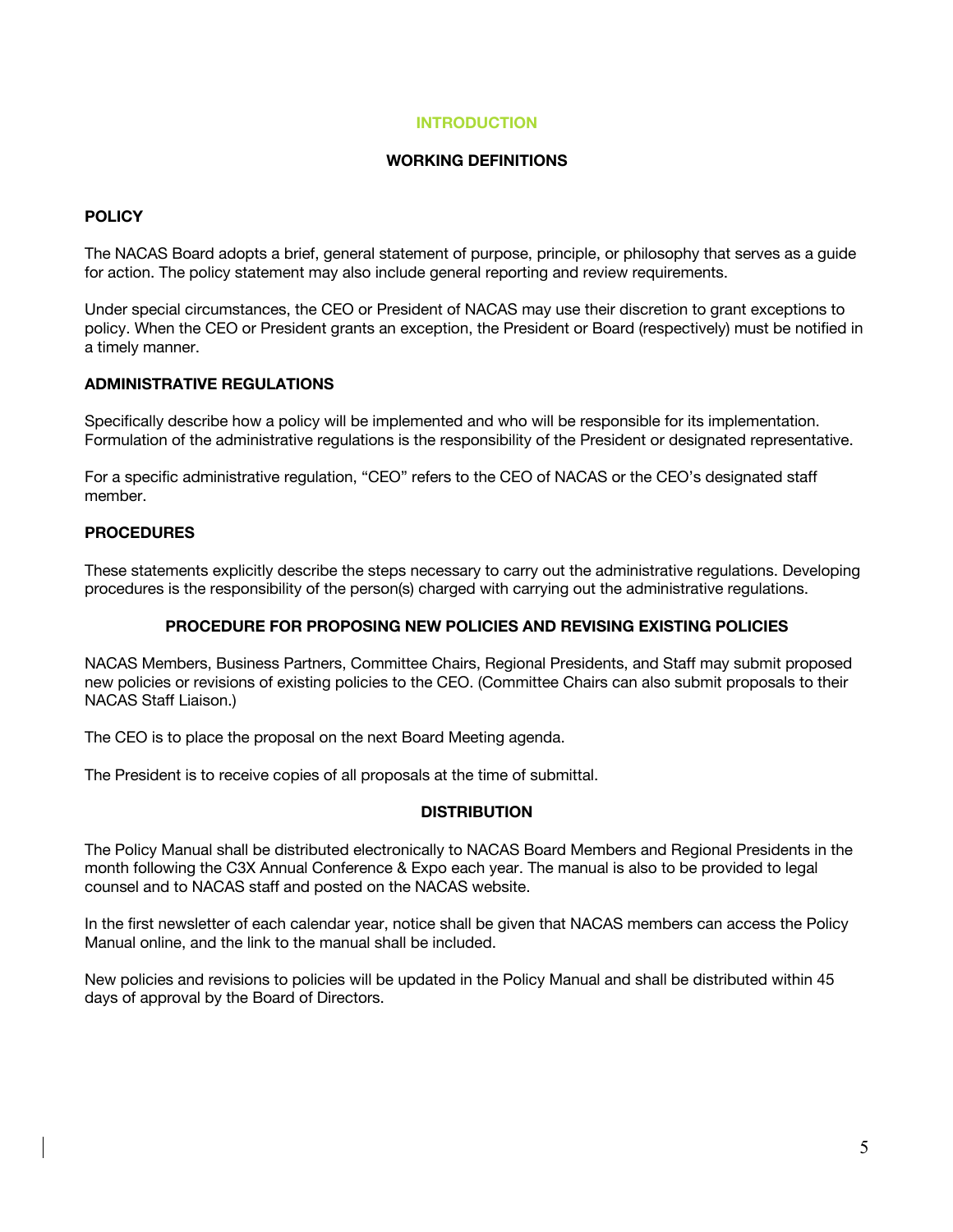# INTRODUCTION

## WORKING DEFINITIONS

### POLICY

The NACAS Board adopts a brief, general statement of purpose, principle, or philosophy that serves as a guide for action. The policy statement may also include general reporting and review requirements.

Under special circumstances, the CEO or President of NACAS may use their discretion to grant exceptions to policy. When the CEO or President grants an exception, the President or Board (respectively) must be notified in a timely manner.

### ADMINISTRATIVE REGULATIONS

Specifically describe how a policy will be implemented and who will be responsible for its implementation. Formulation of the administrative regulations is the responsibility of the President or designated representative.

For a specific administrative regulation, "CEO" refers to the CEO of NACAS or the CEO's designated staff member.

### PROCEDURES

These statements explicitly describe the steps necessary to carry out the administrative regulations. Developing procedures is the responsibility of the person(s) charged with carrying out the administrative regulations.

## PROCEDURE FOR PROPOSING NEW POLICIES AND REVISING EXISTING POLICIES

NACAS Members, Business Partners, Committee Chairs, Regional Presidents, and Staff may submit proposed new policies or revisions of existing policies to the CEO. (Committee Chairs can also submit proposals to their NACAS Staff Liaison.)

The CEO is to place the proposal on the next Board Meeting agenda.

The President is to receive copies of all proposals at the time of submittal.

## DISTRIBUTION

The Policy Manual shall be distributed electronically to NACAS Board Members and Regional Presidents in the month following the C3X Annual Conference & Expo each year. The manual is also to be provided to legal counsel and to NACAS staff and posted on the NACAS website.

In the first newsletter of each calendar year, notice shall be given that NACAS members can access the Policy Manual online, and the link to the manual shall be included.

New policies and revisions to policies will be updated in the Policy Manual and shall be distributed within 45 days of approval by the Board of Directors.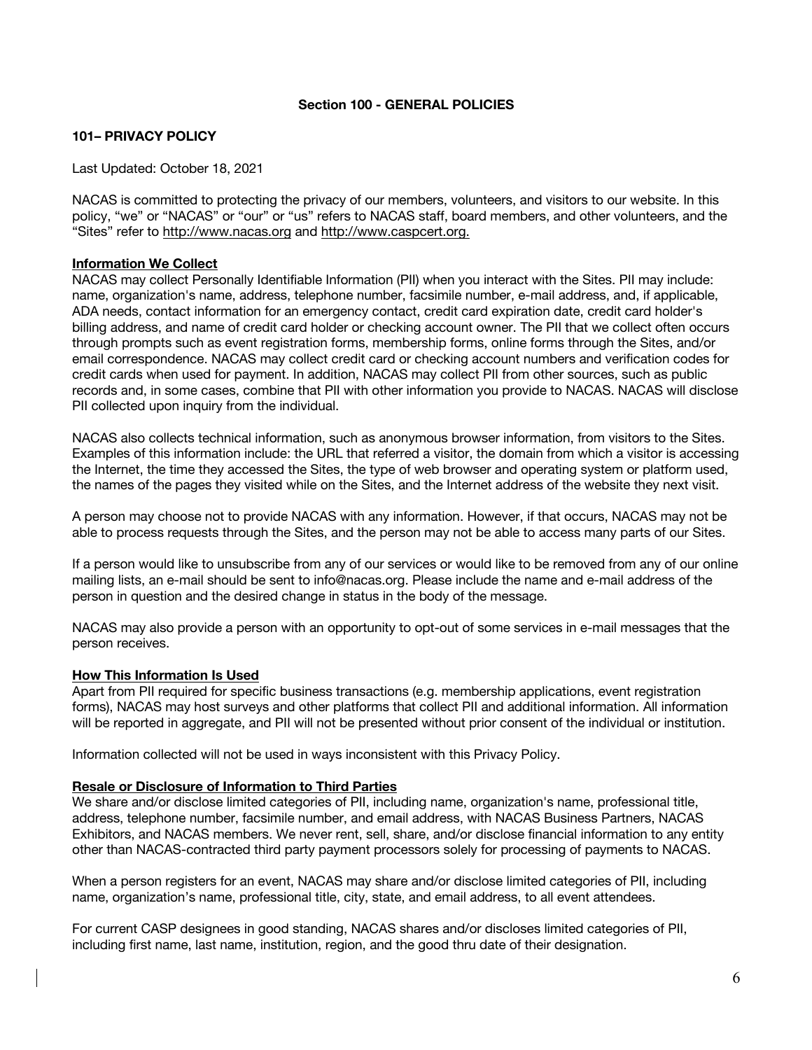## Section 100 - GENERAL POLICIES

### 101– PRIVACY POLICY

Last Updated: October 18, 2021

NACAS is committed to protecting the privacy of our members, volunteers, and visitors to our website. In this policy, "we" or "NACAS" or "our" or "us" refers to NACAS staff, board members, and other volunteers, and the "Sites" refer to http://www.nacas.org and http://www.caspcert.org.

**Information We Collect**

NACAS may collect Personally Identifiable Information (PII) when you interact with the Sites. PII may include: name, organization's name, address, telephone number, facsimile number, e-mail address, and, if applicable, ADA needs, contact information for an emergency contact, credit card expiration date, credit card holder's billing address, and name of credit card holder or checking account owner. The PII that we collect often occurs through prompts such as event registration forms, membership forms, online forms through the Sites, and/or email correspondence. NACAS may collect credit card or checking account numbers and verification codes for credit cards when used for payment. In addition, NACAS may collect PII from other sources, such as public records and, in some cases, combine that PII with other information you provide to NACAS. NACAS will disclose PII collected upon inquiry from the individual.

NACAS also collects technical information, such as anonymous browser information, from visitors to the Sites. Examples of this information include: the URL that referred a visitor, the domain from which a visitor is accessing the Internet, the time they accessed the Sites, the type of web browser and operating system or platform used, the names of the pages they visited while on the Sites, and the Internet address of the website they next visit.

A person may choose not to provide NACAS with any information. However, if that occurs, NACAS may not be able to process requests through the Sites, and the person may not be able to access many parts of our Sites.

If a person would like to unsubscribe from any of our services or would like to be removed from any of our online mailing lists, an e-mail should be sent to info@nacas.org. Please include the name and e-mail address of the person in question and the desired change in status in the body of the message.

NACAS may also provide a person with an opportunity to opt-out of some services in e-mail messages that the person receives.

**How This Information Is Used**

Apart from PII required for specific business transactions (e.g. membership applications, event registration forms), NACAS may host surveys and other platforms that collect PII and additional information. All information will be reported in aggregate, and PII will not be presented without prior consent of the individual or institution.

Information collected will not be used in ways inconsistent with this Privacy Policy.

**Resale or Disclosure of Information to Third Parties**

We share and/or disclose limited categories of PII, including name, organization's name, professional title, address, telephone number, facsimile number, and email address, with NACAS Business Partners, NACAS Exhibitors, and NACAS members. We never rent, sell, share, and/or disclose financial information to any entity other than NACAS-contracted third party payment processors solely for processing of payments to NACAS.

When a person registers for an event, NACAS may share and/or disclose limited categories of PII, including name, organization's name, professional title, city, state, and email address, to all event attendees.

For current CASP designees in good standing, NACAS shares and/or discloses limited categories of PII, including first name, last name, institution, region, and the good thru date of their designation.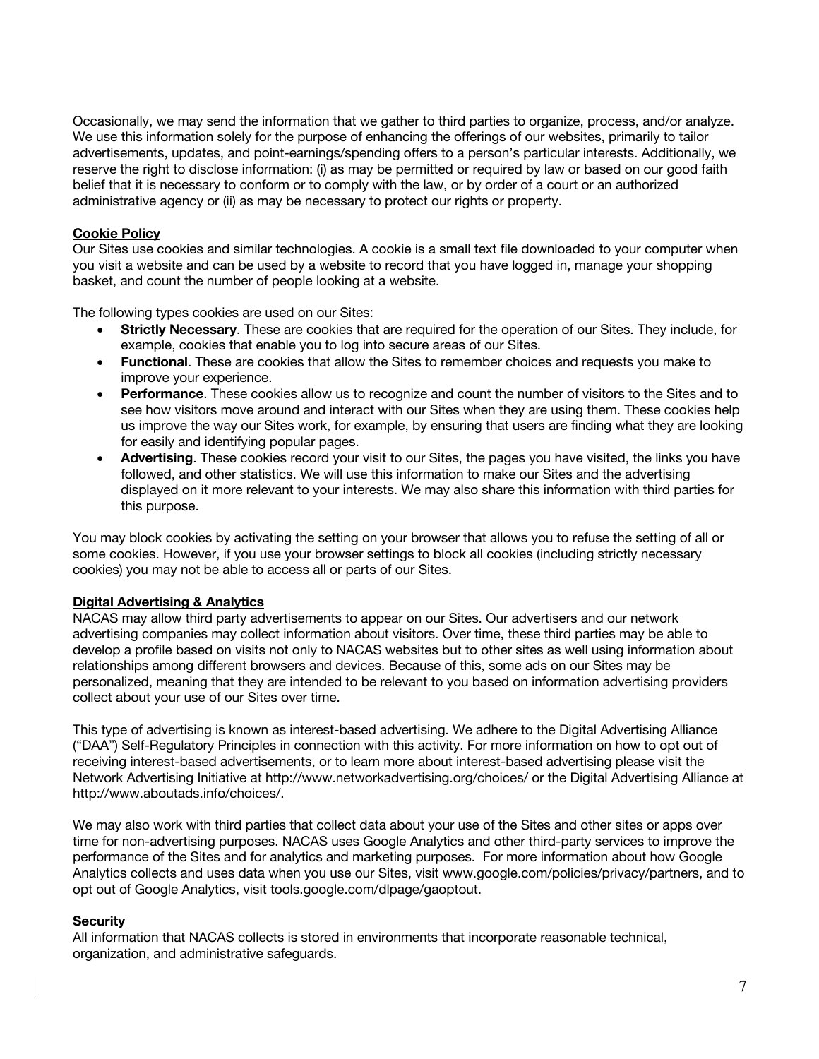Occasionally, we may send the information that we gather to third parties to organize, process, and/or analyze. We use this information solely for the purpose of enhancing the offerings of our websites, primarily to tailor advertisements, updates, and point-earnings/spending offers to a person's particular interests. Additionally, we reserve the right to disclose information: (i) as may be permitted or required by law or based on our good faith belief that it is necessary to conform or to comply with the law, or by order of a court or an authorized administrative agency or (ii) as may be necessary to protect our rights or property.

**Cookie Policy**

Our Sites use cookies and similar technologies. A cookie is a small text file downloaded to your computer when you visit a website and can be used by a website to record that you have logged in, manage your shopping basket, and count the number of people looking at a website.

The following types cookies are used on our Sites:

- **Strictly Necessary**. These are cookies that are required for the operation of our Sites. They include, for example, cookies that enable you to log into secure areas of our Sites.
- **Functional**. These are cookies that allow the Sites to remember choices and requests you make to improve your experience.
- **Performance**. These cookies allow us to recognize and count the number of visitors to the Sites and to see how visitors move around and interact with our Sites when they are using them. These cookies help us improve the way our Sites work, for example, by ensuring that users are finding what they are looking for easily and identifying popular pages.
- **Advertising**. These cookies record your visit to our Sites, the pages you have visited, the links you have followed, and other statistics. We will use this information to make our Sites and the advertising displayed on it more relevant to your interests. We may also share this information with third parties for this purpose.

You may block cookies by activating the setting on your browser that allows you to refuse the setting of all or some cookies. However, if you use your browser settings to block all cookies (including strictly necessary cookies) you may not be able to access all or parts of our Sites.

**Digital Advertising & Analytics**

NACAS may allow third party advertisements to appear on our Sites. Our advertisers and our network advertising companies may collect information about visitors. Over time, these third parties may be able to develop a profile based on visits not only to NACAS websites but to other sites as well using information about relationships among different browsers and devices. Because of this, some ads on our Sites may be personalized, meaning that they are intended to be relevant to you based on information advertising providers collect about your use of our Sites over time.

This type of advertising is known as interest-based advertising. We adhere to the Digital Advertising Alliance ("DAA") Self-Regulatory Principles in connection with this activity. For more information on how to opt out of receiving interest-based advertisements, or to learn more about interest-based advertising please visit the Network Advertising Initiative at http://www.networkadvertising.org/choices/ or the Digital Advertising Alliance at http://www.aboutads.info/choices/.

We may also work with third parties that collect data about your use of the Sites and other sites or apps over time for non-advertising purposes. NACAS uses Google Analytics and other third-party services to improve the performance of the Sites and for analytics and marketing purposes. For more information about how Google Analytics collects and uses data when you use our Sites, visit www.google.com/policies/privacy/partners, and to opt out of Google Analytics, visit tools.google.com/dlpage/gaoptout.

**Security**

All information that NACAS collects is stored in environments that incorporate reasonable technical, organization, and administrative safeguards.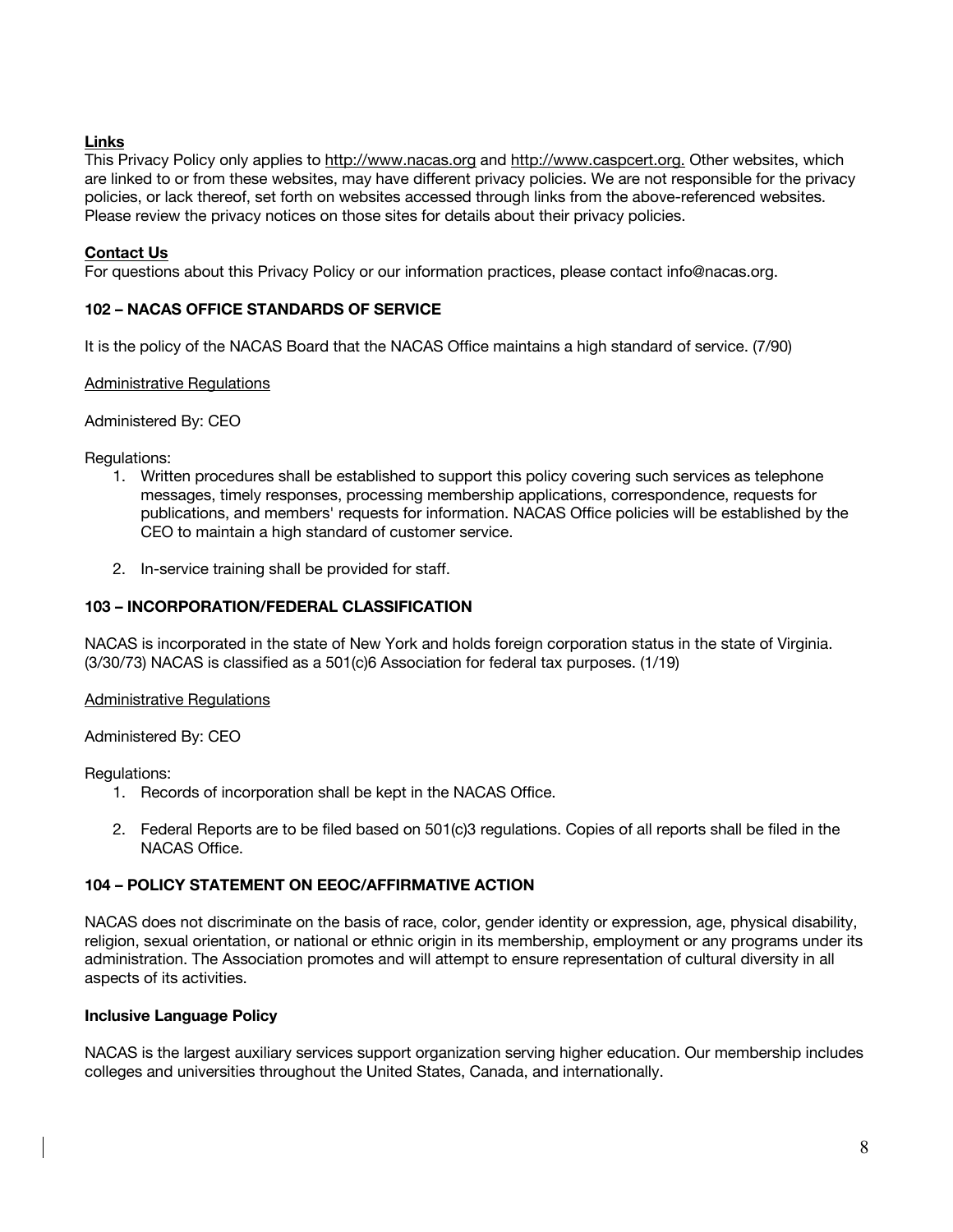**Links**

This Privacy Policy only applies to http://www.nacas.org and http://www.caspcert.org. Other websites, which are linked to or from these websites, may have different privacy policies. We are not responsible for the privacy policies, or lack thereof, set forth on websites accessed through links from the above-referenced websites. Please review the privacy notices on those sites for details about their privacy policies.

**Contact Us**

For questions about this Privacy Policy or our information practices, please contact info@nacas.org.

### 102 – NACAS OFFICE STANDARDS OF SERVICE

It is the policy of the NACAS Board that the NACAS Office maintains a high standard of service. (7/90)

Administrative Regulations

Administered By: CEO

Regulations:

1. Written procedures shall be established to support this policy covering such services as telephone messages, timely responses, processing membership applications, correspondence, requests for publications, and members' requests for information. NACAS Office policies will be established by the CEO to maintain a high standard of customer service.

2. In-service training shall be provided for staff.

### 103 – INCORPORATION/FEDERAL CLASSIFICATION

NACAS is incorporated in the state of New York and holds foreign corporation status in the state of Virginia. (3/30/73) NACAS is classified as a 501(c)6 Association for federal tax purposes. (1/19)

Administrative Regulations

Administered By: CEO

Regulations:

1. Records of incorporation shall be kept in the NACAS Office.

2. Federal Reports are to be filed based on 501(c)3 regulations. Copies of all reports shall be filed in the NACAS Office.

### 104 – POLICY STATEMENT ON EEOC/AFFIRMATIVE ACTION

NACAS does not discriminate on the basis of race, color, gender identity or expression, age, physical disability, religion, sexual orientation, or national or ethnic origin in its membership, employment or any programs under its administration. The Association promotes and will attempt to ensure representation of cultural diversity in all aspects of its activities.

**Inclusive Language Policy**

NACAS is the largest auxiliary services support organization serving higher education. Our membership includes colleges and universities throughout the United States, Canada, and internationally.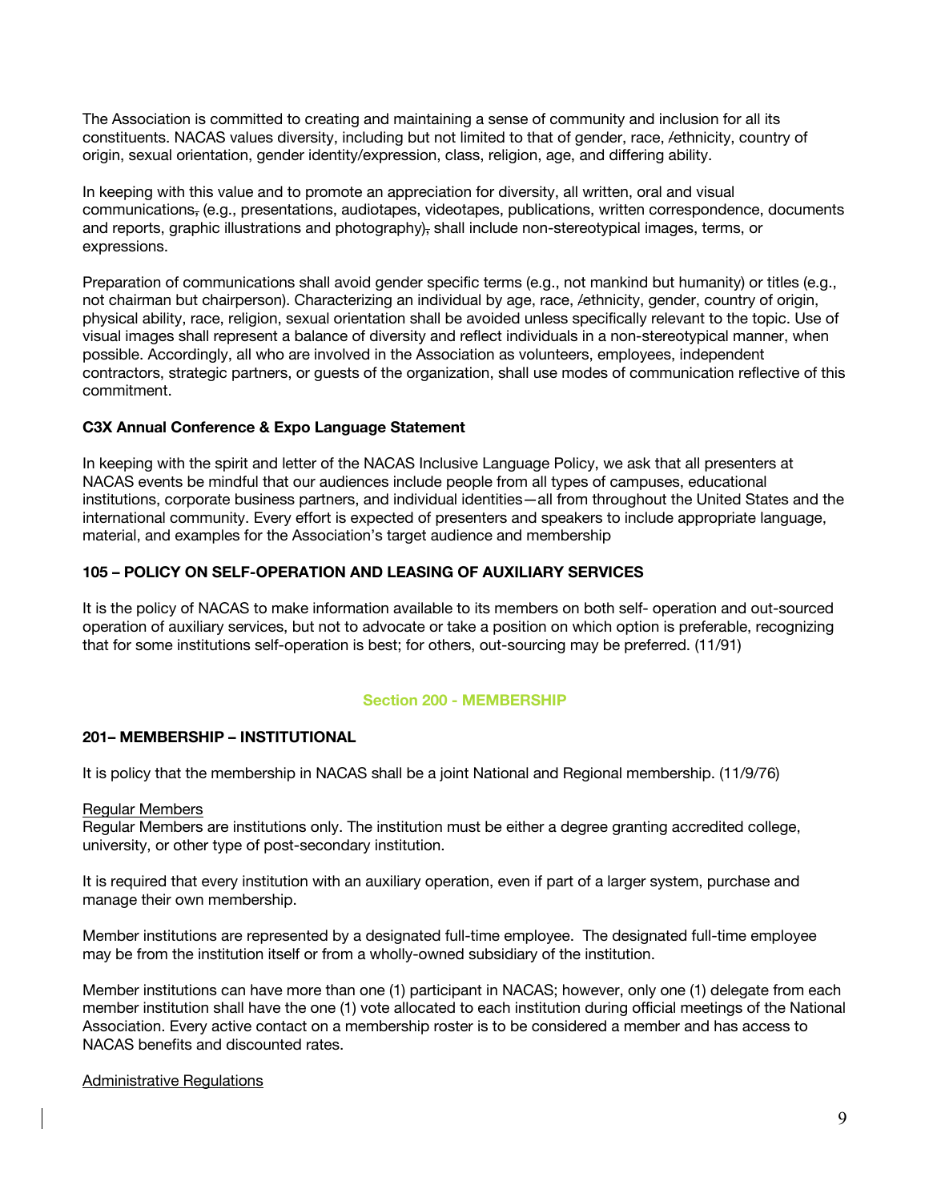The Association is committed to creating and maintaining a sense of community and inclusion for all its constituents. NACAS values diversity, including but not limited to that of gender, race, /ethnicity, country of origin, sexual orientation, gender identity/expression, class, religion, age, and differing ability.

In keeping with this value and to promote an appreciation for diversity, all written, oral and visual communications, (e.g., presentations, audiotapes, videotapes, publications, written correspondence, documents and reports, graphic illustrations and photography), shall include non-stereotypical images, terms, or expressions.

Preparation of communications shall avoid gender specific terms (e.g., not mankind but humanity) or titles (e.g., not chairman but chairperson). Characterizing an individual by age, race, /ethnicity, gender, country of origin, physical ability, race, religion, sexual orientation shall be avoided unless specifically relevant to the topic. Use of visual images shall represent a balance of diversity and reflect individuals in a non-stereotypical manner, when possible. Accordingly, all who are involved in the Association as volunteers, employees, independent contractors, strategic partners, or guests of the organization, shall use modes of communication reflective of this commitment.

**C3X Annual Conference & Expo Language Statement**

In keeping with the spirit and letter of the NACAS Inclusive Language Policy, we ask that all presenters at NACAS events be mindful that our audiences include people from all types of campuses, educational institutions, corporate business partners, and individual identities—all from throughout the United States and the international community. Every effort is expected of presenters and speakers to include appropriate language, material, and examples for the Association's target audience and membership

**105 – POLICY ON SELF-OPERATION AND LEASING OF AUXILIARY SERVICES**

It is the policy of NACAS to make information available to its members on both self- operation and out-sourced operation of auxiliary services, but not to advocate or take a position on which option is preferable, recognizing that for some institutions self-operation is best; for others, out-sourcing may be preferred. (11/91)

## Section 200 - MEMBERSHIP

**201– MEMBERSHIP – INSTITUTIONAL**

It is policy that the membership in NACAS shall be a joint National and Regional membership. (11/9/76)

Regular Members

Regular Members are institutions only. The institution must be either a degree granting accredited college, university, or other type of post-secondary institution.

It is required that every institution with an auxiliary operation, even if part of a larger system, purchase and manage their own membership.

Member institutions are represented by a designated full-time employee. The designated full-time employee may be from the institution itself or from a wholly-owned subsidiary of the institution.

Member institutions can have more than one (1) participant in NACAS; however, only one (1) delegate from each member institution shall have the one (1) vote allocated to each institution during official meetings of the National Association. Every active contact on a membership roster is to be considered a member and has access to NACAS benefits and discounted rates.

Administrative Regulations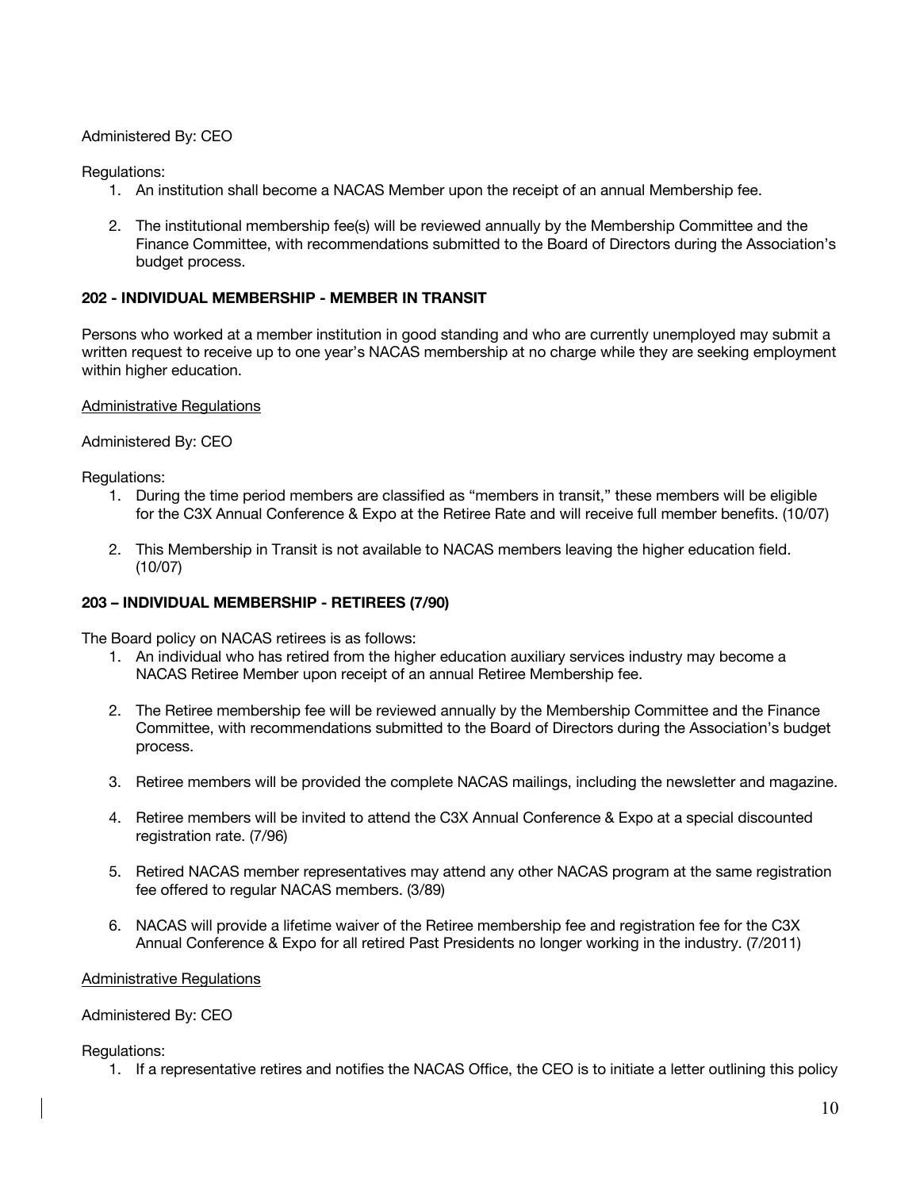Administered By: CEO

Regulations:

1. An institution shall become a NACAS Member upon the receipt of an annual Membership fee.

2. The institutional membership fee(s) will be reviewed annually by the Membership Committee and the Finance Committee, with recommendations submitted to the Board of Directors during the Association's budget process.

### 202 - INDIVIDUAL MEMBERSHIP - MEMBER IN TRANSIT

Persons who worked at a member institution in good standing and who are currently unemployed may submit a written request to receive up to one year's NACAS membership at no charge while they are seeking employment within higher education.

<u>Administrative Regulations</u>

Administered By: CEO

Regulations:

1. During the time period members are classified as "members in transit," these members will be eligible for the C3X Annual Conference & Expo at the Retiree Rate and will receive full member benefits. (10/07)

2. This Membership in Transit is not available to NACAS members leaving the higher education field. (10/07)

### 203 – INDIVIDUAL MEMBERSHIP - RETIREES (7/90)

The Board policy on NACAS retirees is as follows:

1. An individual who has retired from the higher education auxiliary services industry may become a NACAS Retiree Member upon receipt of an annual Retiree Membership fee.

2. The Retiree membership fee will be reviewed annually by the Membership Committee and the Finance Committee, with recommendations submitted to the Board of Directors during the Association's budget process.

3. Retiree members will be provided the complete NACAS mailings, including the newsletter and magazine.

4. Retiree members will be invited to attend the C3X Annual Conference & Expo at a special discounted registration rate. (7/96)

5. Retired NACAS member representatives may attend any other NACAS program at the same registration fee offered to regular NACAS members. (3/89)

6. NACAS will provide a lifetime waiver of the Retiree membership fee and registration fee for the C3X Annual Conference & Expo for all retired Past Presidents no longer working in the industry. (7/2011)

<u>Administrative Regulations</u>

Administered By: CEO

Regulations:

1. If a representative retires and notifies the NACAS Office, the CEO is to initiate a letter outlining this policy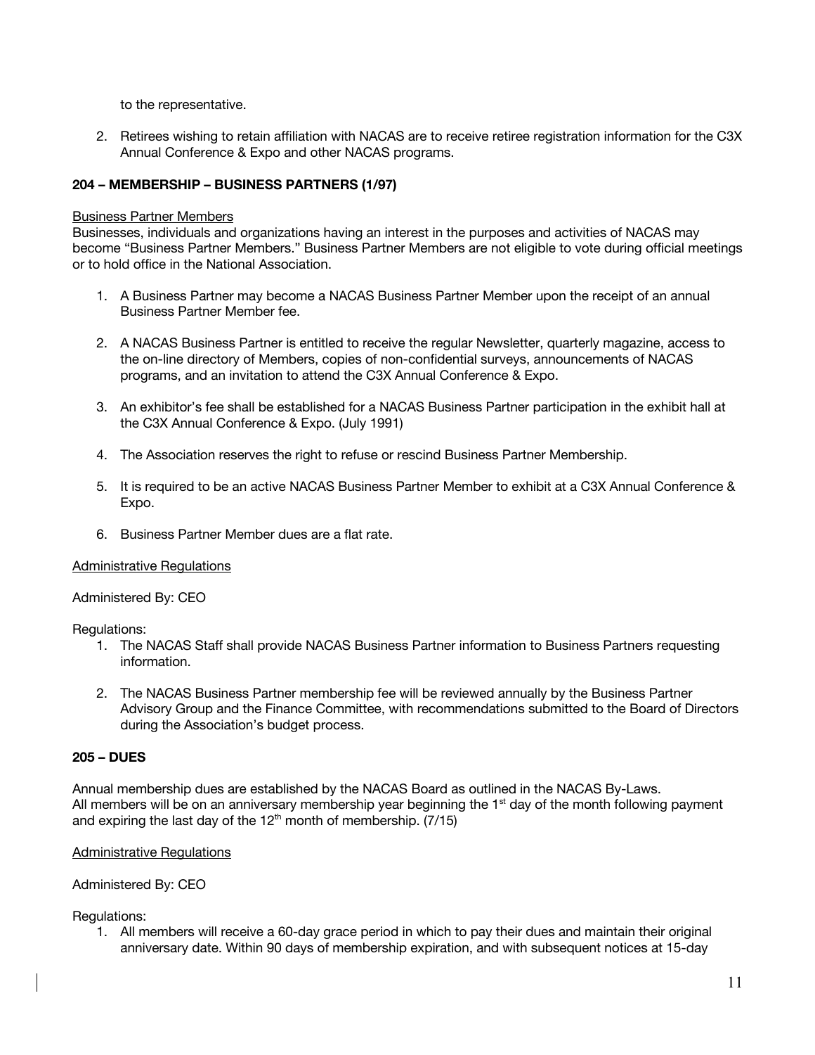to the representative.

2. Retirees wishing to retain affiliation with NACAS are to receive retiree registration information for the C3X Annual Conference & Expo and other NACAS programs.

**204 – MEMBERSHIP – BUSINESS PARTNERS (1/97)**

Business Partner Members

Businesses, individuals and organizations having an interest in the purposes and activities of NACAS may become "Business Partner Members." Business Partner Members are not eligible to vote during official meetings or to hold office in the National Association.

1. A Business Partner may become a NACAS Business Partner Member upon the receipt of an annual Business Partner Member fee.

2. A NACAS Business Partner is entitled to receive the regular Newsletter, quarterly magazine, access to the on-line directory of Members, copies of non-confidential surveys, announcements of NACAS programs, and an invitation to attend the C3X Annual Conference & Expo.

3. An exhibitor's fee shall be established for a NACAS Business Partner participation in the exhibit hall at the C3X Annual Conference & Expo. (July 1991)

4. The Association reserves the right to refuse or rescind Business Partner Membership.

5. It is required to be an active NACAS Business Partner Member to exhibit at a C3X Annual Conference & Expo.

6. Business Partner Member dues are a flat rate.

Administrative Regulations

Administered By: CEO

Regulations:

1. The NACAS Staff shall provide NACAS Business Partner information to Business Partners requesting information.

2. The NACAS Business Partner membership fee will be reviewed annually by the Business Partner Advisory Group and the Finance Committee, with recommendations submitted to the Board of Directors during the Association's budget process.

**205 – DUES**

Annual membership dues are established by the NACAS Board as outlined in the NACAS By-Laws. All members will be on an anniversary membership year beginning the 1st day of the month following payment and expiring the last day of the 12th month of membership. (7/15)

Administrative Regulations

Administered By: CEO

Regulations:

1. All members will receive a 60-day grace period in which to pay their dues and maintain their original anniversary date. Within 90 days of membership expiration, and with subsequent notices at 15-day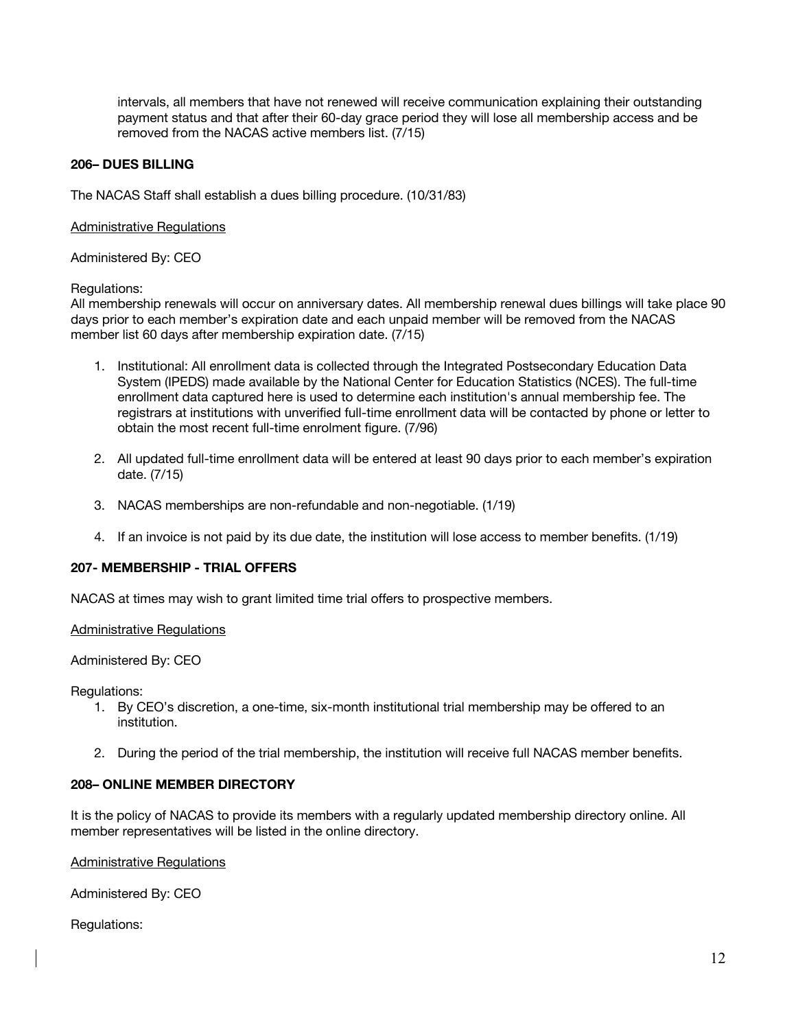intervals, all members that have not renewed will receive communication explaining their outstanding payment status and that after their 60-day grace period they will lose all membership access and be removed from the NACAS active members list. (7/15)

**206– DUES BILLING**

The NACAS Staff shall establish a dues billing procedure. (10/31/83)

<u>Administrative Regulations</u>

Administered By: CEO

Regulations:
All membership renewals will occur on anniversary dates. All membership renewal dues billings will take place 90 days prior to each member's expiration date and each unpaid member will be removed from the NACAS member list 60 days after membership expiration date. (7/15)

1. Institutional: All enrollment data is collected through the Integrated Postsecondary Education Data System (IPEDS) made available by the National Center for Education Statistics (NCES). The full-time enrollment data captured here is used to determine each institution's annual membership fee. The registrars at institutions with unverified full-time enrollment data will be contacted by phone or letter to obtain the most recent full-time enrolment figure. (7/96)

2. All updated full-time enrollment data will be entered at least 90 days prior to each member's expiration date. (7/15)

3. NACAS memberships are non-refundable and non-negotiable. (1/19)

4. If an invoice is not paid by its due date, the institution will lose access to member benefits. (1/19)

**207- MEMBERSHIP - TRIAL OFFERS**

NACAS at times may wish to grant limited time trial offers to prospective members.

<u>Administrative Regulations</u>

Administered By: CEO

Regulations:

1. By CEO's discretion, a one-time, six-month institutional trial membership may be offered to an institution.

2. During the period of the trial membership, the institution will receive full NACAS member benefits.

**208– ONLINE MEMBER DIRECTORY**

It is the policy of NACAS to provide its members with a regularly updated membership directory online. All member representatives will be listed in the online directory.

<u>Administrative Regulations</u>

Administered By: CEO

Regulations: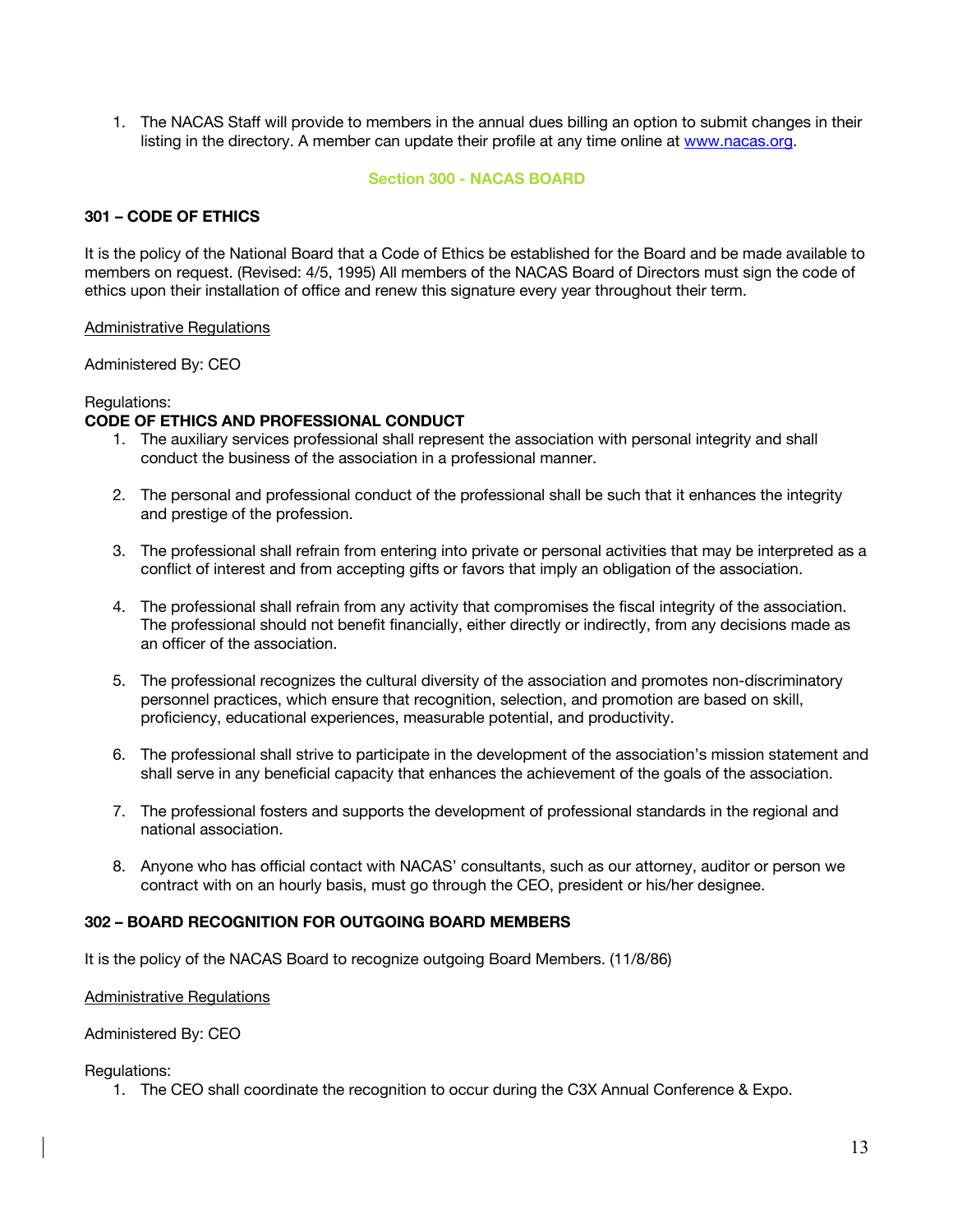1. The NACAS Staff will provide to members in the annual dues billing an option to submit changes in their listing in the directory. A member can update their profile at any time online at www.nacas.org.

## Section 300 - NACAS BOARD

### 301 – CODE OF ETHICS

It is the policy of the National Board that a Code of Ethics be established for the Board and be made available to members on request. (Revised: 4/5, 1995) All members of the NACAS Board of Directors must sign the code of ethics upon their installation of office and renew this signature every year throughout their term.

Administrative Regulations

Administered By: CEO

Regulations:

**CODE OF ETHICS AND PROFESSIONAL CONDUCT**

1. The auxiliary services professional shall represent the association with personal integrity and shall conduct the business of the association in a professional manner.

2. The personal and professional conduct of the professional shall be such that it enhances the integrity and prestige of the profession.

3. The professional shall refrain from entering into private or personal activities that may be interpreted as a conflict of interest and from accepting gifts or favors that imply an obligation of the association.

4. The professional shall refrain from any activity that compromises the fiscal integrity of the association. The professional should not benefit financially, either directly or indirectly, from any decisions made as an officer of the association.

5. The professional recognizes the cultural diversity of the association and promotes non-discriminatory personnel practices, which ensure that recognition, selection, and promotion are based on skill, proficiency, educational experiences, measurable potential, and productivity.

6. The professional shall strive to participate in the development of the association's mission statement and shall serve in any beneficial capacity that enhances the achievement of the goals of the association.

7. The professional fosters and supports the development of professional standards in the regional and national association.

8. Anyone who has official contact with NACAS' consultants, such as our attorney, auditor or person we contract with on an hourly basis, must go through the CEO, president or his/her designee.

### 302 – BOARD RECOGNITION FOR OUTGOING BOARD MEMBERS

It is the policy of the NACAS Board to recognize outgoing Board Members. (11/8/86)

Administrative Regulations

Administered By: CEO

Regulations:

1. The CEO shall coordinate the recognition to occur during the C3X Annual Conference & Expo.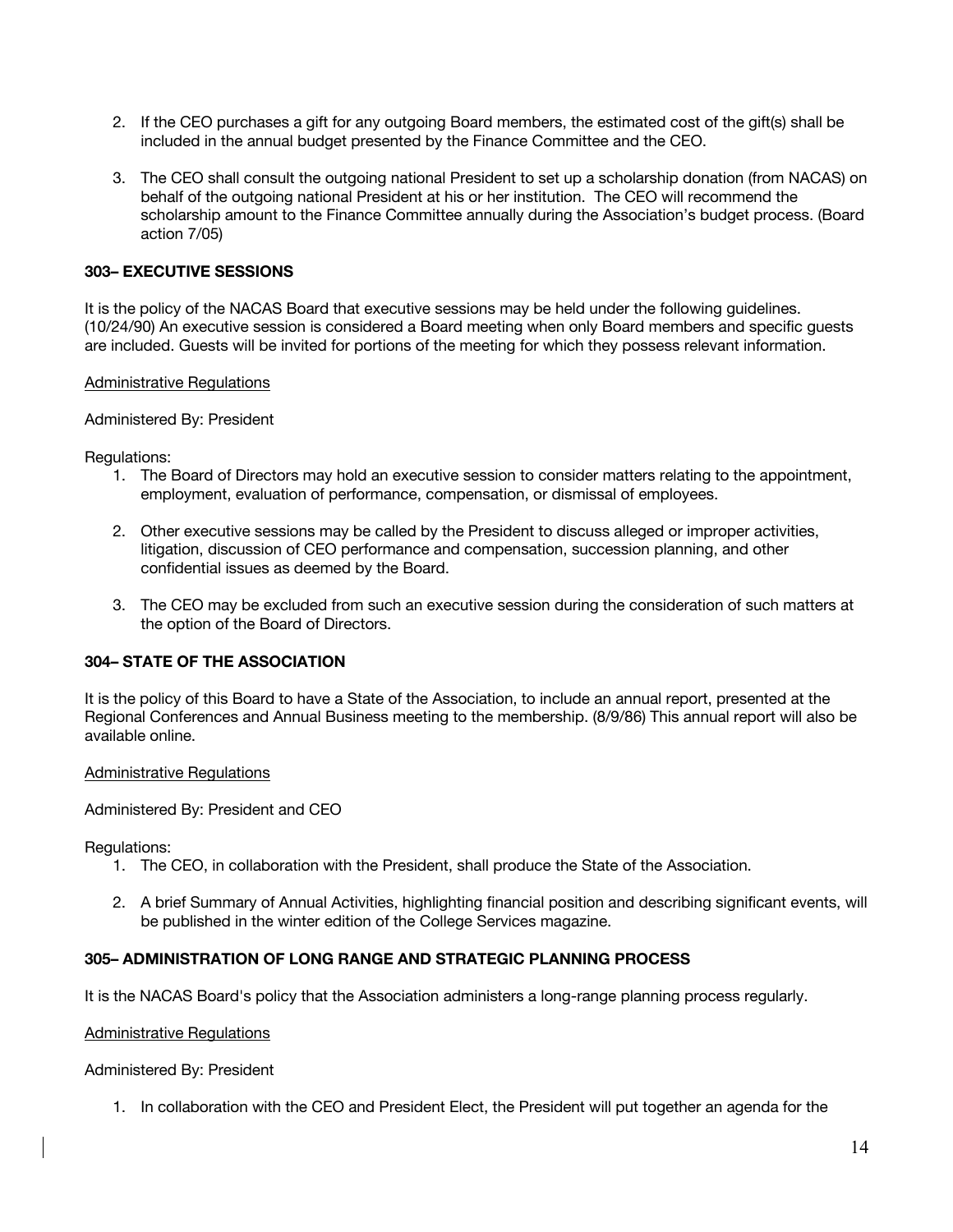2. If the CEO purchases a gift for any outgoing Board members, the estimated cost of the gift(s) shall be included in the annual budget presented by the Finance Committee and the CEO.

3. The CEO shall consult the outgoing national President to set up a scholarship donation (from NACAS) on behalf of the outgoing national President at his or her institution. The CEO will recommend the scholarship amount to the Finance Committee annually during the Association's budget process. (Board action 7/05)

### 303– EXECUTIVE SESSIONS

It is the policy of the NACAS Board that executive sessions may be held under the following guidelines. (10/24/90) An executive session is considered a Board meeting when only Board members and specific guests are included. Guests will be invited for portions of the meeting for which they possess relevant information.

<u>Administrative Regulations</u>

Administered By: President

Regulations:

1. The Board of Directors may hold an executive session to consider matters relating to the appointment, employment, evaluation of performance, compensation, or dismissal of employees.

2. Other executive sessions may be called by the President to discuss alleged or improper activities, litigation, discussion of CEO performance and compensation, succession planning, and other confidential issues as deemed by the Board.

3. The CEO may be excluded from such an executive session during the consideration of such matters at the option of the Board of Directors.

### 304– STATE OF THE ASSOCIATION

It is the policy of this Board to have a State of the Association, to include an annual report, presented at the Regional Conferences and Annual Business meeting to the membership. (8/9/86) This annual report will also be available online.

<u>Administrative Regulations</u>

Administered By: President and CEO

Regulations:

1. The CEO, in collaboration with the President, shall produce the State of the Association.

2. A brief Summary of Annual Activities, highlighting financial position and describing significant events, will be published in the winter edition of the College Services magazine.

### 305– ADMINISTRATION OF LONG RANGE AND STRATEGIC PLANNING PROCESS

It is the NACAS Board's policy that the Association administers a long-range planning process regularly.

<u>Administrative Regulations</u>

Administered By: President

1. In collaboration with the CEO and President Elect, the President will put together an agenda for the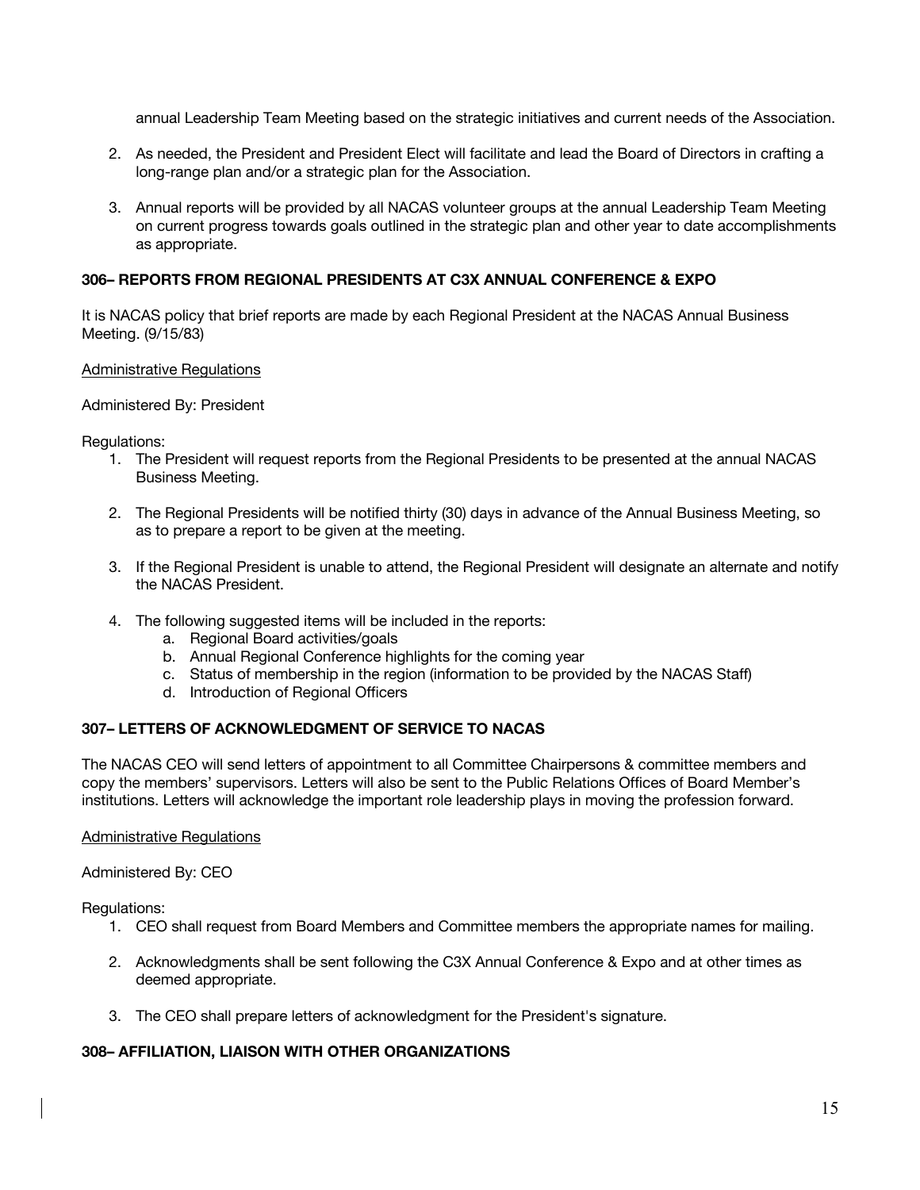annual Leadership Team Meeting based on the strategic initiatives and current needs of the Association.

2. As needed, the President and President Elect will facilitate and lead the Board of Directors in crafting a long-range plan and/or a strategic plan for the Association.

3. Annual reports will be provided by all NACAS volunteer groups at the annual Leadership Team Meeting on current progress towards goals outlined in the strategic plan and other year to date accomplishments as appropriate.

### 306– REPORTS FROM REGIONAL PRESIDENTS AT C3X ANNUAL CONFERENCE & EXPO

It is NACAS policy that brief reports are made by each Regional President at the NACAS Annual Business Meeting. (9/15/83)

Administrative Regulations

Administered By: President

Regulations:

1. The President will request reports from the Regional Presidents to be presented at the annual NACAS Business Meeting.

2. The Regional Presidents will be notified thirty (30) days in advance of the Annual Business Meeting, so as to prepare a report to be given at the meeting.

3. If the Regional President is unable to attend, the Regional President will designate an alternate and notify the NACAS President.

4. The following suggested items will be included in the reports:
   a. Regional Board activities/goals
   b. Annual Regional Conference highlights for the coming year
   c. Status of membership in the region (information to be provided by the NACAS Staff)
   d. Introduction of Regional Officers

### 307– LETTERS OF ACKNOWLEDGMENT OF SERVICE TO NACAS

The NACAS CEO will send letters of appointment to all Committee Chairpersons & committee members and copy the members' supervisors. Letters will also be sent to the Public Relations Offices of Board Member's institutions. Letters will acknowledge the important role leadership plays in moving the profession forward.

Administrative Regulations

Administered By: CEO

Regulations:

1. CEO shall request from Board Members and Committee members the appropriate names for mailing.

2. Acknowledgments shall be sent following the C3X Annual Conference & Expo and at other times as deemed appropriate.

3. The CEO shall prepare letters of acknowledgment for the President's signature.

### 308– AFFILIATION, LIAISON WITH OTHER ORGANIZATIONS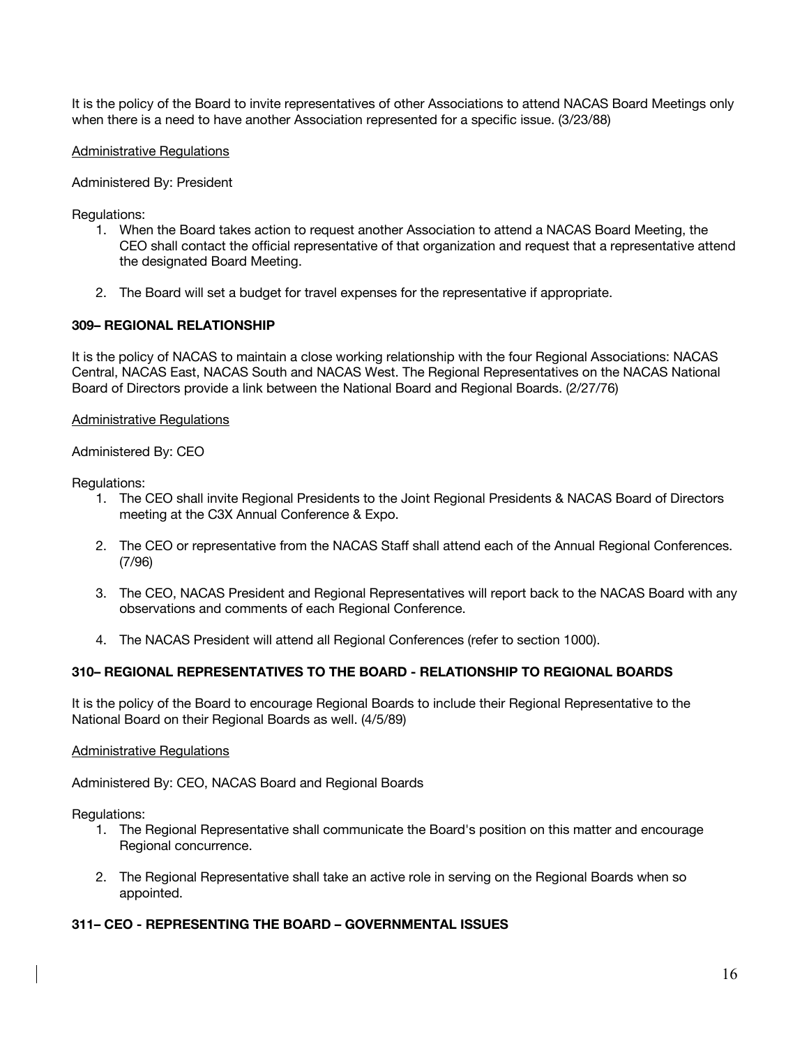It is the policy of the Board to invite representatives of other Associations to attend NACAS Board Meetings only when there is a need to have another Association represented for a specific issue. (3/23/88)

Administrative Regulations

Administered By: President

Regulations:

1. When the Board takes action to request another Association to attend a NACAS Board Meeting, the CEO shall contact the official representative of that organization and request that a representative attend the designated Board Meeting.

2. The Board will set a budget for travel expenses for the representative if appropriate.

### 309– REGIONAL RELATIONSHIP

It is the policy of NACAS to maintain a close working relationship with the four Regional Associations: NACAS Central, NACAS East, NACAS South and NACAS West. The Regional Representatives on the NACAS National Board of Directors provide a link between the National Board and Regional Boards. (2/27/76)

Administrative Regulations

Administered By: CEO

Regulations:

1. The CEO shall invite Regional Presidents to the Joint Regional Presidents & NACAS Board of Directors meeting at the C3X Annual Conference & Expo.

2. The CEO or representative from the NACAS Staff shall attend each of the Annual Regional Conferences. (7/96)

3. The CEO, NACAS President and Regional Representatives will report back to the NACAS Board with any observations and comments of each Regional Conference.

4. The NACAS President will attend all Regional Conferences (refer to section 1000).

### 310– REGIONAL REPRESENTATIVES TO THE BOARD - RELATIONSHIP TO REGIONAL BOARDS

It is the policy of the Board to encourage Regional Boards to include their Regional Representative to the National Board on their Regional Boards as well. (4/5/89)

Administrative Regulations

Administered By: CEO, NACAS Board and Regional Boards

Regulations:

1. The Regional Representative shall communicate the Board's position on this matter and encourage Regional concurrence.

2. The Regional Representative shall take an active role in serving on the Regional Boards when so appointed.

### 311– CEO - REPRESENTING THE BOARD – GOVERNMENTAL ISSUES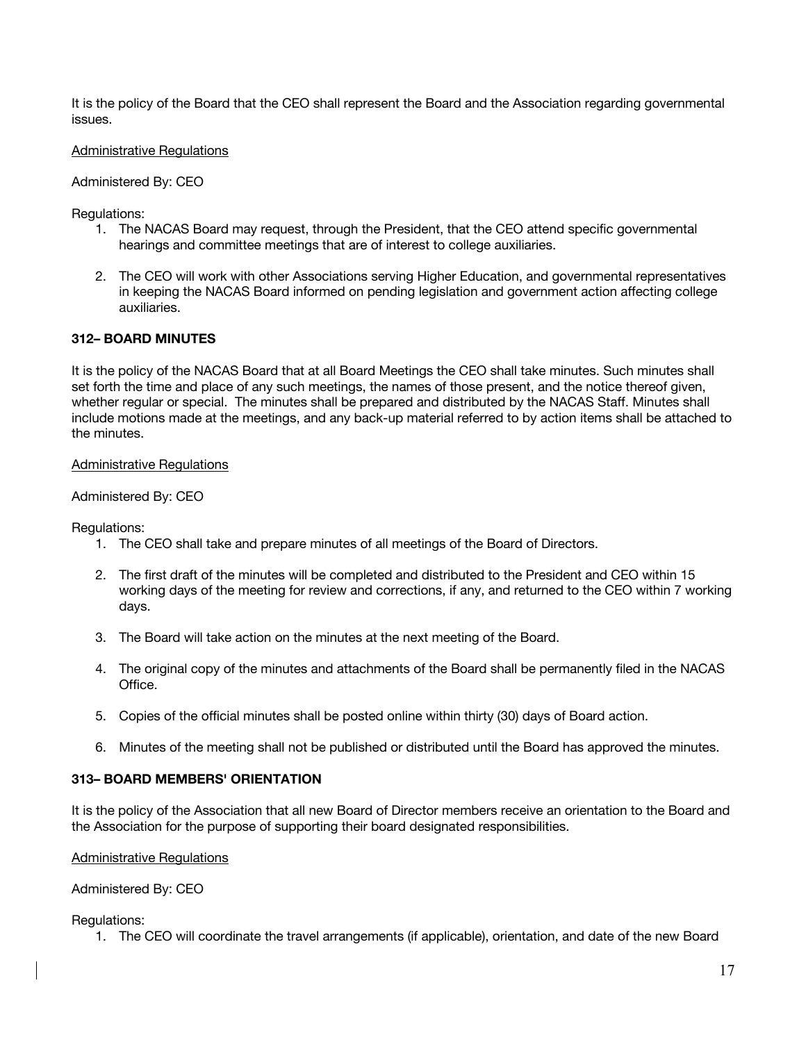It is the policy of the Board that the CEO shall represent the Board and the Association regarding governmental issues.

Administrative Regulations

Administered By: CEO

Regulations:

1. The NACAS Board may request, through the President, that the CEO attend specific governmental hearings and committee meetings that are of interest to college auxiliaries.

2. The CEO will work with other Associations serving Higher Education, and governmental representatives in keeping the NACAS Board informed on pending legislation and government action affecting college auxiliaries.

### 312– BOARD MINUTES

It is the policy of the NACAS Board that at all Board Meetings the CEO shall take minutes. Such minutes shall set forth the time and place of any such meetings, the names of those present, and the notice thereof given, whether regular or special. The minutes shall be prepared and distributed by the NACAS Staff. Minutes shall include motions made at the meetings, and any back-up material referred to by action items shall be attached to the minutes.

Administrative Regulations

Administered By: CEO

Regulations:

1. The CEO shall take and prepare minutes of all meetings of the Board of Directors.

2. The first draft of the minutes will be completed and distributed to the President and CEO within 15 working days of the meeting for review and corrections, if any, and returned to the CEO within 7 working days.

3. The Board will take action on the minutes at the next meeting of the Board.

4. The original copy of the minutes and attachments of the Board shall be permanently filed in the NACAS Office.

5. Copies of the official minutes shall be posted online within thirty (30) days of Board action.

6. Minutes of the meeting shall not be published or distributed until the Board has approved the minutes.

### 313– BOARD MEMBERS' ORIENTATION

It is the policy of the Association that all new Board of Director members receive an orientation to the Board and the Association for the purpose of supporting their board designated responsibilities.

Administrative Regulations

Administered By: CEO

Regulations:

1. The CEO will coordinate the travel arrangements (if applicable), orientation, and date of the new Board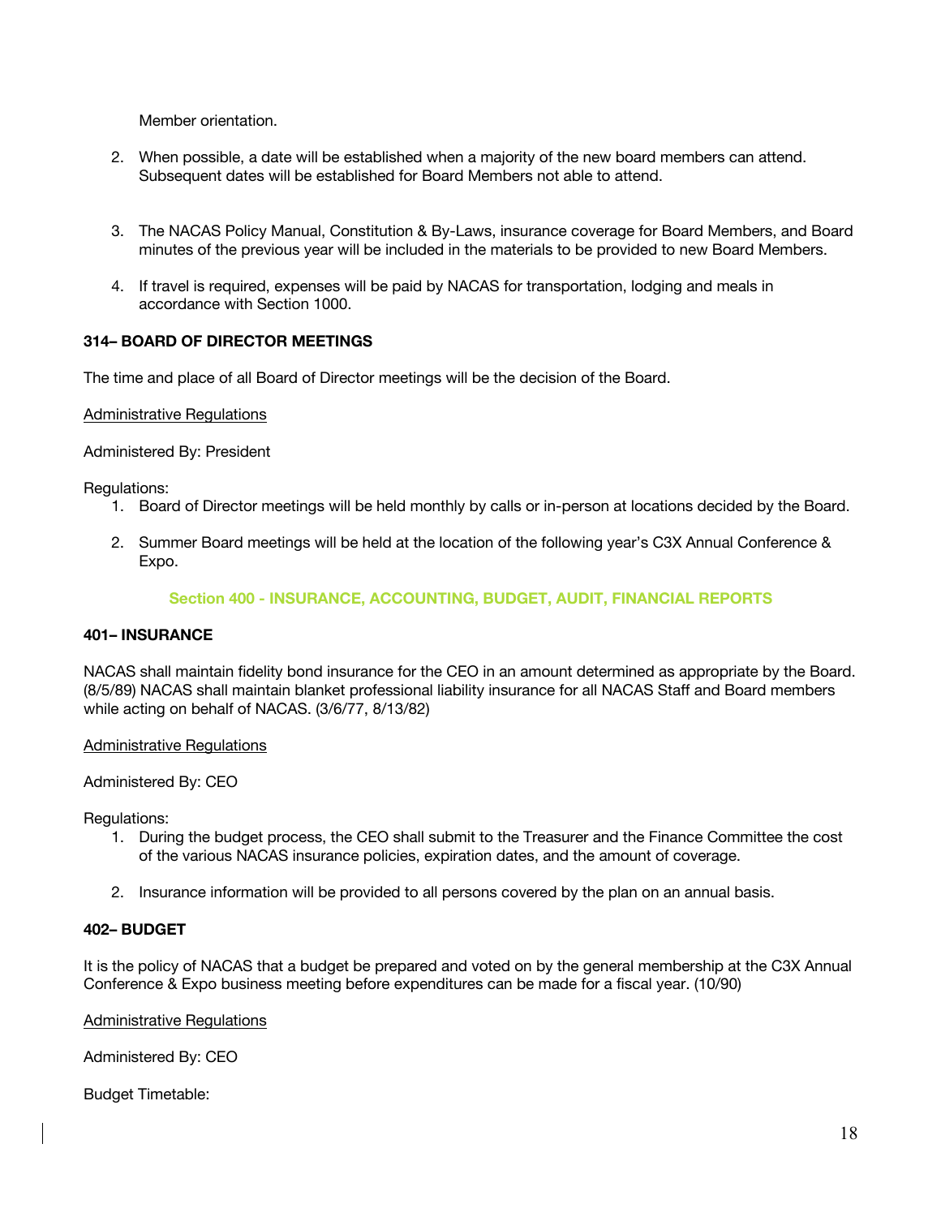Member orientation.

2. When possible, a date will be established when a majority of the new board members can attend. Subsequent dates will be established for Board Members not able to attend.

3. The NACAS Policy Manual, Constitution & By-Laws, insurance coverage for Board Members, and Board minutes of the previous year will be included in the materials to be provided to new Board Members.

4. If travel is required, expenses will be paid by NACAS for transportation, lodging and meals in accordance with Section 1000.

**314– BOARD OF DIRECTOR MEETINGS**

The time and place of all Board of Director meetings will be the decision of the Board.

Administrative Regulations

Administered By: President

Regulations:

1. Board of Director meetings will be held monthly by calls or in-person at locations decided by the Board.

2. Summer Board meetings will be held at the location of the following year's C3X Annual Conference & Expo.

## Section 400 - INSURANCE, ACCOUNTING, BUDGET, AUDIT, FINANCIAL REPORTS

**401– INSURANCE**

NACAS shall maintain fidelity bond insurance for the CEO in an amount determined as appropriate by the Board. (8/5/89) NACAS shall maintain blanket professional liability insurance for all NACAS Staff and Board members while acting on behalf of NACAS. (3/6/77, 8/13/82)

Administrative Regulations

Administered By: CEO

Regulations:

1. During the budget process, the CEO shall submit to the Treasurer and the Finance Committee the cost of the various NACAS insurance policies, expiration dates, and the amount of coverage.

2. Insurance information will be provided to all persons covered by the plan on an annual basis.

**402– BUDGET**

It is the policy of NACAS that a budget be prepared and voted on by the general membership at the C3X Annual Conference & Expo business meeting before expenditures can be made for a fiscal year. (10/90)

Administrative Regulations

Administered By: CEO

Budget Timetable: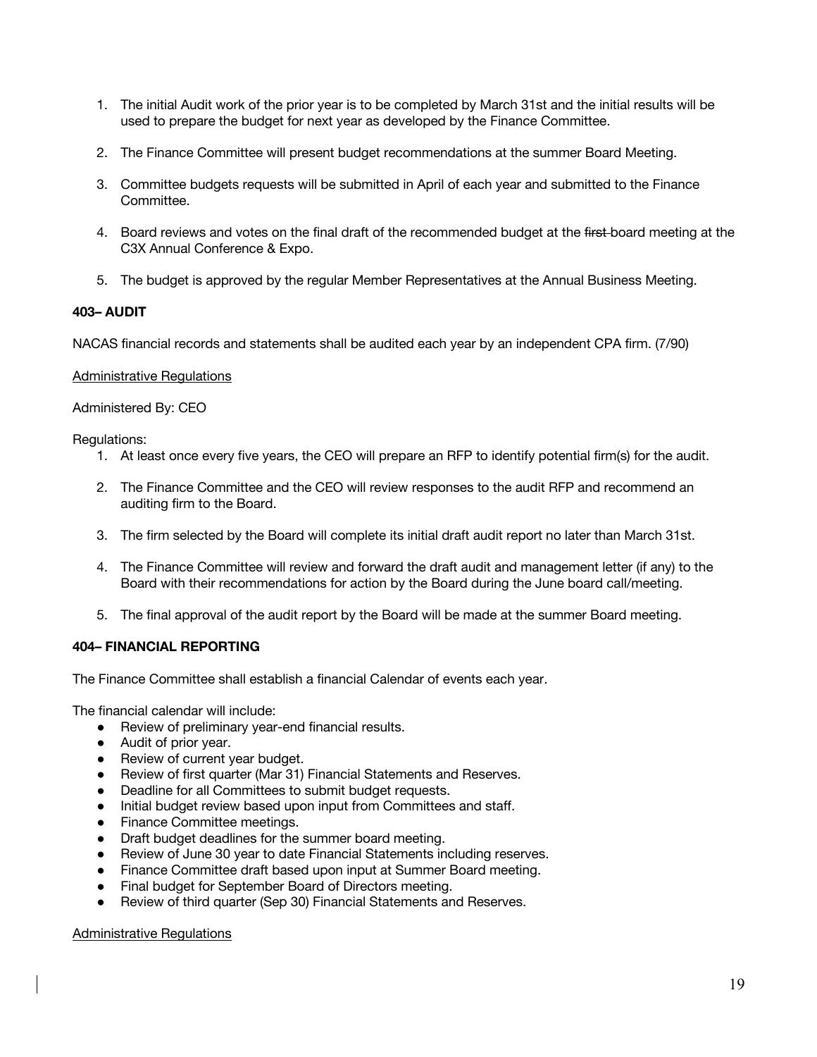1. The initial Audit work of the prior year is to be completed by March 31st and the initial results will be used to prepare the budget for next year as developed by the Finance Committee.

2. The Finance Committee will present budget recommendations at the summer Board Meeting.

3. Committee budgets requests will be submitted in April of each year and submitted to the Finance Committee.

4. Board reviews and votes on the final draft of the recommended budget at the ~~first~~ board meeting at the C3X Annual Conference & Expo.

5. The budget is approved by the regular Member Representatives at the Annual Business Meeting.

**403– AUDIT**

NACAS financial records and statements shall be audited each year by an independent CPA firm. (7/90)

<u>Administrative Regulations</u>

Administered By: CEO

Regulations:

1. At least once every five years, the CEO will prepare an RFP to identify potential firm(s) for the audit.

2. The Finance Committee and the CEO will review responses to the audit RFP and recommend an auditing firm to the Board.

3. The firm selected by the Board will complete its initial draft audit report no later than March 31st.

4. The Finance Committee will review and forward the draft audit and management letter (if any) to the Board with their recommendations for action by the Board during the June board call/meeting.

5. The final approval of the audit report by the Board will be made at the summer Board meeting.

**404– FINANCIAL REPORTING**

The Finance Committee shall establish a financial Calendar of events each year.

The financial calendar will include:

- Review of preliminary year-end financial results.
- Audit of prior year.
- Review of current year budget.
- Review of first quarter (Mar 31) Financial Statements and Reserves.
- Deadline for all Committees to submit budget requests.
- Initial budget review based upon input from Committees and staff.
- Finance Committee meetings.
- Draft budget deadlines for the summer board meeting.
- Review of June 30 year to date Financial Statements including reserves.
- Finance Committee draft based upon input at Summer Board meeting.
- Final budget for September Board of Directors meeting.
- Review of third quarter (Sep 30) Financial Statements and Reserves.

<u>Administrative Regulations</u>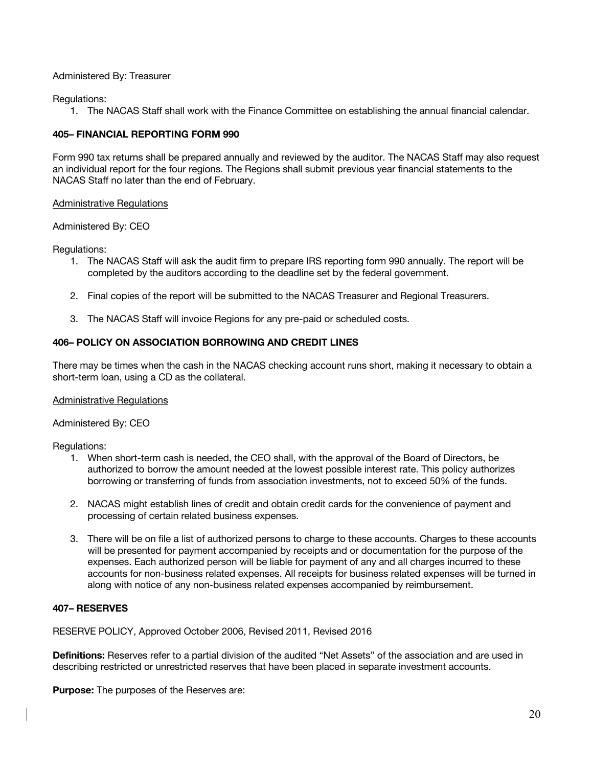Administered By: Treasurer

Regulations:

1. The NACAS Staff shall work with the Finance Committee on establishing the annual financial calendar.

### 405– FINANCIAL REPORTING FORM 990

Form 990 tax returns shall be prepared annually and reviewed by the auditor. The NACAS Staff may also request an individual report for the four regions. The Regions shall submit previous year financial statements to the NACAS Staff no later than the end of February.

<u>Administrative Regulations</u>

Administered By: CEO

Regulations:

1. The NACAS Staff will ask the audit firm to prepare IRS reporting form 990 annually. The report will be completed by the auditors according to the deadline set by the federal government.

2. Final copies of the report will be submitted to the NACAS Treasurer and Regional Treasurers.

3. The NACAS Staff will invoice Regions for any pre-paid or scheduled costs.

### 406– POLICY ON ASSOCIATION BORROWING AND CREDIT LINES

There may be times when the cash in the NACAS checking account runs short, making it necessary to obtain a short-term loan, using a CD as the collateral.

<u>Administrative Regulations</u>

Administered By: CEO

Regulations:

1. When short-term cash is needed, the CEO shall, with the approval of the Board of Directors, be authorized to borrow the amount needed at the lowest possible interest rate. This policy authorizes borrowing or transferring of funds from association investments, not to exceed 50% of the funds.

2. NACAS might establish lines of credit and obtain credit cards for the convenience of payment and processing of certain related business expenses.

3. There will be on file a list of authorized persons to charge to these accounts. Charges to these accounts will be presented for payment accompanied by receipts and or documentation for the purpose of the expenses. Each authorized person will be liable for payment of any and all charges incurred to these accounts for non-business related expenses. All receipts for business related expenses will be turned in along with notice of any non-business related expenses accompanied by reimbursement.

### 407– RESERVES

RESERVE POLICY, Approved October 2006, Revised 2011, Revised 2016

**Definitions:** Reserves refer to a partial division of the audited "Net Assets" of the association and are used in describing restricted or unrestricted reserves that have been placed in separate investment accounts.

**Purpose:** The purposes of the Reserves are: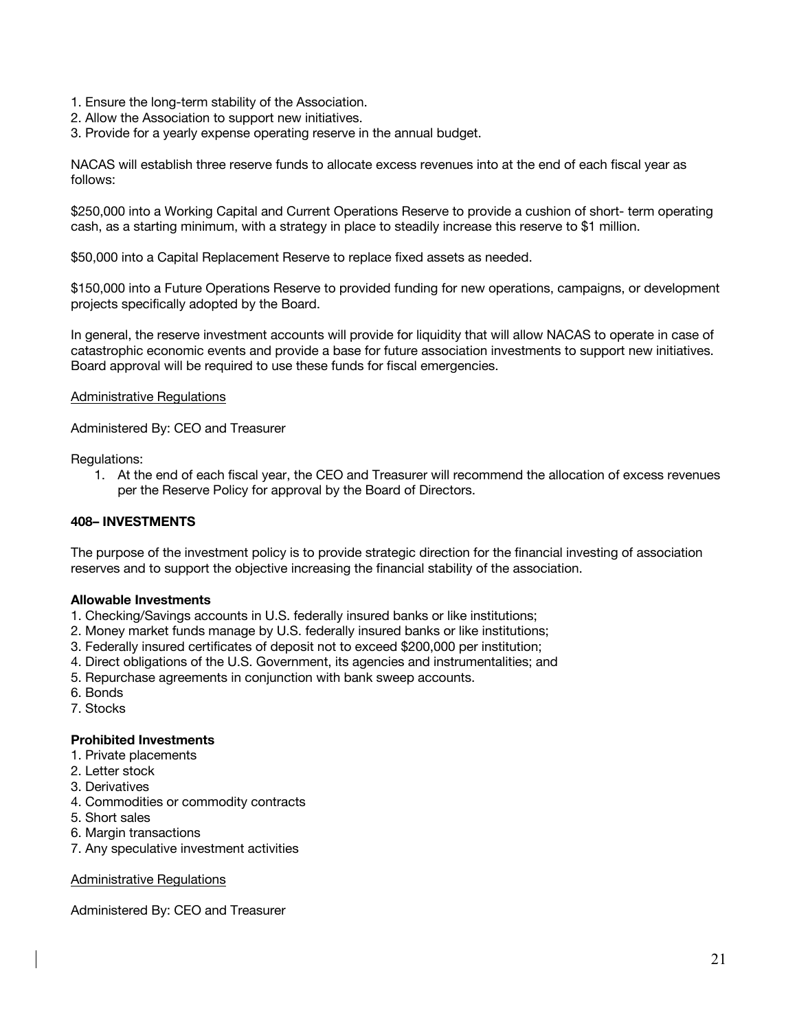1. Ensure the long-term stability of the Association.
2. Allow the Association to support new initiatives.
3. Provide for a yearly expense operating reserve in the annual budget.

NACAS will establish three reserve funds to allocate excess revenues into at the end of each fiscal year as follows:

$250,000 into a Working Capital and Current Operations Reserve to provide a cushion of short- term operating cash, as a starting minimum, with a strategy in place to steadily increase this reserve to $1 million.

$50,000 into a Capital Replacement Reserve to replace fixed assets as needed.

$150,000 into a Future Operations Reserve to provided funding for new operations, campaigns, or development projects specifically adopted by the Board.

In general, the reserve investment accounts will provide for liquidity that will allow NACAS to operate in case of catastrophic economic events and provide a base for future association investments to support new initiatives. Board approval will be required to use these funds for fiscal emergencies.

<u>Administrative Regulations</u>

Administered By: CEO and Treasurer

Regulations:

1. At the end of each fiscal year, the CEO and Treasurer will recommend the allocation of excess revenues per the Reserve Policy for approval by the Board of Directors.

**408– INVESTMENTS**

The purpose of the investment policy is to provide strategic direction for the financial investing of association reserves and to support the objective increasing the financial stability of the association.

**Allowable Investments**

1. Checking/Savings accounts in U.S. federally insured banks or like institutions;
2. Money market funds manage by U.S. federally insured banks or like institutions;
3. Federally insured certificates of deposit not to exceed $200,000 per institution;
4. Direct obligations of the U.S. Government, its agencies and instrumentalities; and
5. Repurchase agreements in conjunction with bank sweep accounts.
6. Bonds
7. Stocks

**Prohibited Investments**

1. Private placements
2. Letter stock
3. Derivatives
4. Commodities or commodity contracts
5. Short sales
6. Margin transactions
7. Any speculative investment activities

<u>Administrative Regulations</u>

Administered By: CEO and Treasurer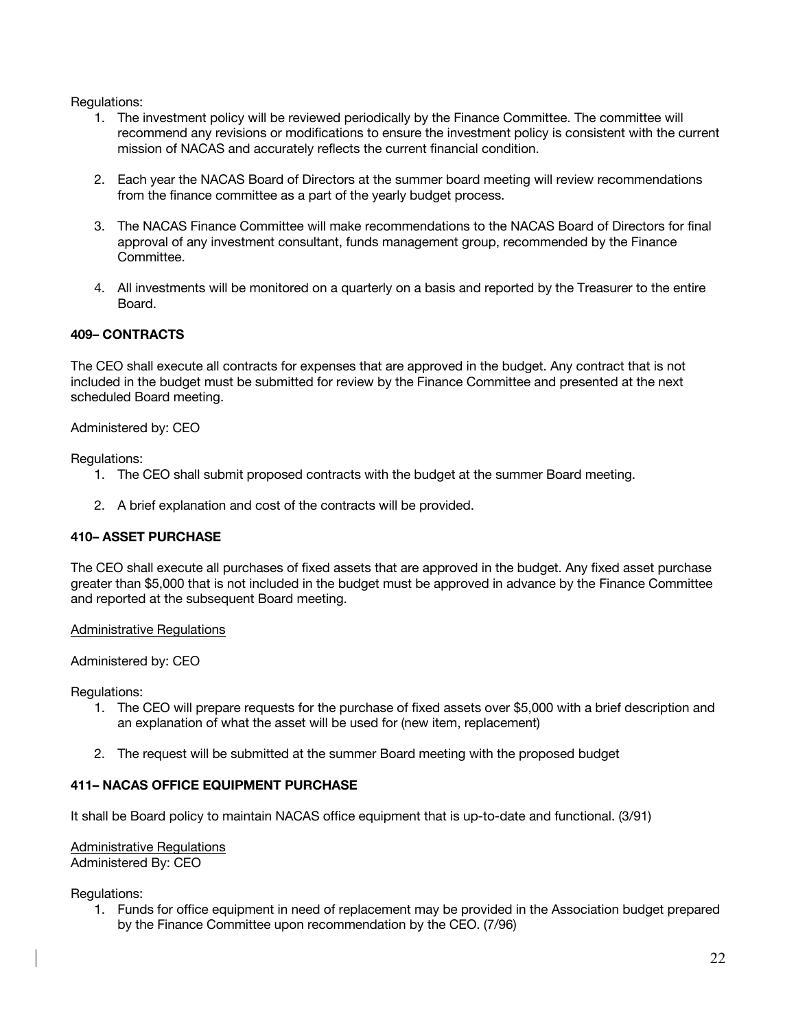Regulations:

1. The investment policy will be reviewed periodically by the Finance Committee. The committee will recommend any revisions or modifications to ensure the investment policy is consistent with the current mission of NACAS and accurately reflects the current financial condition.

2. Each year the NACAS Board of Directors at the summer board meeting will review recommendations from the finance committee as a part of the yearly budget process.

3. The NACAS Finance Committee will make recommendations to the NACAS Board of Directors for final approval of any investment consultant, funds management group, recommended by the Finance Committee.

4. All investments will be monitored on a quarterly on a basis and reported by the Treasurer to the entire Board.

**409– CONTRACTS**

The CEO shall execute all contracts for expenses that are approved in the budget. Any contract that is not included in the budget must be submitted for review by the Finance Committee and presented at the next scheduled Board meeting.

Administered by: CEO

Regulations:

1. The CEO shall submit proposed contracts with the budget at the summer Board meeting.

2. A brief explanation and cost of the contracts will be provided.

**410– ASSET PURCHASE**

The CEO shall execute all purchases of fixed assets that are approved in the budget. Any fixed asset purchase greater than $5,000 that is not included in the budget must be approved in advance by the Finance Committee and reported at the subsequent Board meeting.

Administrative Regulations

Administered by: CEO

Regulations:

1. The CEO will prepare requests for the purchase of fixed assets over $5,000 with a brief description and an explanation of what the asset will be used for (new item, replacement)

2. The request will be submitted at the summer Board meeting with the proposed budget

**411– NACAS OFFICE EQUIPMENT PURCHASE**

It shall be Board policy to maintain NACAS office equipment that is up-to-date and functional. (3/91)

Administrative Regulations
Administered By: CEO

Regulations:

1. Funds for office equipment in need of replacement may be provided in the Association budget prepared by the Finance Committee upon recommendation by the CEO. (7/96)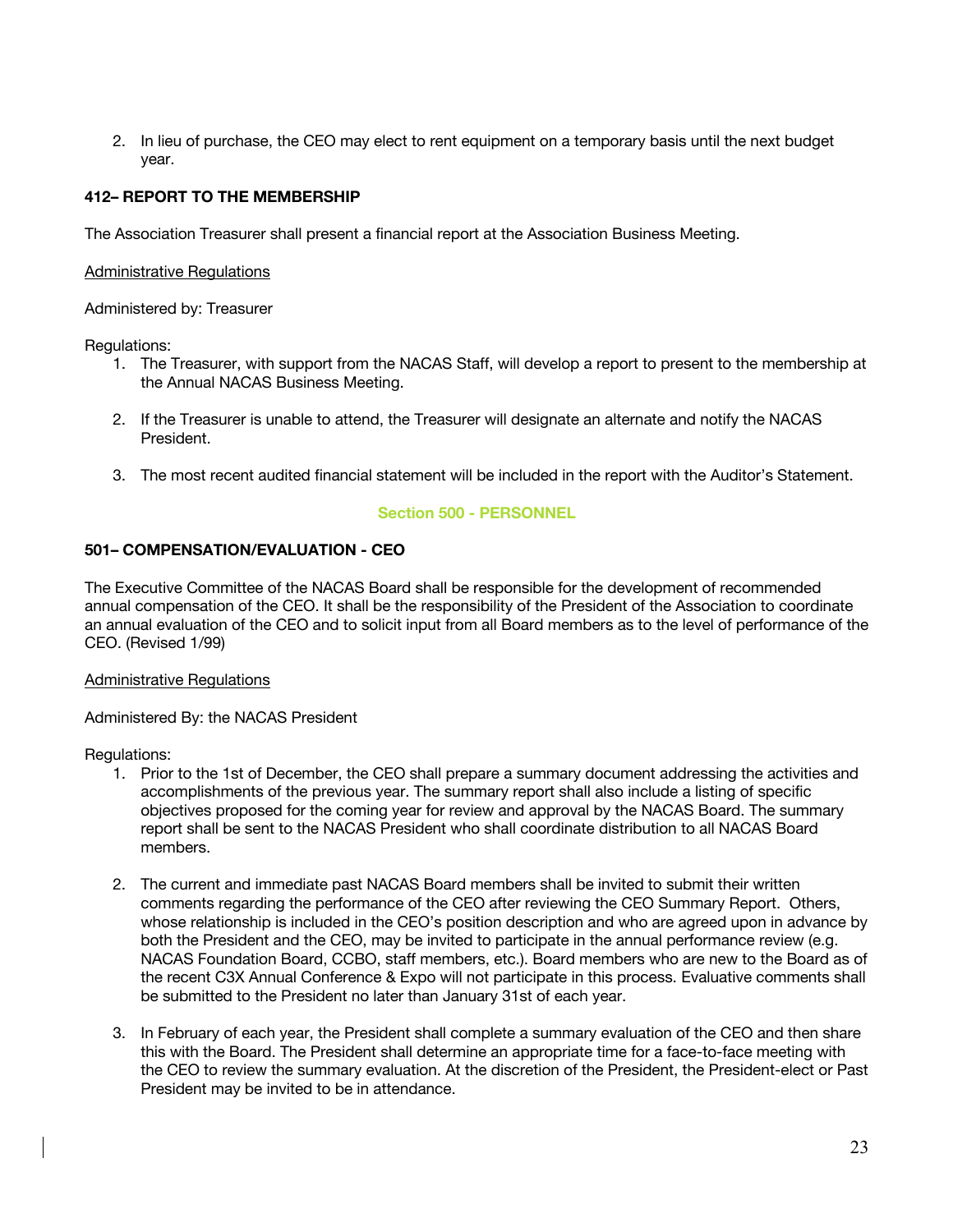2. In lieu of purchase, the CEO may elect to rent equipment on a temporary basis until the next budget year.

**412– REPORT TO THE MEMBERSHIP**

The Association Treasurer shall present a financial report at the Association Business Meeting.

Administrative Regulations

Administered by: Treasurer

Regulations:

1. The Treasurer, with support from the NACAS Staff, will develop a report to present to the membership at the Annual NACAS Business Meeting.

2. If the Treasurer is unable to attend, the Treasurer will designate an alternate and notify the NACAS President.

3. The most recent audited financial statement will be included in the report with the Auditor's Statement.

## Section 500 - PERSONNEL

**501– COMPENSATION/EVALUATION - CEO**

The Executive Committee of the NACAS Board shall be responsible for the development of recommended annual compensation of the CEO. It shall be the responsibility of the President of the Association to coordinate an annual evaluation of the CEO and to solicit input from all Board members as to the level of performance of the CEO. (Revised 1/99)

Administrative Regulations

Administered By: the NACAS President

Regulations:

1. Prior to the 1st of December, the CEO shall prepare a summary document addressing the activities and accomplishments of the previous year. The summary report shall also include a listing of specific objectives proposed for the coming year for review and approval by the NACAS Board. The summary report shall be sent to the NACAS President who shall coordinate distribution to all NACAS Board members.

2. The current and immediate past NACAS Board members shall be invited to submit their written comments regarding the performance of the CEO after reviewing the CEO Summary Report. Others, whose relationship is included in the CEO's position description and who are agreed upon in advance by both the President and the CEO, may be invited to participate in the annual performance review (e.g. NACAS Foundation Board, CCBO, staff members, etc.). Board members who are new to the Board as of the recent C3X Annual Conference & Expo will not participate in this process. Evaluative comments shall be submitted to the President no later than January 31st of each year.

3. In February of each year, the President shall complete a summary evaluation of the CEO and then share this with the Board. The President shall determine an appropriate time for a face-to-face meeting with the CEO to review the summary evaluation. At the discretion of the President, the President-elect or Past President may be invited to be in attendance.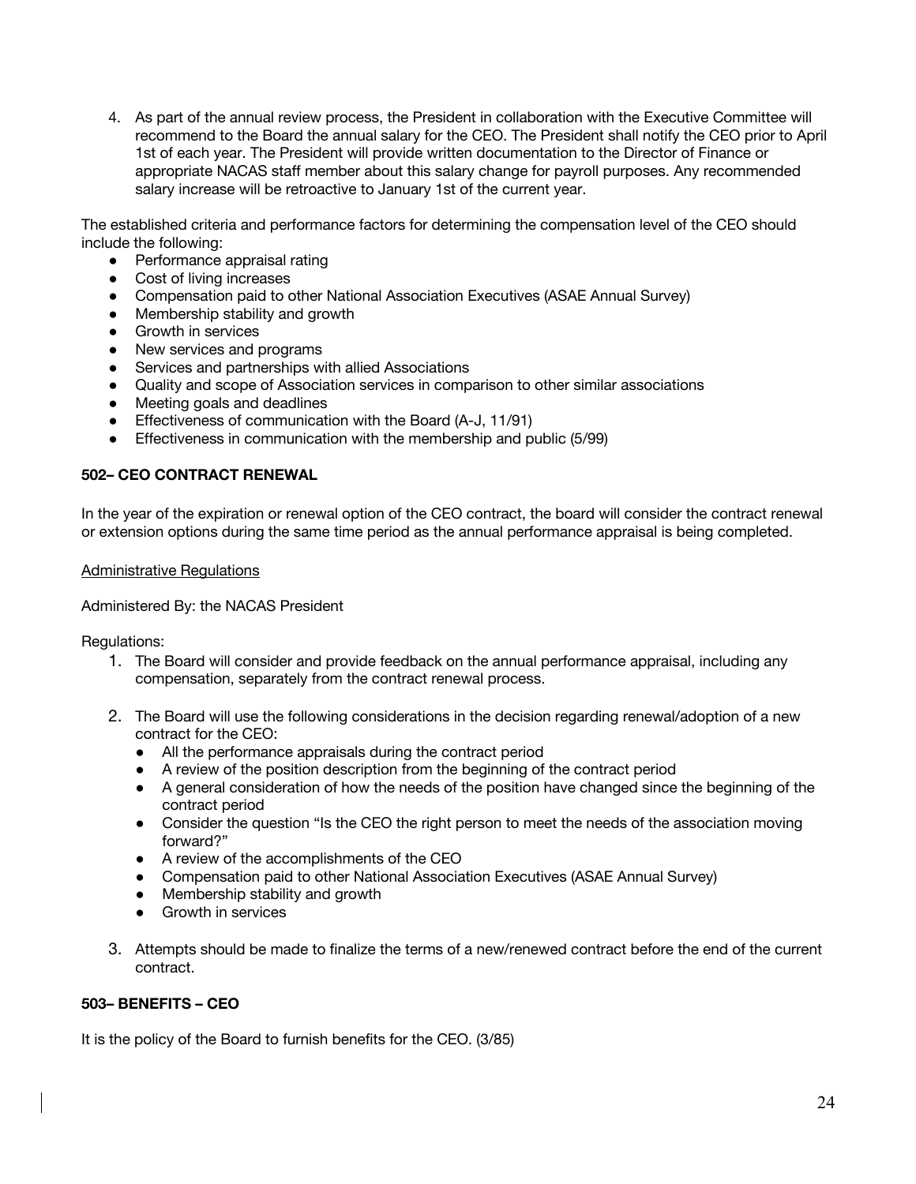4. As part of the annual review process, the President in collaboration with the Executive Committee will recommend to the Board the annual salary for the CEO. The President shall notify the CEO prior to April 1st of each year. The President will provide written documentation to the Director of Finance or appropriate NACAS staff member about this salary change for payroll purposes. Any recommended salary increase will be retroactive to January 1st of the current year.

The established criteria and performance factors for determining the compensation level of the CEO should include the following:

- Performance appraisal rating
- Cost of living increases
- Compensation paid to other National Association Executives (ASAE Annual Survey)
- Membership stability and growth
- Growth in services
- New services and programs
- Services and partnerships with allied Associations
- Quality and scope of Association services in comparison to other similar associations
- Meeting goals and deadlines
- Effectiveness of communication with the Board (A-J, 11/91)
- Effectiveness in communication with the membership and public (5/99)

### 502– CEO CONTRACT RENEWAL

In the year of the expiration or renewal option of the CEO contract, the board will consider the contract renewal or extension options during the same time period as the annual performance appraisal is being completed.

Administrative Regulations

Administered By: the NACAS President

Regulations:

1. The Board will consider and provide feedback on the annual performance appraisal, including any compensation, separately from the contract renewal process.

2. The Board will use the following considerations in the decision regarding renewal/adoption of a new contract for the CEO:
   - All the performance appraisals during the contract period
   - A review of the position description from the beginning of the contract period
   - A general consideration of how the needs of the position have changed since the beginning of the contract period
   - Consider the question "Is the CEO the right person to meet the needs of the association moving forward?"
   - A review of the accomplishments of the CEO
   - Compensation paid to other National Association Executives (ASAE Annual Survey)
   - Membership stability and growth
   - Growth in services

3. Attempts should be made to finalize the terms of a new/renewed contract before the end of the current contract.

### 503– BENEFITS – CEO

It is the policy of the Board to furnish benefits for the CEO. (3/85)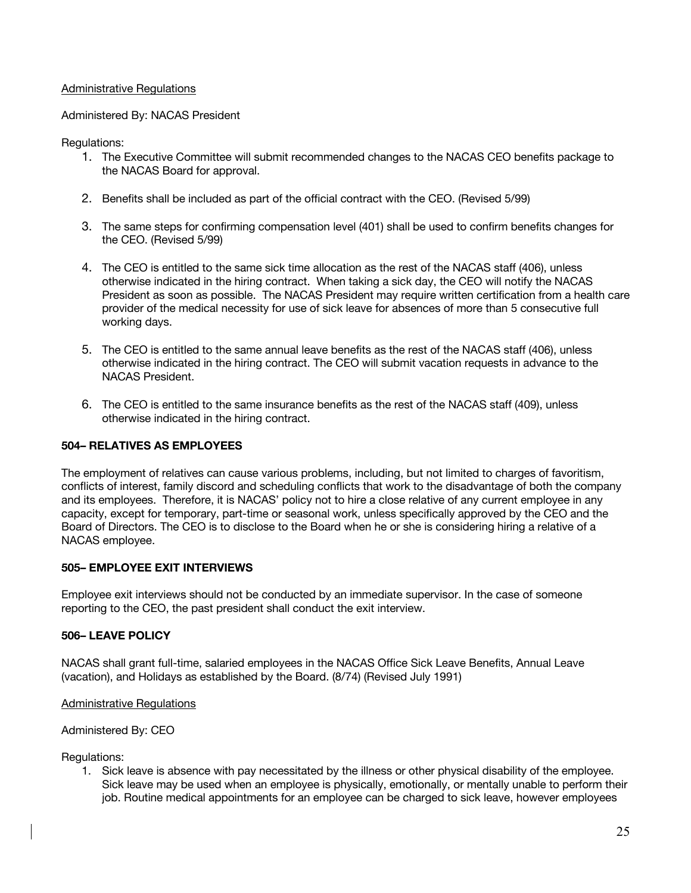Administrative Regulations

Administered By: NACAS President

Regulations:

1. The Executive Committee will submit recommended changes to the NACAS CEO benefits package to the NACAS Board for approval.

2. Benefits shall be included as part of the official contract with the CEO. (Revised 5/99)

3. The same steps for confirming compensation level (401) shall be used to confirm benefits changes for the CEO. (Revised 5/99)

4. The CEO is entitled to the same sick time allocation as the rest of the NACAS staff (406), unless otherwise indicated in the hiring contract. When taking a sick day, the CEO will notify the NACAS President as soon as possible. The NACAS President may require written certification from a health care provider of the medical necessity for use of sick leave for absences of more than 5 consecutive full working days.

5. The CEO is entitled to the same annual leave benefits as the rest of the NACAS staff (406), unless otherwise indicated in the hiring contract. The CEO will submit vacation requests in advance to the NACAS President.

6. The CEO is entitled to the same insurance benefits as the rest of the NACAS staff (409), unless otherwise indicated in the hiring contract.

### 504– RELATIVES AS EMPLOYEES

The employment of relatives can cause various problems, including, but not limited to charges of favoritism, conflicts of interest, family discord and scheduling conflicts that work to the disadvantage of both the company and its employees. Therefore, it is NACAS' policy not to hire a close relative of any current employee in any capacity, except for temporary, part-time or seasonal work, unless specifically approved by the CEO and the Board of Directors. The CEO is to disclose to the Board when he or she is considering hiring a relative of a NACAS employee.

### 505– EMPLOYEE EXIT INTERVIEWS

Employee exit interviews should not be conducted by an immediate supervisor. In the case of someone reporting to the CEO, the past president shall conduct the exit interview.

### 506– LEAVE POLICY

NACAS shall grant full-time, salaried employees in the NACAS Office Sick Leave Benefits, Annual Leave (vacation), and Holidays as established by the Board. (8/74) (Revised July 1991)

Administrative Regulations

Administered By: CEO

Regulations:

1. Sick leave is absence with pay necessitated by the illness or other physical disability of the employee. Sick leave may be used when an employee is physically, emotionally, or mentally unable to perform their job. Routine medical appointments for an employee can be charged to sick leave, however employees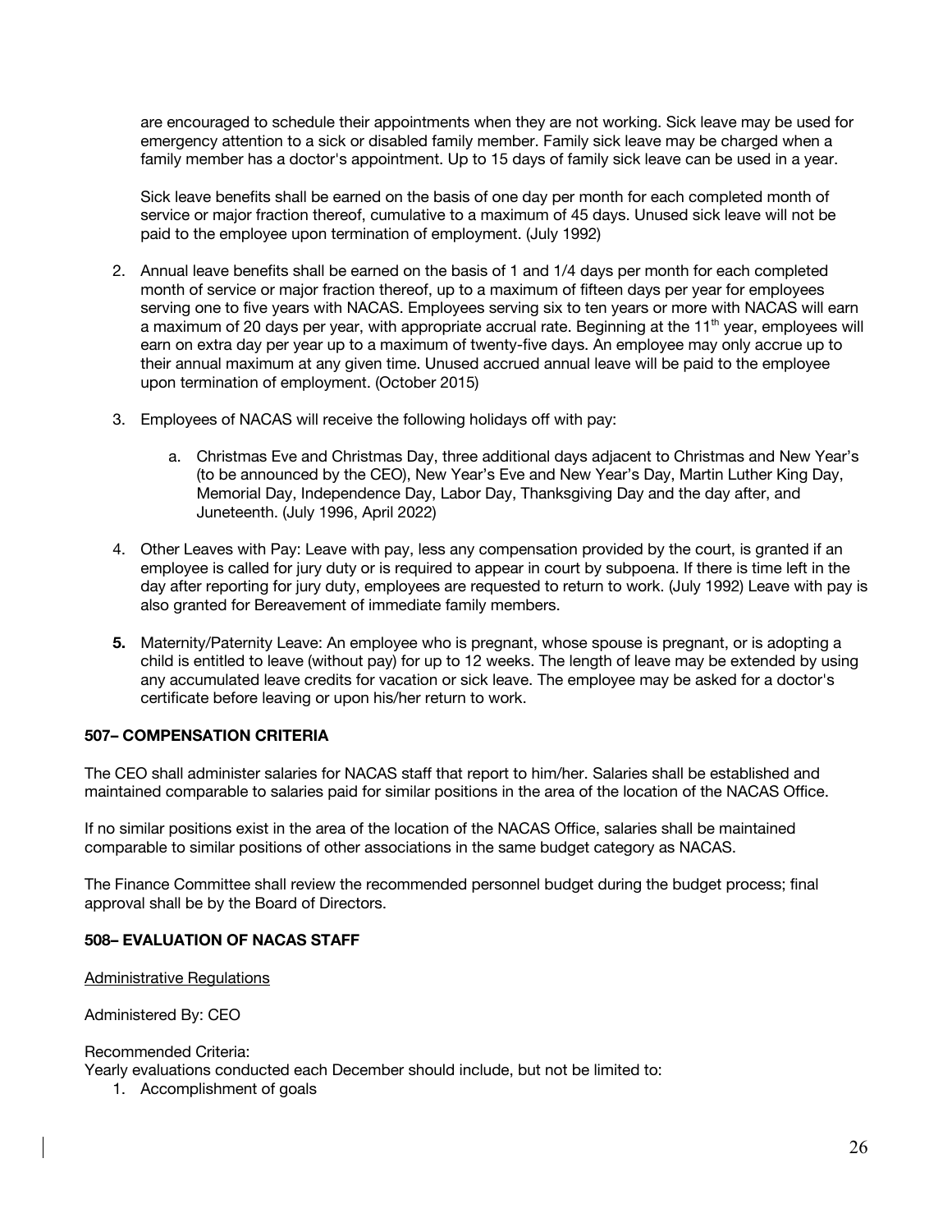are encouraged to schedule their appointments when they are not working. Sick leave may be used for emergency attention to a sick or disabled family member. Family sick leave may be charged when a family member has a doctor's appointment. Up to 15 days of family sick leave can be used in a year.

Sick leave benefits shall be earned on the basis of one day per month for each completed month of service or major fraction thereof, cumulative to a maximum of 45 days. Unused sick leave will not be paid to the employee upon termination of employment. (July 1992)

2. Annual leave benefits shall be earned on the basis of 1 and 1/4 days per month for each completed month of service or major fraction thereof, up to a maximum of fifteen days per year for employees serving one to five years with NACAS. Employees serving six to ten years or more with NACAS will earn a maximum of 20 days per year, with appropriate accrual rate. Beginning at the 11th year, employees will earn on extra day per year up to a maximum of twenty-five days. An employee may only accrue up to their annual maximum at any given time. Unused accrued annual leave will be paid to the employee upon termination of employment. (October 2015)

3. Employees of NACAS will receive the following holidays off with pay:

    a. Christmas Eve and Christmas Day, three additional days adjacent to Christmas and New Year's (to be announced by the CEO), New Year's Eve and New Year's Day, Martin Luther King Day, Memorial Day, Independence Day, Labor Day, Thanksgiving Day and the day after, and Juneteenth. (July 1996, April 2022)

4. Other Leaves with Pay: Leave with pay, less any compensation provided by the court, is granted if an employee is called for jury duty or is required to appear in court by subpoena. If there is time left in the day after reporting for jury duty, employees are requested to return to work. (July 1992) Leave with pay is also granted for Bereavement of immediate family members.

5. Maternity/Paternity Leave: An employee who is pregnant, whose spouse is pregnant, or is adopting a child is entitled to leave (without pay) for up to 12 weeks. The length of leave may be extended by using any accumulated leave credits for vacation or sick leave. The employee may be asked for a doctor's certificate before leaving or upon his/her return to work.

**507– COMPENSATION CRITERIA**

The CEO shall administer salaries for NACAS staff that report to him/her. Salaries shall be established and maintained comparable to salaries paid for similar positions in the area of the location of the NACAS Office.

If no similar positions exist in the area of the location of the NACAS Office, salaries shall be maintained comparable to similar positions of other associations in the same budget category as NACAS.

The Finance Committee shall review the recommended personnel budget during the budget process; final approval shall be by the Board of Directors.

**508– EVALUATION OF NACAS STAFF**

Administrative Regulations

Administered By: CEO

Recommended Criteria:
Yearly evaluations conducted each December should include, but not be limited to:

1. Accomplishment of goals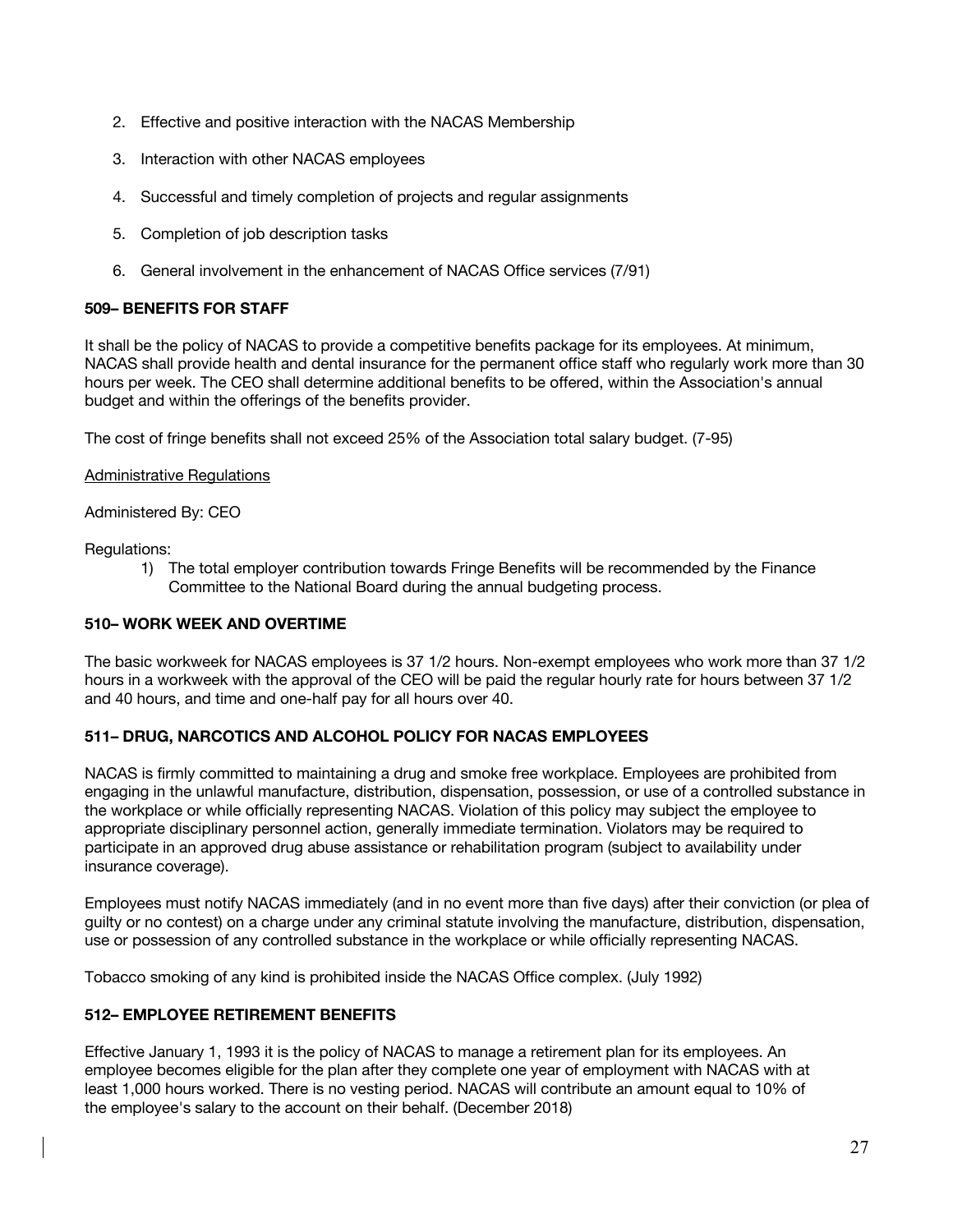2. Effective and positive interaction with the NACAS Membership
3. Interaction with other NACAS employees
4. Successful and timely completion of projects and regular assignments
5. Completion of job description tasks
6. General involvement in the enhancement of NACAS Office services (7/91)

**509– BENEFITS FOR STAFF**

It shall be the policy of NACAS to provide a competitive benefits package for its employees. At minimum, NACAS shall provide health and dental insurance for the permanent office staff who regularly work more than 30 hours per week. The CEO shall determine additional benefits to be offered, within the Association's annual budget and within the offerings of the benefits provider.

The cost of fringe benefits shall not exceed 25% of the Association total salary budget. (7-95)

Administrative Regulations

Administered By: CEO

Regulations:

1) The total employer contribution towards Fringe Benefits will be recommended by the Finance Committee to the National Board during the annual budgeting process.

**510– WORK WEEK AND OVERTIME**

The basic workweek for NACAS employees is 37 1/2 hours. Non-exempt employees who work more than 37 1/2 hours in a workweek with the approval of the CEO will be paid the regular hourly rate for hours between 37 1/2 and 40 hours, and time and one-half pay for all hours over 40.

**511– DRUG, NARCOTICS AND ALCOHOL POLICY FOR NACAS EMPLOYEES**

NACAS is firmly committed to maintaining a drug and smoke free workplace. Employees are prohibited from engaging in the unlawful manufacture, distribution, dispensation, possession, or use of a controlled substance in the workplace or while officially representing NACAS. Violation of this policy may subject the employee to appropriate disciplinary personnel action, generally immediate termination. Violators may be required to participate in an approved drug abuse assistance or rehabilitation program (subject to availability under insurance coverage).

Employees must notify NACAS immediately (and in no event more than five days) after their conviction (or plea of guilty or no contest) on a charge under any criminal statute involving the manufacture, distribution, dispensation, use or possession of any controlled substance in the workplace or while officially representing NACAS.

Tobacco smoking of any kind is prohibited inside the NACAS Office complex. (July 1992)

**512– EMPLOYEE RETIREMENT BENEFITS**

Effective January 1, 1993 it is the policy of NACAS to manage a retirement plan for its employees. An employee becomes eligible for the plan after they complete one year of employment with NACAS with at least 1,000 hours worked. There is no vesting period. NACAS will contribute an amount equal to 10% of the employee's salary to the account on their behalf. (December 2018)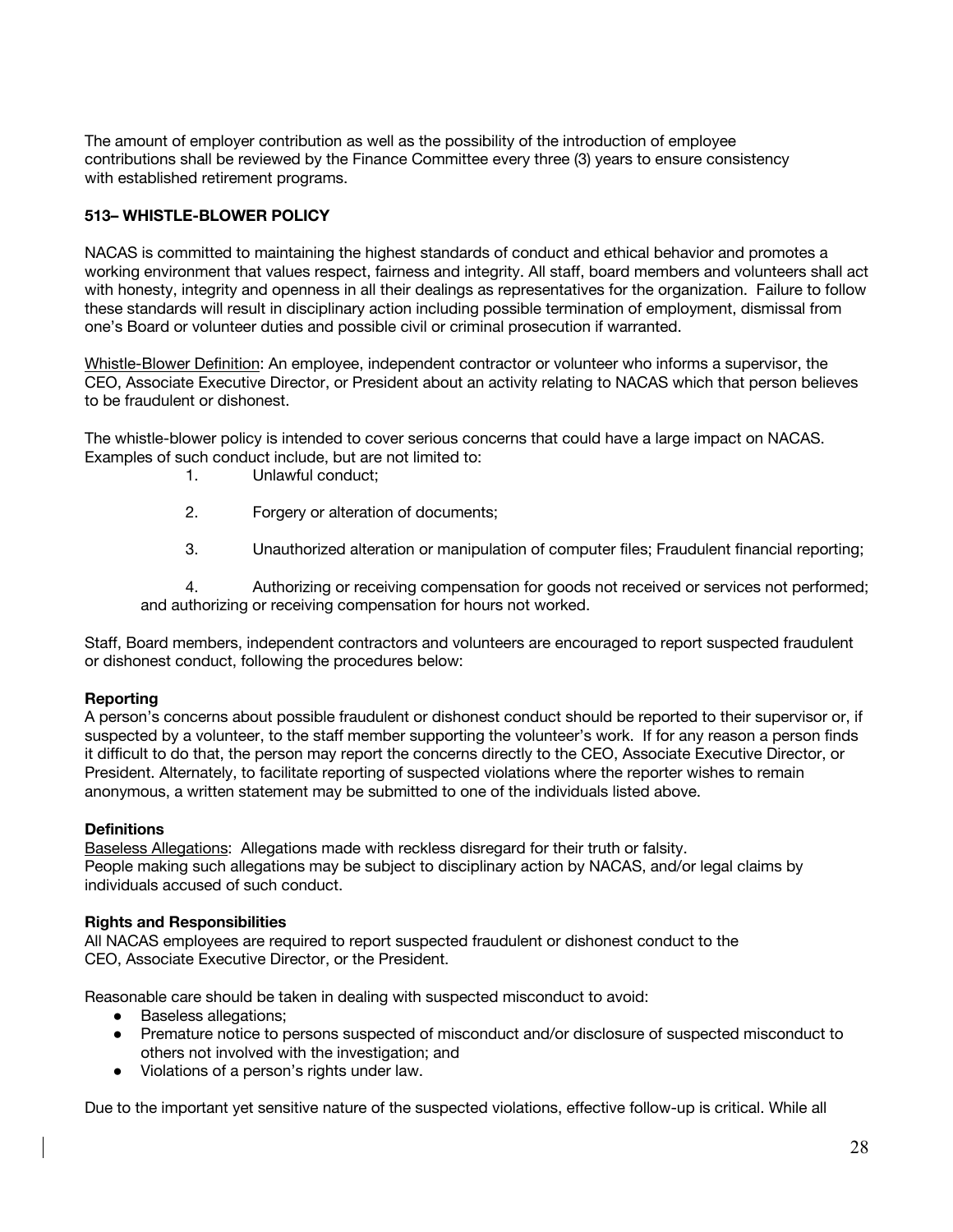The amount of employer contribution as well as the possibility of the introduction of employee contributions shall be reviewed by the Finance Committee every three (3) years to ensure consistency with established retirement programs.

### 513– WHISTLE-BLOWER POLICY

NACAS is committed to maintaining the highest standards of conduct and ethical behavior and promotes a working environment that values respect, fairness and integrity. All staff, board members and volunteers shall act with honesty, integrity and openness in all their dealings as representatives for the organization. Failure to follow these standards will result in disciplinary action including possible termination of employment, dismissal from one's Board or volunteer duties and possible civil or criminal prosecution if warranted.

Whistle-Blower Definition: An employee, independent contractor or volunteer who informs a supervisor, the CEO, Associate Executive Director, or President about an activity relating to NACAS which that person believes to be fraudulent or dishonest.

The whistle-blower policy is intended to cover serious concerns that could have a large impact on NACAS. Examples of such conduct include, but are not limited to:

1. Unlawful conduct;
2. Forgery or alteration of documents;
3. Unauthorized alteration or manipulation of computer files; Fraudulent financial reporting;
4. Authorizing or receiving compensation for goods not received or services not performed; and authorizing or receiving compensation for hours not worked.

Staff, Board members, independent contractors and volunteers are encouraged to report suspected fraudulent or dishonest conduct, following the procedures below:

**Reporting**

A person's concerns about possible fraudulent or dishonest conduct should be reported to their supervisor or, if suspected by a volunteer, to the staff member supporting the volunteer's work. If for any reason a person finds it difficult to do that, the person may report the concerns directly to the CEO, Associate Executive Director, or President. Alternately, to facilitate reporting of suspected violations where the reporter wishes to remain anonymous, a written statement may be submitted to one of the individuals listed above.

**Definitions**

Baseless Allegations: Allegations made with reckless disregard for their truth or falsity. People making such allegations may be subject to disciplinary action by NACAS, and/or legal claims by individuals accused of such conduct.

**Rights and Responsibilities**

All NACAS employees are required to report suspected fraudulent or dishonest conduct to the CEO, Associate Executive Director, or the President.

Reasonable care should be taken in dealing with suspected misconduct to avoid:

- Baseless allegations;
- Premature notice to persons suspected of misconduct and/or disclosure of suspected misconduct to others not involved with the investigation; and
- Violations of a person's rights under law.

Due to the important yet sensitive nature of the suspected violations, effective follow-up is critical. While all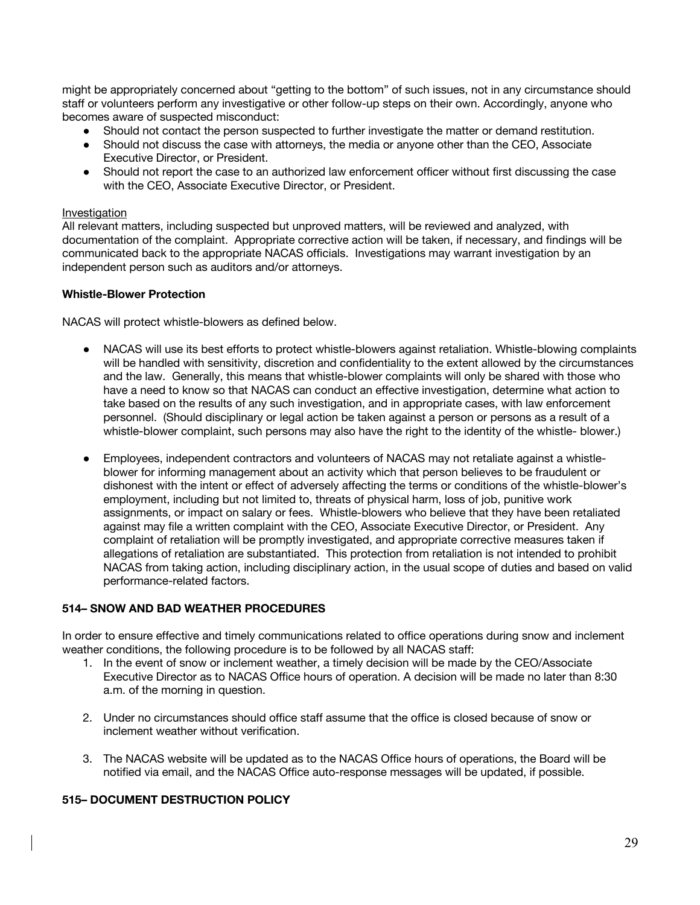might be appropriately concerned about "getting to the bottom" of such issues, not in any circumstance should staff or volunteers perform any investigative or other follow-up steps on their own. Accordingly, anyone who becomes aware of suspected misconduct:

- Should not contact the person suspected to further investigate the matter or demand restitution.
- Should not discuss the case with attorneys, the media or anyone other than the CEO, Associate Executive Director, or President.
- Should not report the case to an authorized law enforcement officer without first discussing the case with the CEO, Associate Executive Director, or President.

<u>Investigation</u>
All relevant matters, including suspected but unproved matters, will be reviewed and analyzed, with documentation of the complaint. Appropriate corrective action will be taken, if necessary, and findings will be communicated back to the appropriate NACAS officials. Investigations may warrant investigation by an independent person such as auditors and/or attorneys.

**Whistle-Blower Protection**

NACAS will protect whistle-blowers as defined below.

- NACAS will use its best efforts to protect whistle-blowers against retaliation. Whistle-blowing complaints will be handled with sensitivity, discretion and confidentiality to the extent allowed by the circumstances and the law. Generally, this means that whistle-blower complaints will only be shared with those who have a need to know so that NACAS can conduct an effective investigation, determine what action to take based on the results of any such investigation, and in appropriate cases, with law enforcement personnel. (Should disciplinary or legal action be taken against a person or persons as a result of a whistle-blower complaint, such persons may also have the right to the identity of the whistle- blower.)

- Employees, independent contractors and volunteers of NACAS may not retaliate against a whistle-blower for informing management about an activity which that person believes to be fraudulent or dishonest with the intent or effect of adversely affecting the terms or conditions of the whistle-blower's employment, including but not limited to, threats of physical harm, loss of job, punitive work assignments, or impact on salary or fees. Whistle-blowers who believe that they have been retaliated against may file a written complaint with the CEO, Associate Executive Director, or President. Any complaint of retaliation will be promptly investigated, and appropriate corrective measures taken if allegations of retaliation are substantiated. This protection from retaliation is not intended to prohibit NACAS from taking action, including disciplinary action, in the usual scope of duties and based on valid performance-related factors.

**514– SNOW AND BAD WEATHER PROCEDURES**

In order to ensure effective and timely communications related to office operations during snow and inclement weather conditions, the following procedure is to be followed by all NACAS staff:

1. In the event of snow or inclement weather, a timely decision will be made by the CEO/Associate Executive Director as to NACAS Office hours of operation. A decision will be made no later than 8:30 a.m. of the morning in question.

2. Under no circumstances should office staff assume that the office is closed because of snow or inclement weather without verification.

3. The NACAS website will be updated as to the NACAS Office hours of operations, the Board will be notified via email, and the NACAS Office auto-response messages will be updated, if possible.

**515– DOCUMENT DESTRUCTION POLICY**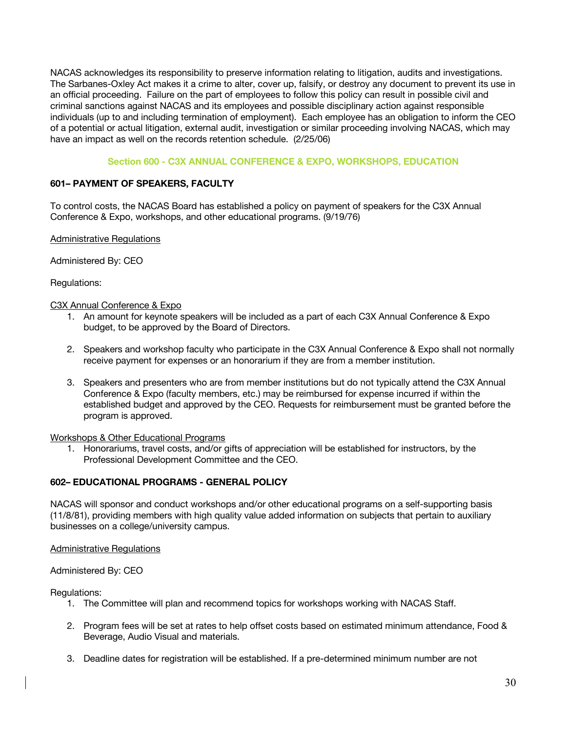NACAS acknowledges its responsibility to preserve information relating to litigation, audits and investigations. The Sarbanes-Oxley Act makes it a crime to alter, cover up, falsify, or destroy any document to prevent its use in an official proceeding. Failure on the part of employees to follow this policy can result in possible civil and criminal sanctions against NACAS and its employees and possible disciplinary action against responsible individuals (up to and including termination of employment). Each employee has an obligation to inform the CEO of a potential or actual litigation, external audit, investigation or similar proceeding involving NACAS, which may have an impact as well on the records retention schedule. (2/25/06)

## Section 600 - C3X ANNUAL CONFERENCE & EXPO, WORKSHOPS, EDUCATION

### 601– PAYMENT OF SPEAKERS, FACULTY

To control costs, the NACAS Board has established a policy on payment of speakers for the C3X Annual Conference & Expo, workshops, and other educational programs. (9/19/76)

Administrative Regulations

Administered By: CEO

Regulations:

C3X Annual Conference & Expo

1. An amount for keynote speakers will be included as a part of each C3X Annual Conference & Expo budget, to be approved by the Board of Directors.

2. Speakers and workshop faculty who participate in the C3X Annual Conference & Expo shall not normally receive payment for expenses or an honorarium if they are from a member institution.

3. Speakers and presenters who are from member institutions but do not typically attend the C3X Annual Conference & Expo (faculty members, etc.) may be reimbursed for expense incurred if within the established budget and approved by the CEO. Requests for reimbursement must be granted before the program is approved.

Workshops & Other Educational Programs

1. Honorariums, travel costs, and/or gifts of appreciation will be established for instructors, by the Professional Development Committee and the CEO.

### 602– EDUCATIONAL PROGRAMS - GENERAL POLICY

NACAS will sponsor and conduct workshops and/or other educational programs on a self-supporting basis (11/8/81), providing members with high quality value added information on subjects that pertain to auxiliary businesses on a college/university campus.

Administrative Regulations

Administered By: CEO

Regulations:

1. The Committee will plan and recommend topics for workshops working with NACAS Staff.

2. Program fees will be set at rates to help offset costs based on estimated minimum attendance, Food & Beverage, Audio Visual and materials.

3. Deadline dates for registration will be established. If a pre-determined minimum number are not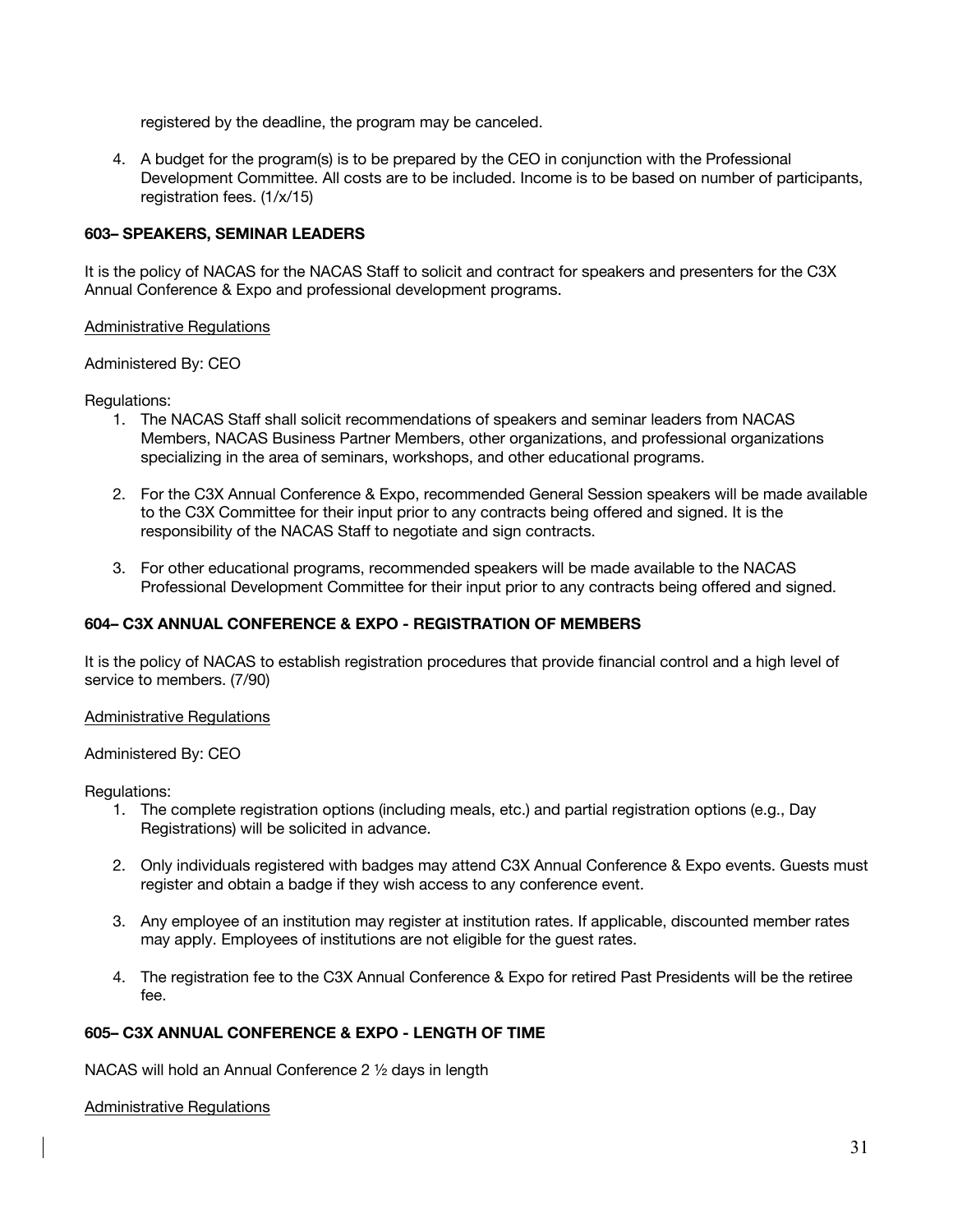registered by the deadline, the program may be canceled.

4. A budget for the program(s) is to be prepared by the CEO in conjunction with the Professional Development Committee. All costs are to be included. Income is to be based on number of participants, registration fees. (1/x/15)

**603– SPEAKERS, SEMINAR LEADERS**

It is the policy of NACAS for the NACAS Staff to solicit and contract for speakers and presenters for the C3X Annual Conference & Expo and professional development programs.

Administrative Regulations

Administered By: CEO

Regulations:

1. The NACAS Staff shall solicit recommendations of speakers and seminar leaders from NACAS Members, NACAS Business Partner Members, other organizations, and professional organizations specializing in the area of seminars, workshops, and other educational programs.

2. For the C3X Annual Conference & Expo, recommended General Session speakers will be made available to the C3X Committee for their input prior to any contracts being offered and signed. It is the responsibility of the NACAS Staff to negotiate and sign contracts.

3. For other educational programs, recommended speakers will be made available to the NACAS Professional Development Committee for their input prior to any contracts being offered and signed.

**604– C3X ANNUAL CONFERENCE & EXPO - REGISTRATION OF MEMBERS**

It is the policy of NACAS to establish registration procedures that provide financial control and a high level of service to members. (7/90)

Administrative Regulations

Administered By: CEO

Regulations:

1. The complete registration options (including meals, etc.) and partial registration options (e.g., Day Registrations) will be solicited in advance.

2. Only individuals registered with badges may attend C3X Annual Conference & Expo events. Guests must register and obtain a badge if they wish access to any conference event.

3. Any employee of an institution may register at institution rates. If applicable, discounted member rates may apply. Employees of institutions are not eligible for the guest rates.

4. The registration fee to the C3X Annual Conference & Expo for retired Past Presidents will be the retiree fee.

**605– C3X ANNUAL CONFERENCE & EXPO - LENGTH OF TIME**

NACAS will hold an Annual Conference 2 ½ days in length

Administrative Regulations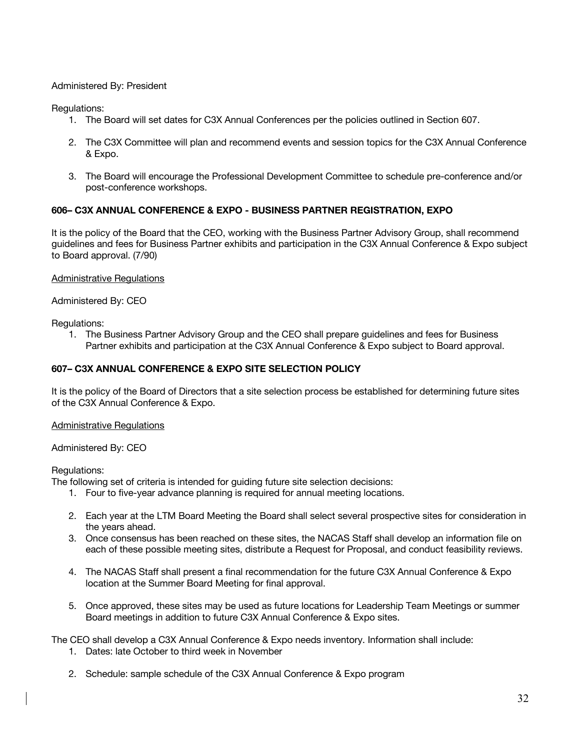Administered By: President

Regulations:

1. The Board will set dates for C3X Annual Conferences per the policies outlined in Section 607.

2. The C3X Committee will plan and recommend events and session topics for the C3X Annual Conference & Expo.

3. The Board will encourage the Professional Development Committee to schedule pre-conference and/or post-conference workshops.

**606– C3X ANNUAL CONFERENCE & EXPO - BUSINESS PARTNER REGISTRATION, EXPO**

It is the policy of the Board that the CEO, working with the Business Partner Advisory Group, shall recommend guidelines and fees for Business Partner exhibits and participation in the C3X Annual Conference & Expo subject to Board approval. (7/90)

<u>Administrative Regulations</u>

Administered By: CEO

Regulations:

1. The Business Partner Advisory Group and the CEO shall prepare guidelines and fees for Business Partner exhibits and participation at the C3X Annual Conference & Expo subject to Board approval.

**607– C3X ANNUAL CONFERENCE & EXPO SITE SELECTION POLICY**

It is the policy of the Board of Directors that a site selection process be established for determining future sites of the C3X Annual Conference & Expo.

<u>Administrative Regulations</u>

Administered By: CEO

Regulations:

The following set of criteria is intended for guiding future site selection decisions:

1. Four to five-year advance planning is required for annual meeting locations.

2. Each year at the LTM Board Meeting the Board shall select several prospective sites for consideration in the years ahead.
3. Once consensus has been reached on these sites, the NACAS Staff shall develop an information file on each of these possible meeting sites, distribute a Request for Proposal, and conduct feasibility reviews.

4. The NACAS Staff shall present a final recommendation for the future C3X Annual Conference & Expo location at the Summer Board Meeting for final approval.

5. Once approved, these sites may be used as future locations for Leadership Team Meetings or summer Board meetings in addition to future C3X Annual Conference & Expo sites.

The CEO shall develop a C3X Annual Conference & Expo needs inventory. Information shall include:

1. Dates: late October to third week in November

2. Schedule: sample schedule of the C3X Annual Conference & Expo program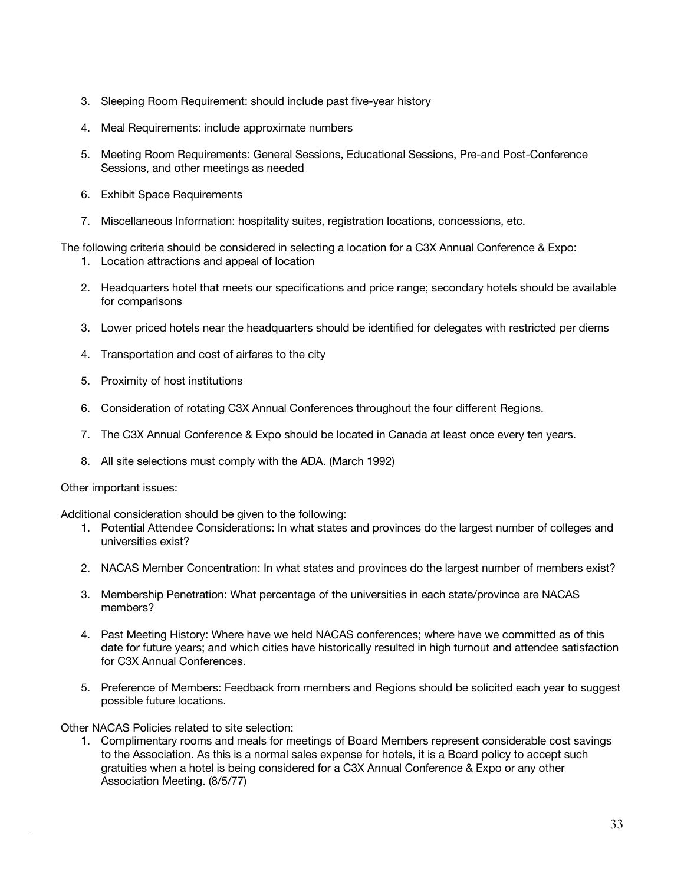3. Sleeping Room Requirement: should include past five-year history

4. Meal Requirements: include approximate numbers

5. Meeting Room Requirements: General Sessions, Educational Sessions, Pre-and Post-Conference Sessions, and other meetings as needed

6. Exhibit Space Requirements

7. Miscellaneous Information: hospitality suites, registration locations, concessions, etc.

The following criteria should be considered in selecting a location for a C3X Annual Conference & Expo:

1. Location attractions and appeal of location

2. Headquarters hotel that meets our specifications and price range; secondary hotels should be available for comparisons

3. Lower priced hotels near the headquarters should be identified for delegates with restricted per diems

4. Transportation and cost of airfares to the city

5. Proximity of host institutions

6. Consideration of rotating C3X Annual Conferences throughout the four different Regions.

7. The C3X Annual Conference & Expo should be located in Canada at least once every ten years.

8. All site selections must comply with the ADA. (March 1992)

Other important issues:

Additional consideration should be given to the following:

1. Potential Attendee Considerations: In what states and provinces do the largest number of colleges and universities exist?

2. NACAS Member Concentration: In what states and provinces do the largest number of members exist?

3. Membership Penetration: What percentage of the universities in each state/province are NACAS members?

4. Past Meeting History: Where have we held NACAS conferences; where have we committed as of this date for future years; and which cities have historically resulted in high turnout and attendee satisfaction for C3X Annual Conferences.

5. Preference of Members: Feedback from members and Regions should be solicited each year to suggest possible future locations.

Other NACAS Policies related to site selection:

1. Complimentary rooms and meals for meetings of Board Members represent considerable cost savings to the Association. As this is a normal sales expense for hotels, it is a Board policy to accept such gratuities when a hotel is being considered for a C3X Annual Conference & Expo or any other Association Meeting. (8/5/77)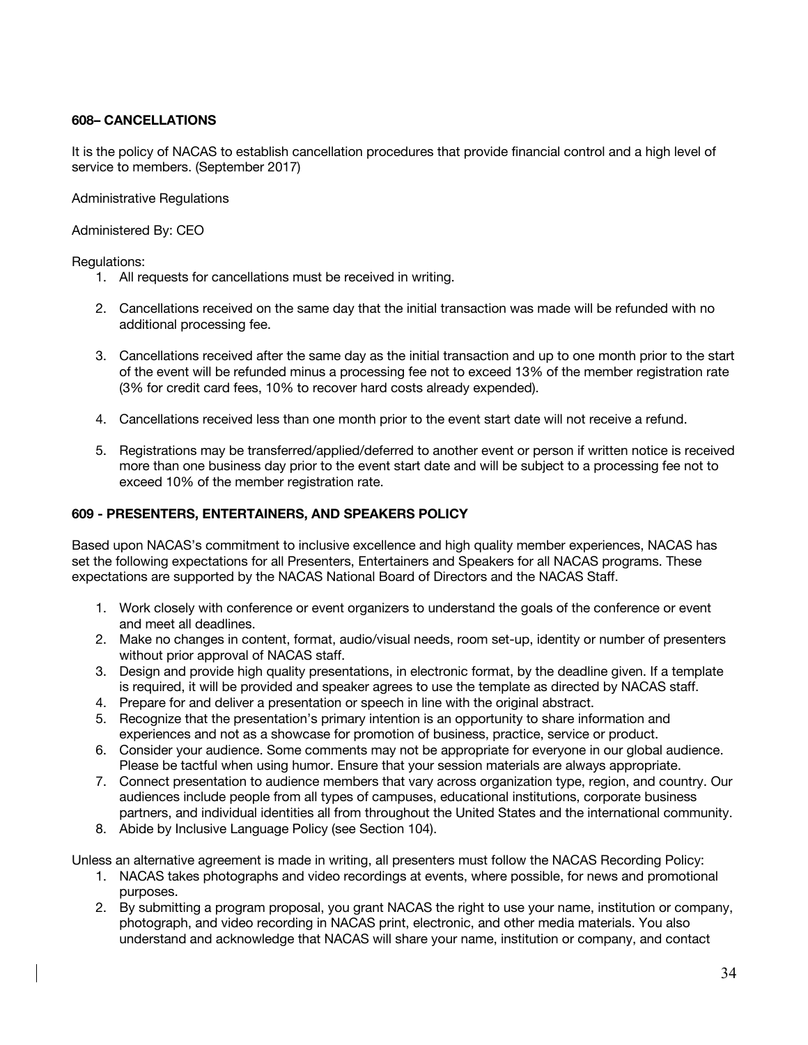### 608– CANCELLATIONS

It is the policy of NACAS to establish cancellation procedures that provide financial control and a high level of service to members. (September 2017)

Administrative Regulations

Administered By: CEO

Regulations:

1. All requests for cancellations must be received in writing.

2. Cancellations received on the same day that the initial transaction was made will be refunded with no additional processing fee.

3. Cancellations received after the same day as the initial transaction and up to one month prior to the start of the event will be refunded minus a processing fee not to exceed 13% of the member registration rate (3% for credit card fees, 10% to recover hard costs already expended).

4. Cancellations received less than one month prior to the event start date will not receive a refund.

5. Registrations may be transferred/applied/deferred to another event or person if written notice is received more than one business day prior to the event start date and will be subject to a processing fee not to exceed 10% of the member registration rate.

### 609 - PRESENTERS, ENTERTAINERS, AND SPEAKERS POLICY

Based upon NACAS's commitment to inclusive excellence and high quality member experiences, NACAS has set the following expectations for all Presenters, Entertainers and Speakers for all NACAS programs. These expectations are supported by the NACAS National Board of Directors and the NACAS Staff.

1. Work closely with conference or event organizers to understand the goals of the conference or event and meet all deadlines.
2. Make no changes in content, format, audio/visual needs, room set-up, identity or number of presenters without prior approval of NACAS staff.
3. Design and provide high quality presentations, in electronic format, by the deadline given. If a template is required, it will be provided and speaker agrees to use the template as directed by NACAS staff.
4. Prepare for and deliver a presentation or speech in line with the original abstract.
5. Recognize that the presentation's primary intention is an opportunity to share information and experiences and not as a showcase for promotion of business, practice, service or product.
6. Consider your audience. Some comments may not be appropriate for everyone in our global audience. Please be tactful when using humor. Ensure that your session materials are always appropriate.
7. Connect presentation to audience members that vary across organization type, region, and country. Our audiences include people from all types of campuses, educational institutions, corporate business partners, and individual identities all from throughout the United States and the international community.
8. Abide by Inclusive Language Policy (see Section 104).

Unless an alternative agreement is made in writing, all presenters must follow the NACAS Recording Policy:

1. NACAS takes photographs and video recordings at events, where possible, for news and promotional purposes.
2. By submitting a program proposal, you grant NACAS the right to use your name, institution or company, photograph, and video recording in NACAS print, electronic, and other media materials. You also understand and acknowledge that NACAS will share your name, institution or company, and contact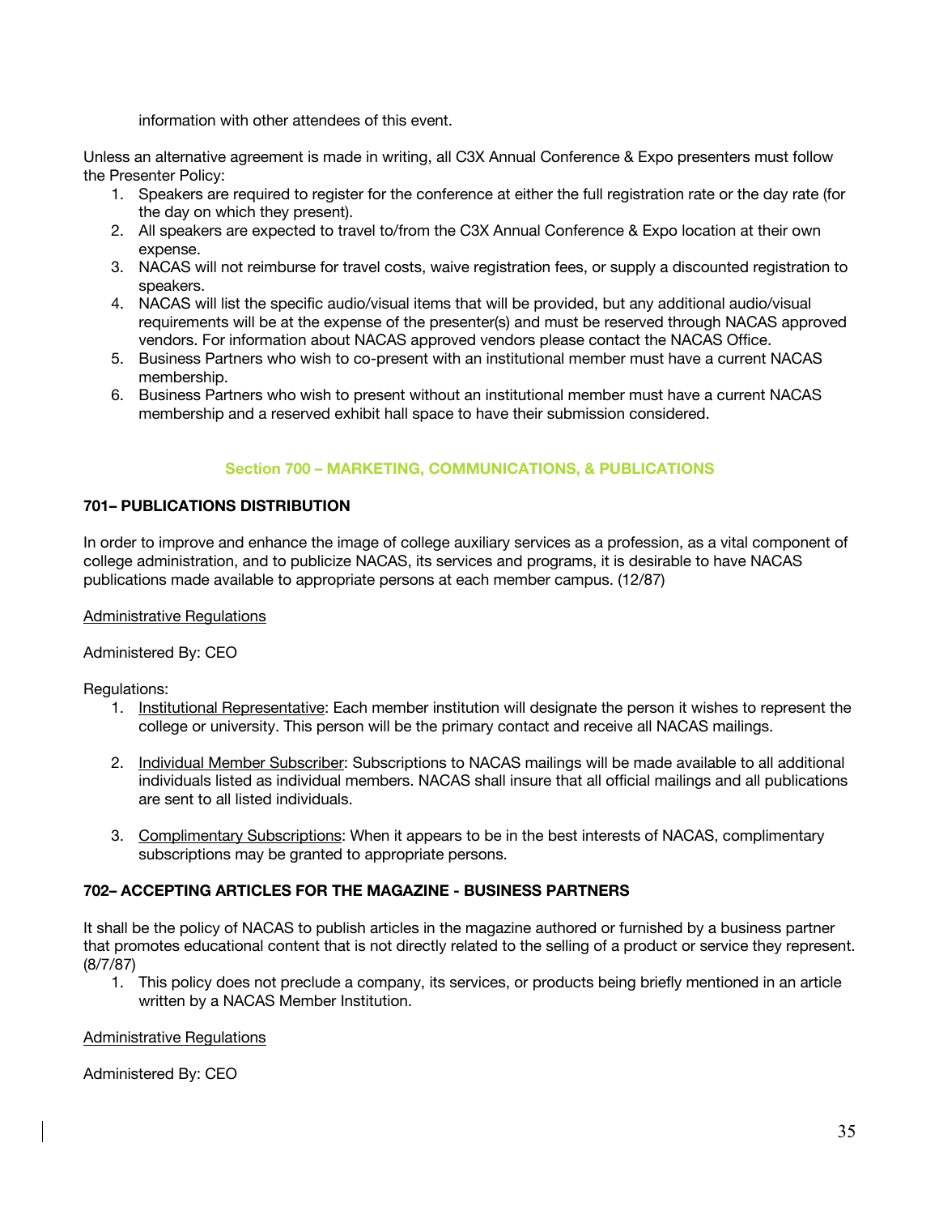information with other attendees of this event.

Unless an alternative agreement is made in writing, all C3X Annual Conference & Expo presenters must follow the Presenter Policy:

1. Speakers are required to register for the conference at either the full registration rate or the day rate (for the day on which they present).
2. All speakers are expected to travel to/from the C3X Annual Conference & Expo location at their own expense.
3. NACAS will not reimburse for travel costs, waive registration fees, or supply a discounted registration to speakers.
4. NACAS will list the specific audio/visual items that will be provided, but any additional audio/visual requirements will be at the expense of the presenter(s) and must be reserved through NACAS approved vendors. For information about NACAS approved vendors please contact the NACAS Office.
5. Business Partners who wish to co-present with an institutional member must have a current NACAS membership.
6. Business Partners who wish to present without an institutional member must have a current NACAS membership and a reserved exhibit hall space to have their submission considered.

## Section 700 – MARKETING, COMMUNICATIONS, & PUBLICATIONS

### 701– PUBLICATIONS DISTRIBUTION

In order to improve and enhance the image of college auxiliary services as a profession, as a vital component of college administration, and to publicize NACAS, its services and programs, it is desirable to have NACAS publications made available to appropriate persons at each member campus. (12/87)

Administrative Regulations

Administered By: CEO

Regulations:

1. Institutional Representative: Each member institution will designate the person it wishes to represent the college or university. This person will be the primary contact and receive all NACAS mailings.

2. Individual Member Subscriber: Subscriptions to NACAS mailings will be made available to all additional individuals listed as individual members. NACAS shall insure that all official mailings and all publications are sent to all listed individuals.

3. Complimentary Subscriptions: When it appears to be in the best interests of NACAS, complimentary subscriptions may be granted to appropriate persons.

### 702– ACCEPTING ARTICLES FOR THE MAGAZINE - BUSINESS PARTNERS

It shall be the policy of NACAS to publish articles in the magazine authored or furnished by a business partner that promotes educational content that is not directly related to the selling of a product or service they represent. (8/7/87)

1. This policy does not preclude a company, its services, or products being briefly mentioned in an article written by a NACAS Member Institution.

Administrative Regulations

Administered By: CEO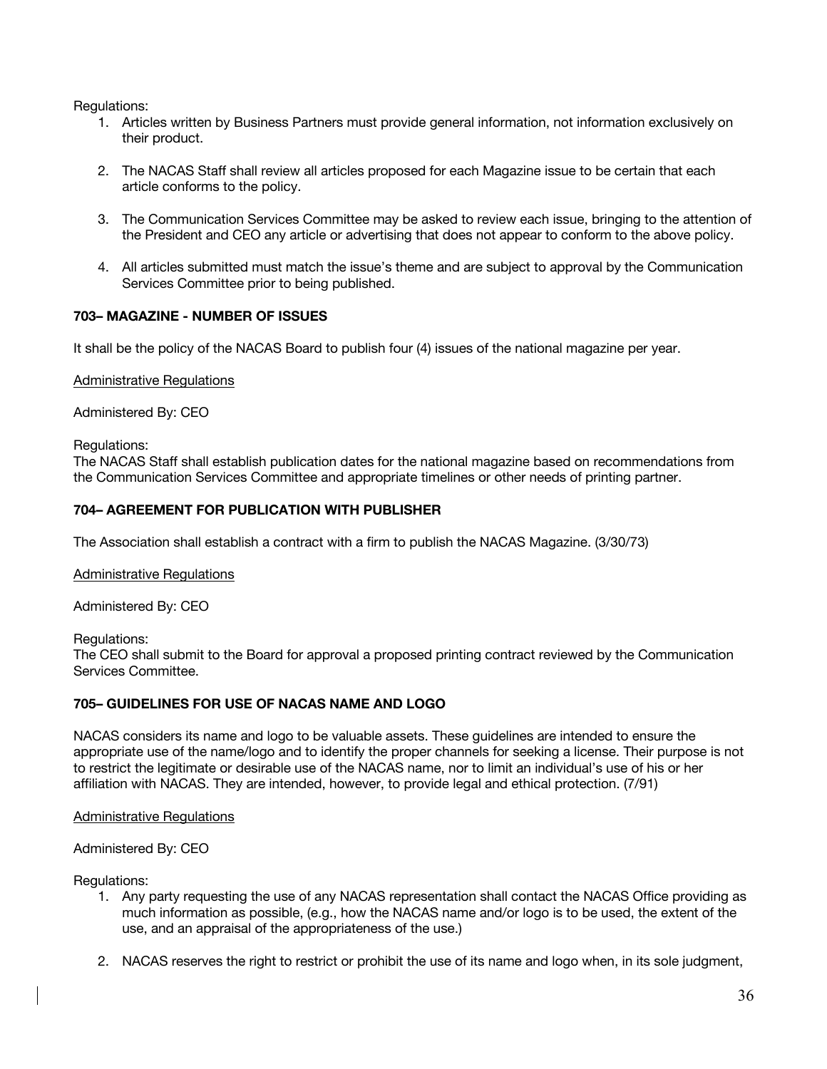Regulations:

1. Articles written by Business Partners must provide general information, not information exclusively on their product.

2. The NACAS Staff shall review all articles proposed for each Magazine issue to be certain that each article conforms to the policy.

3. The Communication Services Committee may be asked to review each issue, bringing to the attention of the President and CEO any article or advertising that does not appear to conform to the above policy.

4. All articles submitted must match the issue's theme and are subject to approval by the Communication Services Committee prior to being published.

### 703– MAGAZINE - NUMBER OF ISSUES

It shall be the policy of the NACAS Board to publish four (4) issues of the national magazine per year.

Administrative Regulations

Administered By: CEO

Regulations:
The NACAS Staff shall establish publication dates for the national magazine based on recommendations from the Communication Services Committee and appropriate timelines or other needs of printing partner.

### 704– AGREEMENT FOR PUBLICATION WITH PUBLISHER

The Association shall establish a contract with a firm to publish the NACAS Magazine. (3/30/73)

Administrative Regulations

Administered By: CEO

Regulations:
The CEO shall submit to the Board for approval a proposed printing contract reviewed by the Communication Services Committee.

### 705– GUIDELINES FOR USE OF NACAS NAME AND LOGO

NACAS considers its name and logo to be valuable assets. These guidelines are intended to ensure the appropriate use of the name/logo and to identify the proper channels for seeking a license. Their purpose is not to restrict the legitimate or desirable use of the NACAS name, nor to limit an individual's use of his or her affiliation with NACAS. They are intended, however, to provide legal and ethical protection. (7/91)

Administrative Regulations

Administered By: CEO

Regulations:

1. Any party requesting the use of any NACAS representation shall contact the NACAS Office providing as much information as possible, (e.g., how the NACAS name and/or logo is to be used, the extent of the use, and an appraisal of the appropriateness of the use.)

2. NACAS reserves the right to restrict or prohibit the use of its name and logo when, in its sole judgment,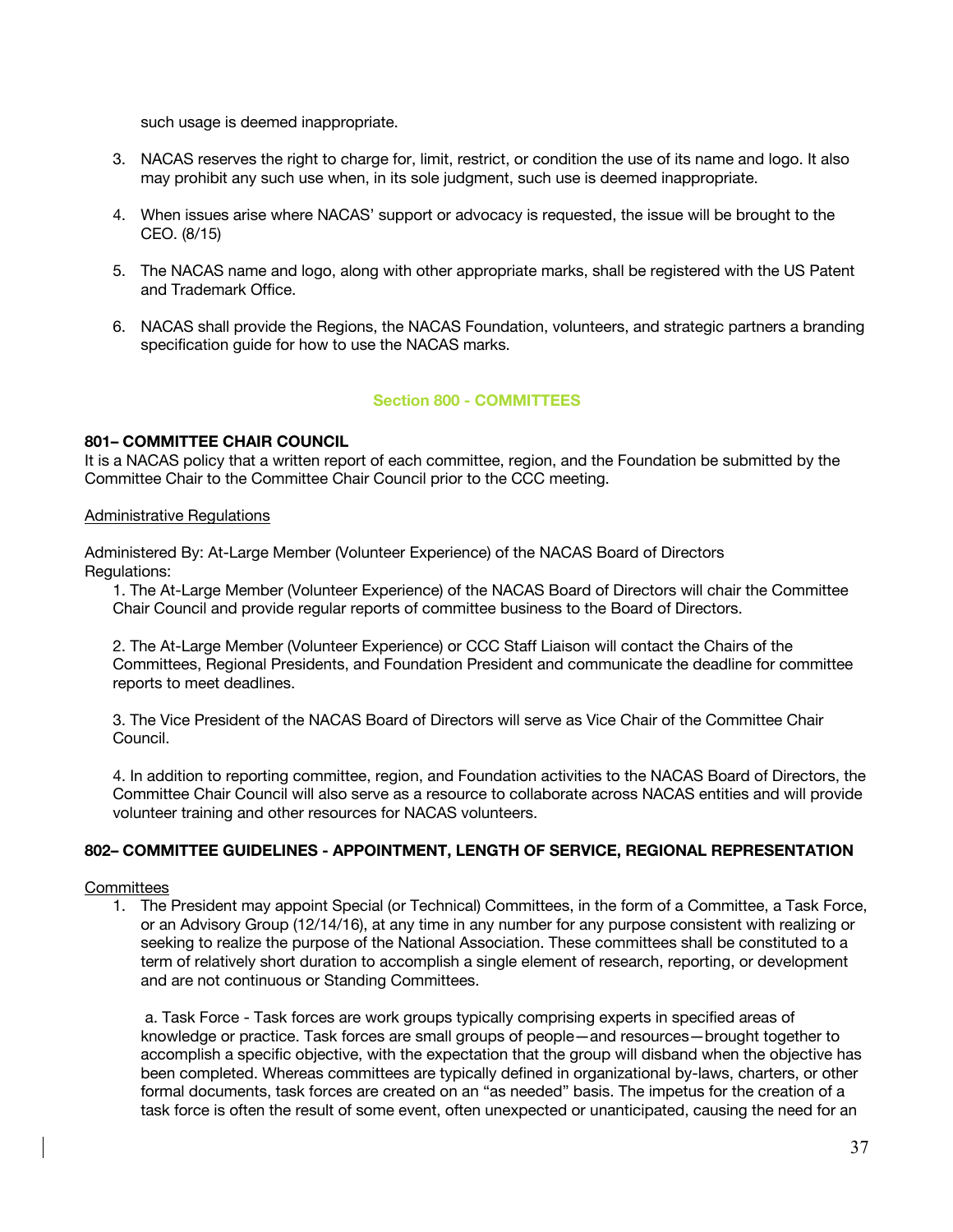such usage is deemed inappropriate.

3. NACAS reserves the right to charge for, limit, restrict, or condition the use of its name and logo. It also may prohibit any such use when, in its sole judgment, such use is deemed inappropriate.

4. When issues arise where NACAS' support or advocacy is requested, the issue will be brought to the CEO. (8/15)

5. The NACAS name and logo, along with other appropriate marks, shall be registered with the US Patent and Trademark Office.

6. NACAS shall provide the Regions, the NACAS Foundation, volunteers, and strategic partners a branding specification guide for how to use the NACAS marks.

## Section 800 - COMMITTEES

### 801– COMMITTEE CHAIR COUNCIL

It is a NACAS policy that a written report of each committee, region, and the Foundation be submitted by the Committee Chair to the Committee Chair Council prior to the CCC meeting.

Administrative Regulations

Administered By: At-Large Member (Volunteer Experience) of the NACAS Board of Directors
Regulations:

1. The At-Large Member (Volunteer Experience) of the NACAS Board of Directors will chair the Committee Chair Council and provide regular reports of committee business to the Board of Directors.

2. The At-Large Member (Volunteer Experience) or CCC Staff Liaison will contact the Chairs of the Committees, Regional Presidents, and Foundation President and communicate the deadline for committee reports to meet deadlines.

3. The Vice President of the NACAS Board of Directors will serve as Vice Chair of the Committee Chair Council.

4. In addition to reporting committee, region, and Foundation activities to the NACAS Board of Directors, the Committee Chair Council will also serve as a resource to collaborate across NACAS entities and will provide volunteer training and other resources for NACAS volunteers.

### 802– COMMITTEE GUIDELINES - APPOINTMENT, LENGTH OF SERVICE, REGIONAL REPRESENTATION

Committees

1. The President may appoint Special (or Technical) Committees, in the form of a Committee, a Task Force, or an Advisory Group (12/14/16), at any time in any number for any purpose consistent with realizing or seeking to realize the purpose of the National Association. These committees shall be constituted to a term of relatively short duration to accomplish a single element of research, reporting, or development and are not continuous or Standing Committees.

   a. Task Force - Task forces are work groups typically comprising experts in specified areas of knowledge or practice. Task forces are small groups of people—and resources—brought together to accomplish a specific objective, with the expectation that the group will disband when the objective has been completed. Whereas committees are typically defined in organizational by-laws, charters, or other formal documents, task forces are created on an "as needed" basis. The impetus for the creation of a task force is often the result of some event, often unexpected or unanticipated, causing the need for an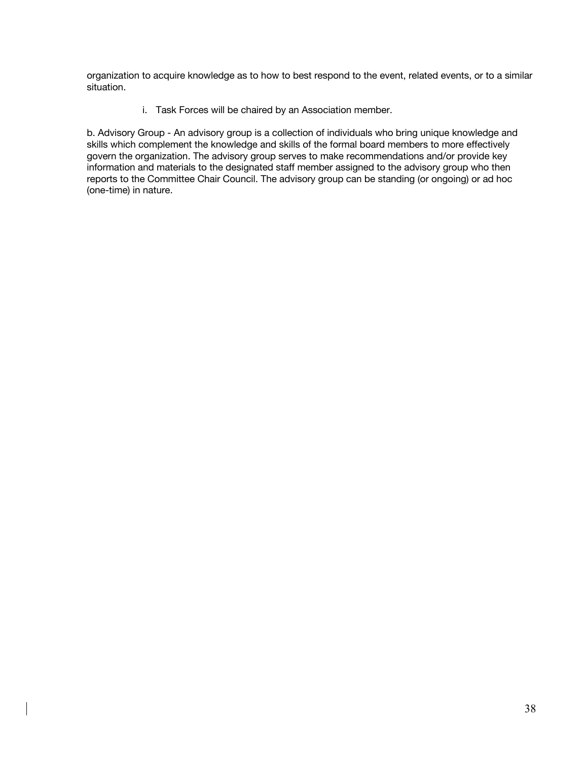organization to acquire knowledge as to how to best respond to the event, related events, or to a similar situation.

i. Task Forces will be chaired by an Association member.

b. Advisory Group - An advisory group is a collection of individuals who bring unique knowledge and skills which complement the knowledge and skills of the formal board members to more effectively govern the organization. The advisory group serves to make recommendations and/or provide key information and materials to the designated staff member assigned to the advisory group who then reports to the Committee Chair Council. The advisory group can be standing (or ongoing) or ad hoc (one-time) in nature.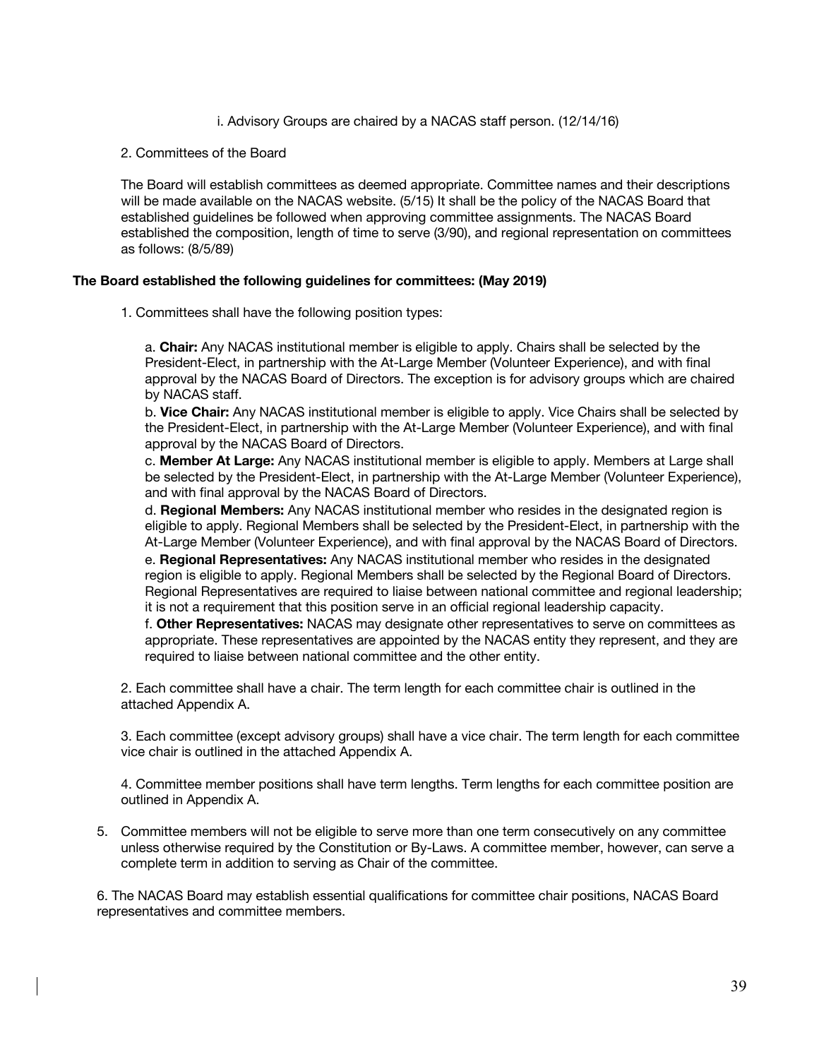i. Advisory Groups are chaired by a NACAS staff person. (12/14/16)

2. Committees of the Board

The Board will establish committees as deemed appropriate. Committee names and their descriptions will be made available on the NACAS website. (5/15) It shall be the policy of the NACAS Board that established guidelines be followed when approving committee assignments. The NACAS Board established the composition, length of time to serve (3/90), and regional representation on committees as follows: (8/5/89)

**The Board established the following guidelines for committees: (May 2019)**

1. Committees shall have the following position types:

   a. **Chair:** Any NACAS institutional member is eligible to apply. Chairs shall be selected by the President-Elect, in partnership with the At-Large Member (Volunteer Experience), and with final approval by the NACAS Board of Directors. The exception is for advisory groups which are chaired by NACAS staff.
   b. **Vice Chair:** Any NACAS institutional member is eligible to apply. Vice Chairs shall be selected by the President-Elect, in partnership with the At-Large Member (Volunteer Experience), and with final approval by the NACAS Board of Directors.
   c. **Member At Large:** Any NACAS institutional member is eligible to apply. Members at Large shall be selected by the President-Elect, in partnership with the At-Large Member (Volunteer Experience), and with final approval by the NACAS Board of Directors.
   d. **Regional Members:** Any NACAS institutional member who resides in the designated region is eligible to apply. Regional Members shall be selected by the President-Elect, in partnership with the At-Large Member (Volunteer Experience), and with final approval by the NACAS Board of Directors.
   e. **Regional Representatives:** Any NACAS institutional member who resides in the designated region is eligible to apply. Regional Members shall be selected by the Regional Board of Directors. Regional Representatives are required to liaise between national committee and regional leadership; it is not a requirement that this position serve in an official regional leadership capacity.
   f. **Other Representatives:** NACAS may designate other representatives to serve on committees as appropriate. These representatives are appointed by the NACAS entity they represent, and they are required to liaise between national committee and the other entity.

2. Each committee shall have a chair. The term length for each committee chair is outlined in the attached Appendix A.

3. Each committee (except advisory groups) shall have a vice chair. The term length for each committee vice chair is outlined in the attached Appendix A.

4. Committee member positions shall have term lengths. Term lengths for each committee position are outlined in Appendix A.

5. Committee members will not be eligible to serve more than one term consecutively on any committee unless otherwise required by the Constitution or By-Laws. A committee member, however, can serve a complete term in addition to serving as Chair of the committee.

6. The NACAS Board may establish essential qualifications for committee chair positions, NACAS Board representatives and committee members.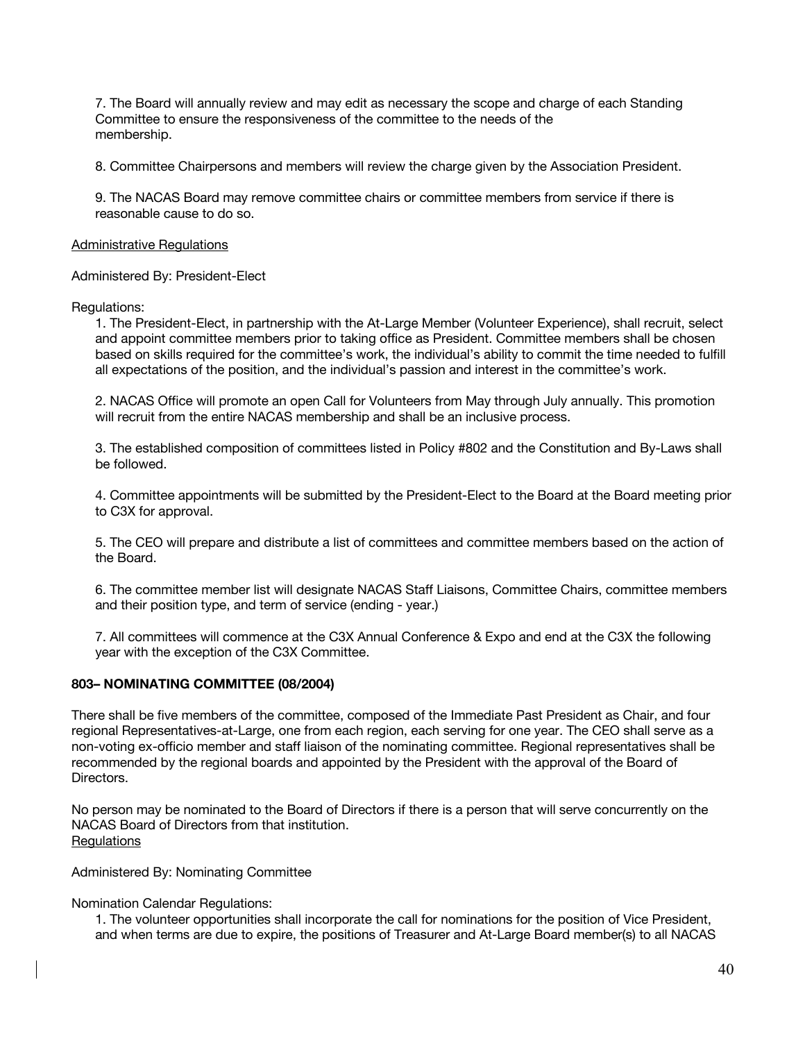7. The Board will annually review and may edit as necessary the scope and charge of each Standing Committee to ensure the responsiveness of the committee to the needs of the membership.

8. Committee Chairpersons and members will review the charge given by the Association President.

9. The NACAS Board may remove committee chairs or committee members from service if there is reasonable cause to do so.

<u>Administrative Regulations</u>

Administered By: President-Elect

Regulations:

1. The President-Elect, in partnership with the At-Large Member (Volunteer Experience), shall recruit, select and appoint committee members prior to taking office as President. Committee members shall be chosen based on skills required for the committee's work, the individual's ability to commit the time needed to fulfill all expectations of the position, and the individual's passion and interest in the committee's work.

2. NACAS Office will promote an open Call for Volunteers from May through July annually. This promotion will recruit from the entire NACAS membership and shall be an inclusive process.

3. The established composition of committees listed in Policy #802 and the Constitution and By-Laws shall be followed.

4. Committee appointments will be submitted by the President-Elect to the Board at the Board meeting prior to C3X for approval.

5. The CEO will prepare and distribute a list of committees and committee members based on the action of the Board.

6. The committee member list will designate NACAS Staff Liaisons, Committee Chairs, committee members and their position type, and term of service (ending - year.)

7. All committees will commence at the C3X Annual Conference & Expo and end at the C3X the following year with the exception of the C3X Committee.

**803– NOMINATING COMMITTEE (08/2004)**

There shall be five members of the committee, composed of the Immediate Past President as Chair, and four regional Representatives-at-Large, one from each region, each serving for one year. The CEO shall serve as a non-voting ex-officio member and staff liaison of the nominating committee. Regional representatives shall be recommended by the regional boards and appointed by the President with the approval of the Board of Directors.

No person may be nominated to the Board of Directors if there is a person that will serve concurrently on the NACAS Board of Directors from that institution.

<u>Regulations</u>

Administered By: Nominating Committee

Nomination Calendar Regulations:

1. The volunteer opportunities shall incorporate the call for nominations for the position of Vice President, and when terms are due to expire, the positions of Treasurer and At-Large Board member(s) to all NACAS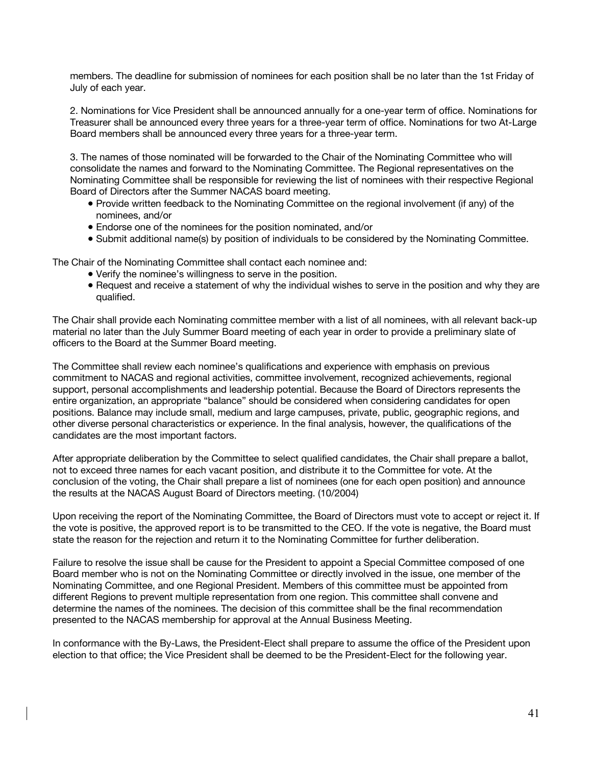members. The deadline for submission of nominees for each position shall be no later than the 1st Friday of July of each year.

2. Nominations for Vice President shall be announced annually for a one-year term of office. Nominations for Treasurer shall be announced every three years for a three-year term of office. Nominations for two At-Large Board members shall be announced every three years for a three-year term.

3. The names of those nominated will be forwarded to the Chair of the Nominating Committee who will consolidate the names and forward to the Nominating Committee. The Regional representatives on the Nominating Committee shall be responsible for reviewing the list of nominees with their respective Regional Board of Directors after the Summer NACAS board meeting.

- Provide written feedback to the Nominating Committee on the regional involvement (if any) of the nominees, and/or
- Endorse one of the nominees for the position nominated, and/or
- Submit additional name(s) by position of individuals to be considered by the Nominating Committee.

The Chair of the Nominating Committee shall contact each nominee and:

- Verify the nominee's willingness to serve in the position.
- Request and receive a statement of why the individual wishes to serve in the position and why they are qualified.

The Chair shall provide each Nominating committee member with a list of all nominees, with all relevant back-up material no later than the July Summer Board meeting of each year in order to provide a preliminary slate of officers to the Board at the Summer Board meeting.

The Committee shall review each nominee's qualifications and experience with emphasis on previous commitment to NACAS and regional activities, committee involvement, recognized achievements, regional support, personal accomplishments and leadership potential. Because the Board of Directors represents the entire organization, an appropriate "balance" should be considered when considering candidates for open positions. Balance may include small, medium and large campuses, private, public, geographic regions, and other diverse personal characteristics or experience. In the final analysis, however, the qualifications of the candidates are the most important factors.

After appropriate deliberation by the Committee to select qualified candidates, the Chair shall prepare a ballot, not to exceed three names for each vacant position, and distribute it to the Committee for vote. At the conclusion of the voting, the Chair shall prepare a list of nominees (one for each open position) and announce the results at the NACAS August Board of Directors meeting. (10/2004)

Upon receiving the report of the Nominating Committee, the Board of Directors must vote to accept or reject it. If the vote is positive, the approved report is to be transmitted to the CEO. If the vote is negative, the Board must state the reason for the rejection and return it to the Nominating Committee for further deliberation.

Failure to resolve the issue shall be cause for the President to appoint a Special Committee composed of one Board member who is not on the Nominating Committee or directly involved in the issue, one member of the Nominating Committee, and one Regional President. Members of this committee must be appointed from different Regions to prevent multiple representation from one region. This committee shall convene and determine the names of the nominees. The decision of this committee shall be the final recommendation presented to the NACAS membership for approval at the Annual Business Meeting.

In conformance with the By-Laws, the President-Elect shall prepare to assume the office of the President upon election to that office; the Vice President shall be deemed to be the President-Elect for the following year.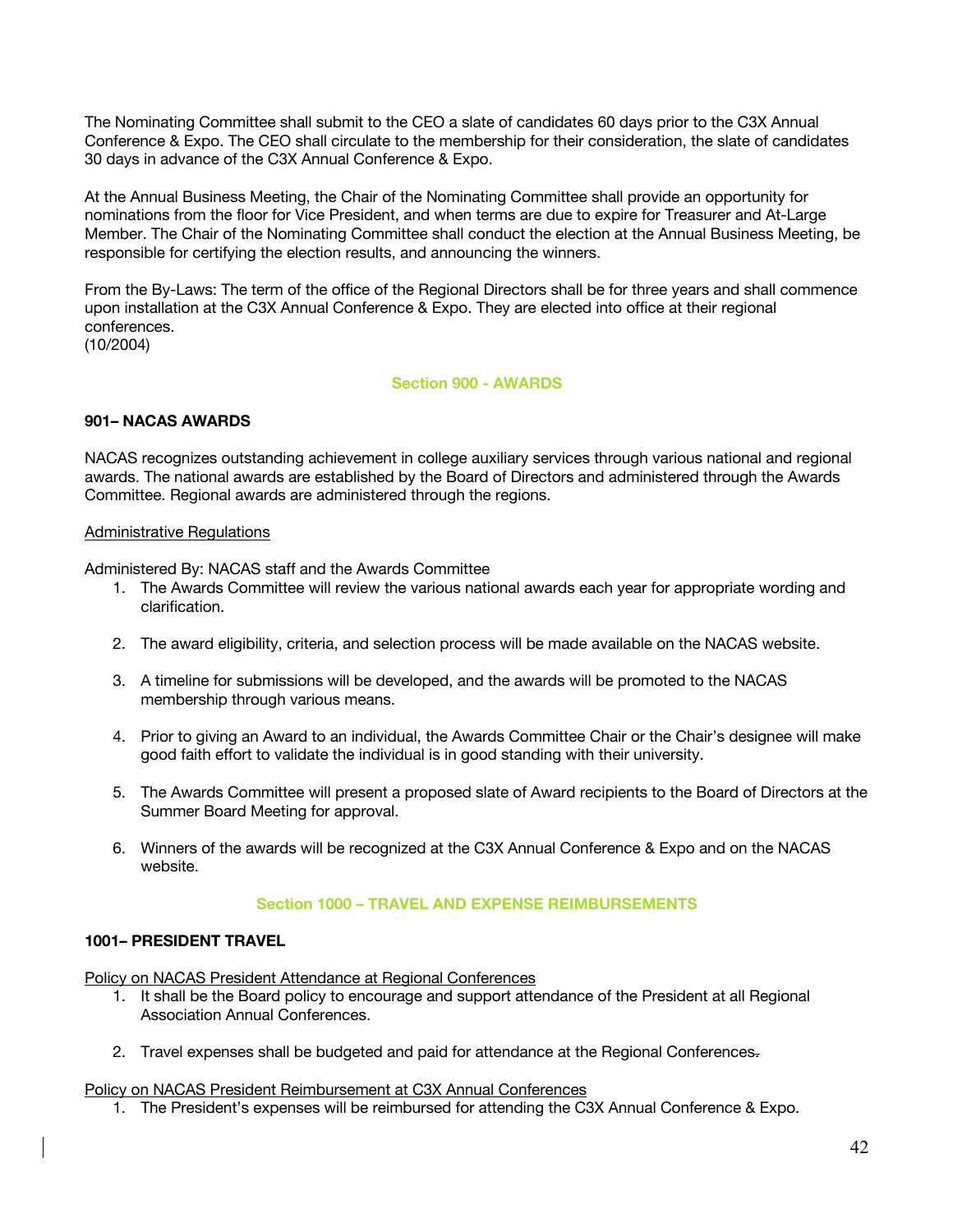The Nominating Committee shall submit to the CEO a slate of candidates 60 days prior to the C3X Annual Conference & Expo. The CEO shall circulate to the membership for their consideration, the slate of candidates 30 days in advance of the C3X Annual Conference & Expo.

At the Annual Business Meeting, the Chair of the Nominating Committee shall provide an opportunity for nominations from the floor for Vice President, and when terms are due to expire for Treasurer and At-Large Member. The Chair of the Nominating Committee shall conduct the election at the Annual Business Meeting, be responsible for certifying the election results, and announcing the winners.

From the By-Laws: The term of the office of the Regional Directors shall be for three years and shall commence upon installation at the C3X Annual Conference & Expo. They are elected into office at their regional conferences.
(10/2004)

## Section 900 - AWARDS

### 901– NACAS AWARDS

NACAS recognizes outstanding achievement in college auxiliary services through various national and regional awards. The national awards are established by the Board of Directors and administered through the Awards Committee. Regional awards are administered through the regions.

Administrative Regulations

Administered By: NACAS staff and the Awards Committee

1. The Awards Committee will review the various national awards each year for appropriate wording and clarification.
2. The award eligibility, criteria, and selection process will be made available on the NACAS website.
3. A timeline for submissions will be developed, and the awards will be promoted to the NACAS membership through various means.
4. Prior to giving an Award to an individual, the Awards Committee Chair or the Chair's designee will make good faith effort to validate the individual is in good standing with their university.
5. The Awards Committee will present a proposed slate of Award recipients to the Board of Directors at the Summer Board Meeting for approval.
6. Winners of the awards will be recognized at the C3X Annual Conference & Expo and on the NACAS website.

## Section 1000 – TRAVEL AND EXPENSE REIMBURSEMENTS

### 1001– PRESIDENT TRAVEL

Policy on NACAS President Attendance at Regional Conferences

1. It shall be the Board policy to encourage and support attendance of the President at all Regional Association Annual Conferences.
2. Travel expenses shall be budgeted and paid for attendance at the Regional Conferences.

Policy on NACAS President Reimbursement at C3X Annual Conferences

1. The President's expenses will be reimbursed for attending the C3X Annual Conference & Expo.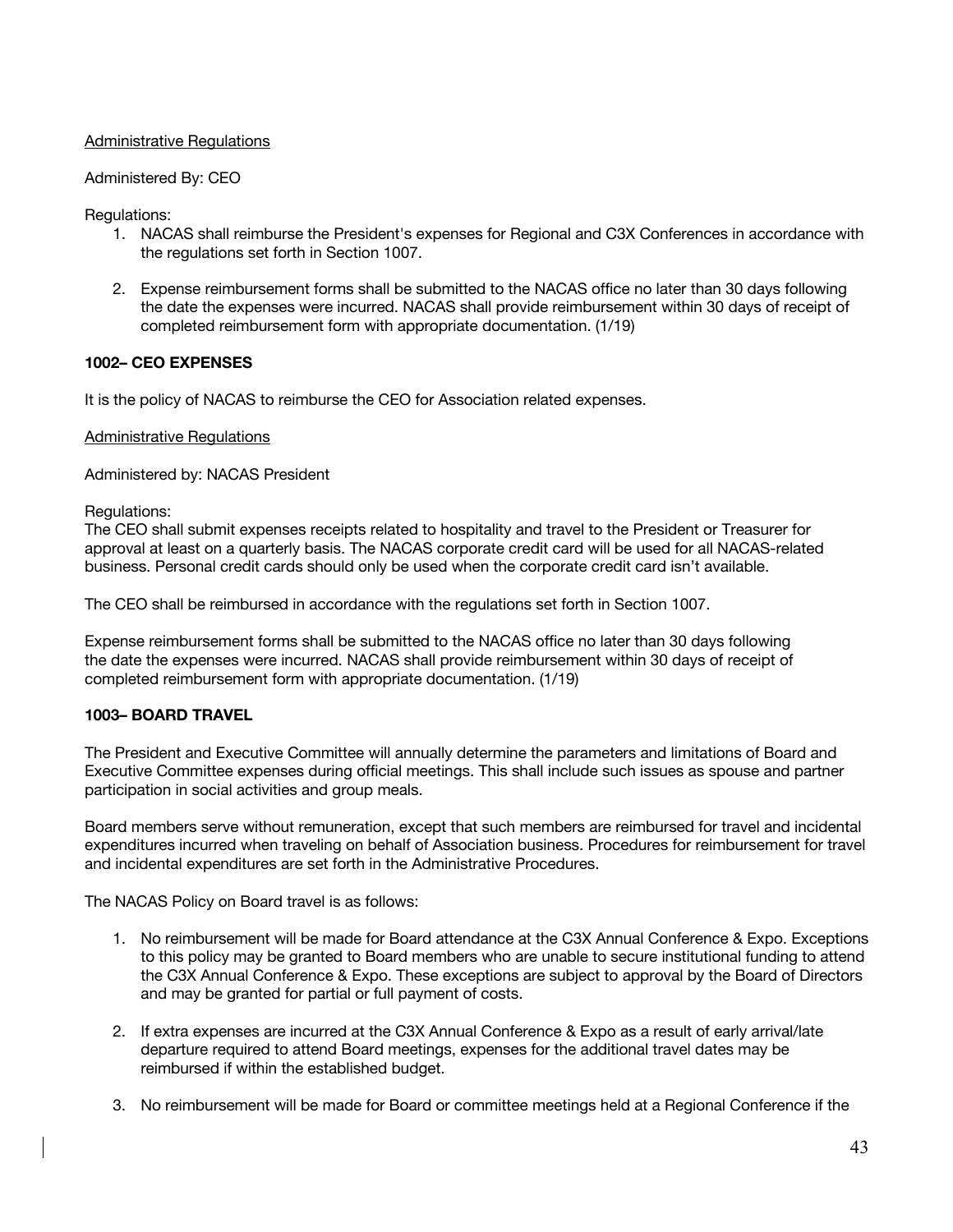Administrative Regulations

Administered By: CEO

Regulations:

1. NACAS shall reimburse the President's expenses for Regional and C3X Conferences in accordance with the regulations set forth in Section 1007.

2. Expense reimbursement forms shall be submitted to the NACAS office no later than 30 days following the date the expenses were incurred. NACAS shall provide reimbursement within 30 days of receipt of completed reimbursement form with appropriate documentation. (1/19)

**1002– CEO EXPENSES**

It is the policy of NACAS to reimburse the CEO for Association related expenses.

Administrative Regulations

Administered by: NACAS President

Regulations:
The CEO shall submit expenses receipts related to hospitality and travel to the President or Treasurer for approval at least on a quarterly basis. The NACAS corporate credit card will be used for all NACAS-related business. Personal credit cards should only be used when the corporate credit card isn't available.

The CEO shall be reimbursed in accordance with the regulations set forth in Section 1007.

Expense reimbursement forms shall be submitted to the NACAS office no later than 30 days following the date the expenses were incurred. NACAS shall provide reimbursement within 30 days of receipt of completed reimbursement form with appropriate documentation. (1/19)

**1003– BOARD TRAVEL**

The President and Executive Committee will annually determine the parameters and limitations of Board and Executive Committee expenses during official meetings. This shall include such issues as spouse and partner participation in social activities and group meals.

Board members serve without remuneration, except that such members are reimbursed for travel and incidental expenditures incurred when traveling on behalf of Association business. Procedures for reimbursement for travel and incidental expenditures are set forth in the Administrative Procedures.

The NACAS Policy on Board travel is as follows:

1. No reimbursement will be made for Board attendance at the C3X Annual Conference & Expo. Exceptions to this policy may be granted to Board members who are unable to secure institutional funding to attend the C3X Annual Conference & Expo. These exceptions are subject to approval by the Board of Directors and may be granted for partial or full payment of costs.

2. If extra expenses are incurred at the C3X Annual Conference & Expo as a result of early arrival/late departure required to attend Board meetings, expenses for the additional travel dates may be reimbursed if within the established budget.

3. No reimbursement will be made for Board or committee meetings held at a Regional Conference if the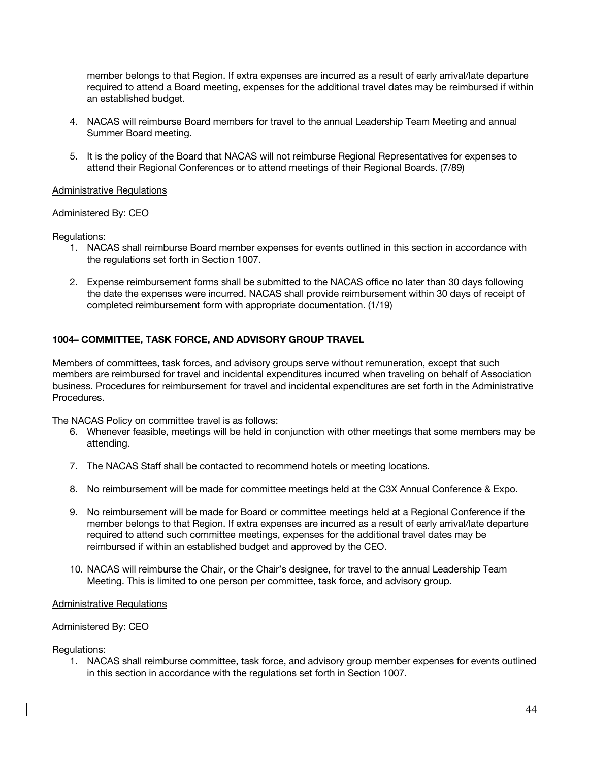member belongs to that Region. If extra expenses are incurred as a result of early arrival/late departure required to attend a Board meeting, expenses for the additional travel dates may be reimbursed if within an established budget.

4. NACAS will reimburse Board members for travel to the annual Leadership Team Meeting and annual Summer Board meeting.

5. It is the policy of the Board that NACAS will not reimburse Regional Representatives for expenses to attend their Regional Conferences or to attend meetings of their Regional Boards. (7/89)

<u>Administrative Regulations</u>

Administered By: CEO

Regulations:

1. NACAS shall reimburse Board member expenses for events outlined in this section in accordance with the regulations set forth in Section 1007.

2. Expense reimbursement forms shall be submitted to the NACAS office no later than 30 days following the date the expenses were incurred. NACAS shall provide reimbursement within 30 days of receipt of completed reimbursement form with appropriate documentation. (1/19)

**1004– COMMITTEE, TASK FORCE, AND ADVISORY GROUP TRAVEL**

Members of committees, task forces, and advisory groups serve without remuneration, except that such members are reimbursed for travel and incidental expenditures incurred when traveling on behalf of Association business. Procedures for reimbursement for travel and incidental expenditures are set forth in the Administrative Procedures.

The NACAS Policy on committee travel is as follows:

6. Whenever feasible, meetings will be held in conjunction with other meetings that some members may be attending.

7. The NACAS Staff shall be contacted to recommend hotels or meeting locations.

8. No reimbursement will be made for committee meetings held at the C3X Annual Conference & Expo.

9. No reimbursement will be made for Board or committee meetings held at a Regional Conference if the member belongs to that Region. If extra expenses are incurred as a result of early arrival/late departure required to attend such committee meetings, expenses for the additional travel dates may be reimbursed if within an established budget and approved by the CEO.

10. NACAS will reimburse the Chair, or the Chair's designee, for travel to the annual Leadership Team Meeting. This is limited to one person per committee, task force, and advisory group.

<u>Administrative Regulations</u>

Administered By: CEO

Regulations:

1. NACAS shall reimburse committee, task force, and advisory group member expenses for events outlined in this section in accordance with the regulations set forth in Section 1007.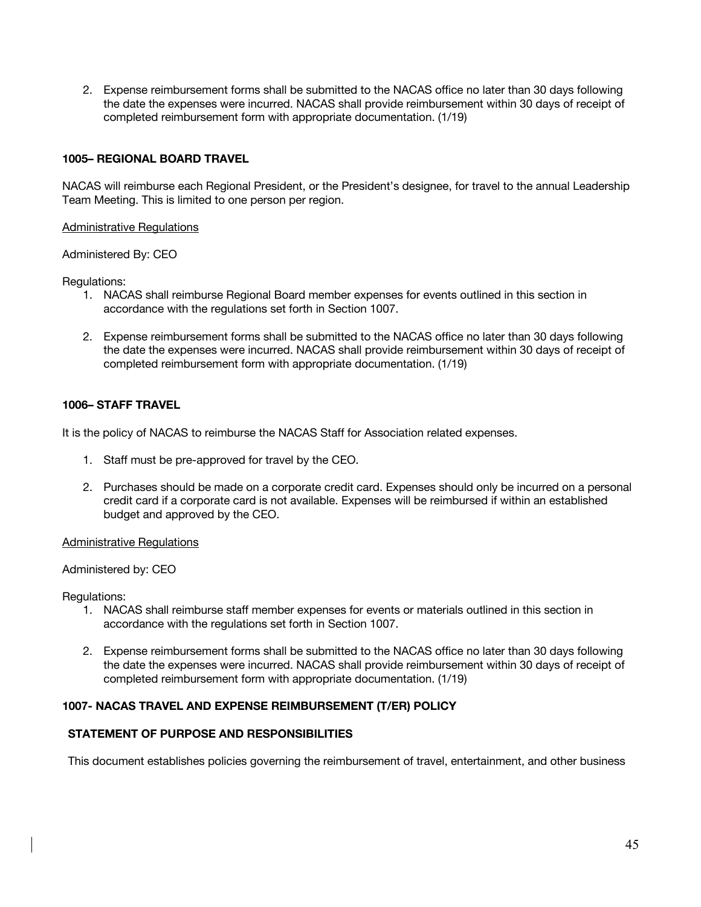2. Expense reimbursement forms shall be submitted to the NACAS office no later than 30 days following the date the expenses were incurred. NACAS shall provide reimbursement within 30 days of receipt of completed reimbursement form with appropriate documentation. (1/19)

**1005– REGIONAL BOARD TRAVEL**

NACAS will reimburse each Regional President, or the President's designee, for travel to the annual Leadership Team Meeting. This is limited to one person per region.

Administrative Regulations

Administered By: CEO

Regulations:

1. NACAS shall reimburse Regional Board member expenses for events outlined in this section in accordance with the regulations set forth in Section 1007.

2. Expense reimbursement forms shall be submitted to the NACAS office no later than 30 days following the date the expenses were incurred. NACAS shall provide reimbursement within 30 days of receipt of completed reimbursement form with appropriate documentation. (1/19)

**1006– STAFF TRAVEL**

It is the policy of NACAS to reimburse the NACAS Staff for Association related expenses.

1. Staff must be pre-approved for travel by the CEO.

2. Purchases should be made on a corporate credit card. Expenses should only be incurred on a personal credit card if a corporate card is not available. Expenses will be reimbursed if within an established budget and approved by the CEO.

Administrative Regulations

Administered by: CEO

Regulations:

1. NACAS shall reimburse staff member expenses for events or materials outlined in this section in accordance with the regulations set forth in Section 1007.

2. Expense reimbursement forms shall be submitted to the NACAS office no later than 30 days following the date the expenses were incurred. NACAS shall provide reimbursement within 30 days of receipt of completed reimbursement form with appropriate documentation. (1/19)

**1007- NACAS TRAVEL AND EXPENSE REIMBURSEMENT (T/ER) POLICY**

**STATEMENT OF PURPOSE AND RESPONSIBILITIES**

This document establishes policies governing the reimbursement of travel, entertainment, and other business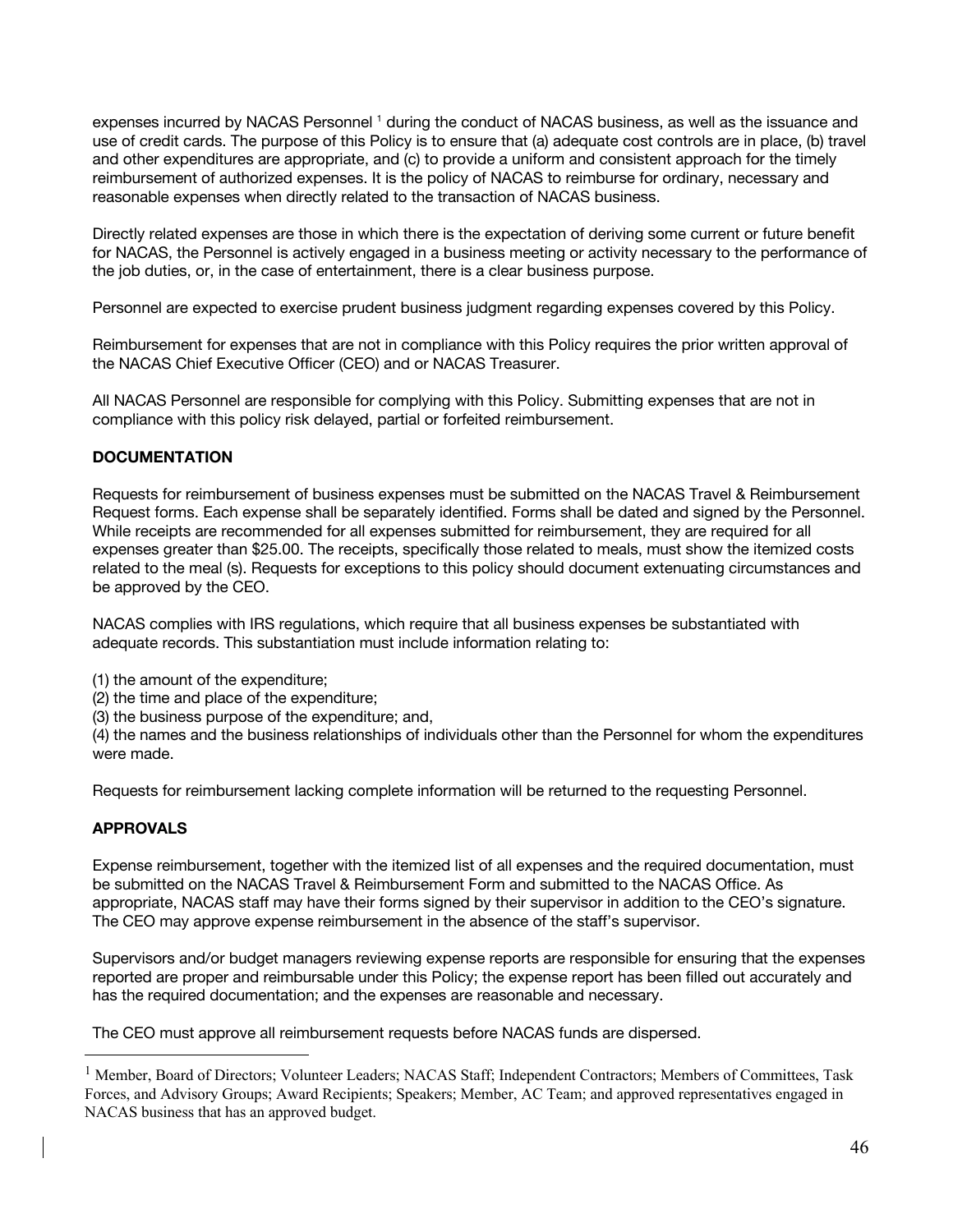expenses incurred by NACAS Personnel [1] during the conduct of NACAS business, as well as the issuance and use of credit cards. The purpose of this Policy is to ensure that (a) adequate cost controls are in place, (b) travel and other expenditures are appropriate, and (c) to provide a uniform and consistent approach for the timely reimbursement of authorized expenses. It is the policy of NACAS to reimburse for ordinary, necessary and reasonable expenses when directly related to the transaction of NACAS business.

Directly related expenses are those in which there is the expectation of deriving some current or future benefit for NACAS, the Personnel is actively engaged in a business meeting or activity necessary to the performance of the job duties, or, in the case of entertainment, there is a clear business purpose.

Personnel are expected to exercise prudent business judgment regarding expenses covered by this Policy.

Reimbursement for expenses that are not in compliance with this Policy requires the prior written approval of the NACAS Chief Executive Officer (CEO) and or NACAS Treasurer.

All NACAS Personnel are responsible for complying with this Policy. Submitting expenses that are not in compliance with this policy risk delayed, partial or forfeited reimbursement.

**DOCUMENTATION**

Requests for reimbursement of business expenses must be submitted on the NACAS Travel & Reimbursement Request forms. Each expense shall be separately identified. Forms shall be dated and signed by the Personnel. While receipts are recommended for all expenses submitted for reimbursement, they are required for all expenses greater than $25.00. The receipts, specifically those related to meals, must show the itemized costs related to the meal (s). Requests for exceptions to this policy should document extenuating circumstances and be approved by the CEO.

NACAS complies with IRS regulations, which require that all business expenses be substantiated with adequate records. This substantiation must include information relating to:

(1) the amount of the expenditure;
(2) the time and place of the expenditure;
(3) the business purpose of the expenditure; and,
(4) the names and the business relationships of individuals other than the Personnel for whom the expenditures were made.

Requests for reimbursement lacking complete information will be returned to the requesting Personnel.

**APPROVALS**

Expense reimbursement, together with the itemized list of all expenses and the required documentation, must be submitted on the NACAS Travel & Reimbursement Form and submitted to the NACAS Office. As appropriate, NACAS staff may have their forms signed by their supervisor in addition to the CEO's signature. The CEO may approve expense reimbursement in the absence of the staff's supervisor.

Supervisors and/or budget managers reviewing expense reports are responsible for ensuring that the expenses reported are proper and reimbursable under this Policy; the expense report has been filled out accurately and has the required documentation; and the expenses are reasonable and necessary.

The CEO must approve all reimbursement requests before NACAS funds are dispersed.

---

[1] Member, Board of Directors; Volunteer Leaders; NACAS Staff; Independent Contractors; Members of Committees, Task Forces, and Advisory Groups; Award Recipients; Speakers; Member, AC Team; and approved representatives engaged in NACAS business that has an approved budget.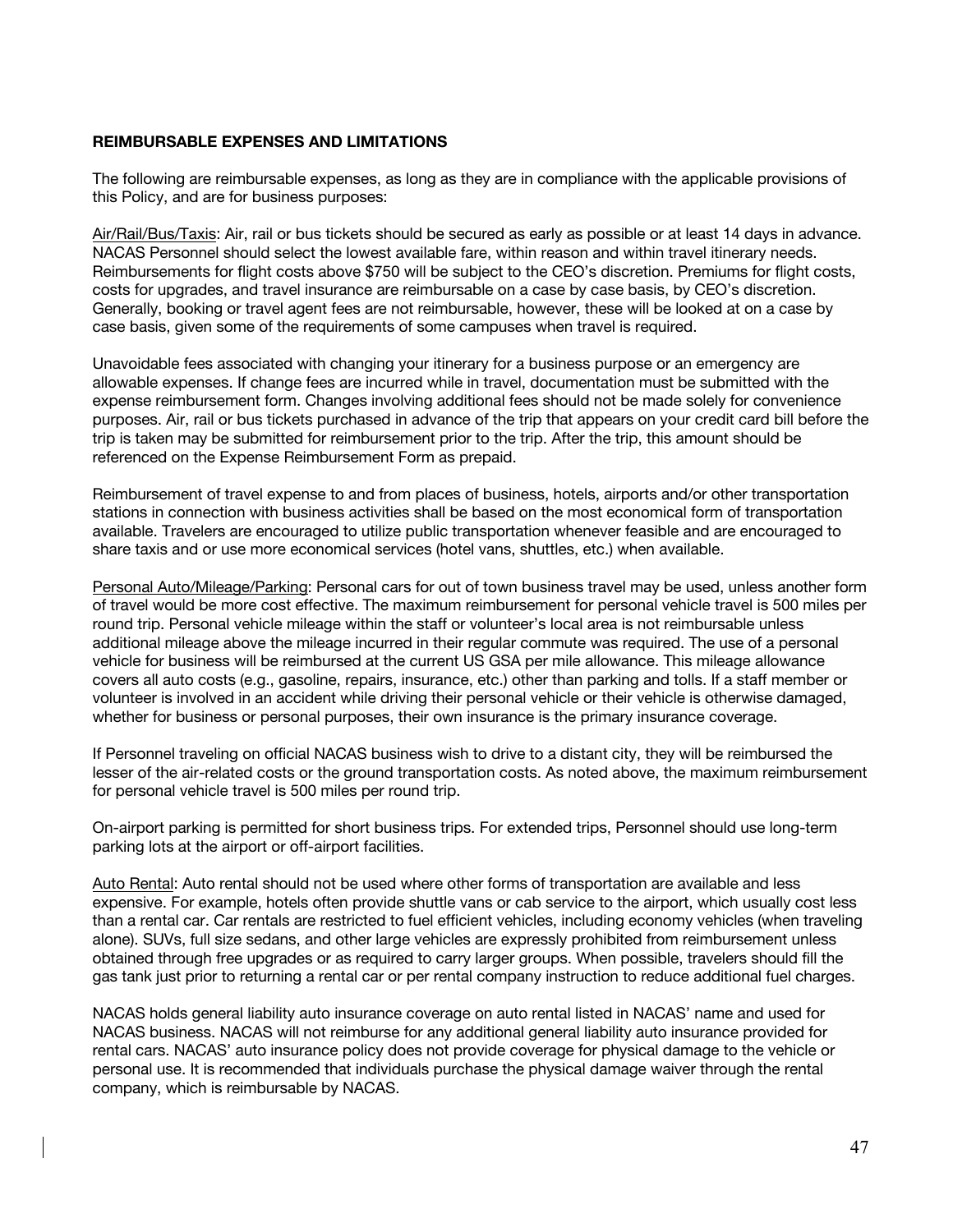**REIMBURSABLE EXPENSES AND LIMITATIONS**

The following are reimbursable expenses, as long as they are in compliance with the applicable provisions of this Policy, and are for business purposes:

Air/Rail/Bus/Taxis: Air, rail or bus tickets should be secured as early as possible or at least 14 days in advance. NACAS Personnel should select the lowest available fare, within reason and within travel itinerary needs. Reimbursements for flight costs above $750 will be subject to the CEO's discretion. Premiums for flight costs, costs for upgrades, and travel insurance are reimbursable on a case by case basis, by CEO's discretion. Generally, booking or travel agent fees are not reimbursable, however, these will be looked at on a case by case basis, given some of the requirements of some campuses when travel is required.

Unavoidable fees associated with changing your itinerary for a business purpose or an emergency are allowable expenses. If change fees are incurred while in travel, documentation must be submitted with the expense reimbursement form. Changes involving additional fees should not be made solely for convenience purposes. Air, rail or bus tickets purchased in advance of the trip that appears on your credit card bill before the trip is taken may be submitted for reimbursement prior to the trip. After the trip, this amount should be referenced on the Expense Reimbursement Form as prepaid.

Reimbursement of travel expense to and from places of business, hotels, airports and/or other transportation stations in connection with business activities shall be based on the most economical form of transportation available. Travelers are encouraged to utilize public transportation whenever feasible and are encouraged to share taxis and or use more economical services (hotel vans, shuttles, etc.) when available.

Personal Auto/Mileage/Parking: Personal cars for out of town business travel may be used, unless another form of travel would be more cost effective. The maximum reimbursement for personal vehicle travel is 500 miles per round trip. Personal vehicle mileage within the staff or volunteer's local area is not reimbursable unless additional mileage above the mileage incurred in their regular commute was required. The use of a personal vehicle for business will be reimbursed at the current US GSA per mile allowance. This mileage allowance covers all auto costs (e.g., gasoline, repairs, insurance, etc.) other than parking and tolls. If a staff member or volunteer is involved in an accident while driving their personal vehicle or their vehicle is otherwise damaged, whether for business or personal purposes, their own insurance is the primary insurance coverage.

If Personnel traveling on official NACAS business wish to drive to a distant city, they will be reimbursed the lesser of the air-related costs or the ground transportation costs. As noted above, the maximum reimbursement for personal vehicle travel is 500 miles per round trip.

On-airport parking is permitted for short business trips. For extended trips, Personnel should use long-term parking lots at the airport or off-airport facilities.

Auto Rental: Auto rental should not be used where other forms of transportation are available and less expensive. For example, hotels often provide shuttle vans or cab service to the airport, which usually cost less than a rental car. Car rentals are restricted to fuel efficient vehicles, including economy vehicles (when traveling alone). SUVs, full size sedans, and other large vehicles are expressly prohibited from reimbursement unless obtained through free upgrades or as required to carry larger groups. When possible, travelers should fill the gas tank just prior to returning a rental car or per rental company instruction to reduce additional fuel charges.

NACAS holds general liability auto insurance coverage on auto rental listed in NACAS' name and used for NACAS business. NACAS will not reimburse for any additional general liability auto insurance provided for rental cars. NACAS' auto insurance policy does not provide coverage for physical damage to the vehicle or personal use. It is recommended that individuals purchase the physical damage waiver through the rental company, which is reimbursable by NACAS.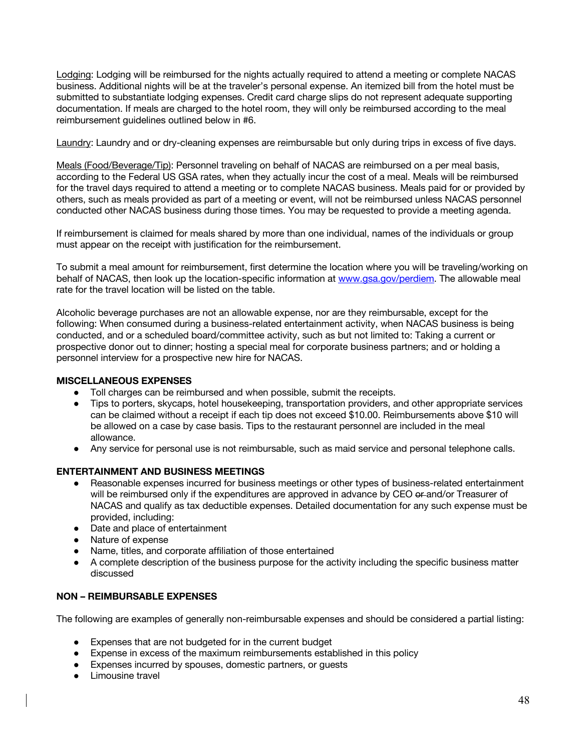Lodging: Lodging will be reimbursed for the nights actually required to attend a meeting or complete NACAS business. Additional nights will be at the traveler's personal expense. An itemized bill from the hotel must be submitted to substantiate lodging expenses. Credit card charge slips do not represent adequate supporting documentation. If meals are charged to the hotel room, they will only be reimbursed according to the meal reimbursement guidelines outlined below in #6.

Laundry: Laundry and or dry-cleaning expenses are reimbursable but only during trips in excess of five days.

Meals (Food/Beverage/Tip): Personnel traveling on behalf of NACAS are reimbursed on a per meal basis, according to the Federal US GSA rates, when they actually incur the cost of a meal. Meals will be reimbursed for the travel days required to attend a meeting or to complete NACAS business. Meals paid for or provided by others, such as meals provided as part of a meeting or event, will not be reimbursed unless NACAS personnel conducted other NACAS business during those times. You may be requested to provide a meeting agenda.

If reimbursement is claimed for meals shared by more than one individual, names of the individuals or group must appear on the receipt with justification for the reimbursement.

To submit a meal amount for reimbursement, first determine the location where you will be traveling/working on behalf of NACAS, then look up the location-specific information at [www.gsa.gov/perdiem](http://www.gsa.gov/perdiem). The allowable meal rate for the travel location will be listed on the table.

Alcoholic beverage purchases are not an allowable expense, nor are they reimbursable, except for the following: When consumed during a business-related entertainment activity, when NACAS business is being conducted, and or a scheduled board/committee activity, such as but not limited to: Taking a current or prospective donor out to dinner; hosting a special meal for corporate business partners; and or holding a personnel interview for a prospective new hire for NACAS.

**MISCELLANEOUS EXPENSES**

- Toll charges can be reimbursed and when possible, submit the receipts.
- Tips to porters, skycaps, hotel housekeeping, transportation providers, and other appropriate services can be claimed without a receipt if each tip does not exceed $10.00. Reimbursements above $10 will be allowed on a case by case basis. Tips to the restaurant personnel are included in the meal allowance.
- Any service for personal use is not reimbursable, such as maid service and personal telephone calls.

**ENTERTAINMENT AND BUSINESS MEETINGS**

- Reasonable expenses incurred for business meetings or other types of business-related entertainment will be reimbursed only if the expenditures are approved in advance by CEO ~~or~~ and/or Treasurer of NACAS and qualify as tax deductible expenses. Detailed documentation for any such expense must be provided, including:
- Date and place of entertainment
- Nature of expense
- Name, titles, and corporate affiliation of those entertained
- A complete description of the business purpose for the activity including the specific business matter discussed

**NON – REIMBURSABLE EXPENSES**

The following are examples of generally non-reimbursable expenses and should be considered a partial listing:

- Expenses that are not budgeted for in the current budget
- Expense in excess of the maximum reimbursements established in this policy
- Expenses incurred by spouses, domestic partners, or guests
- Limousine travel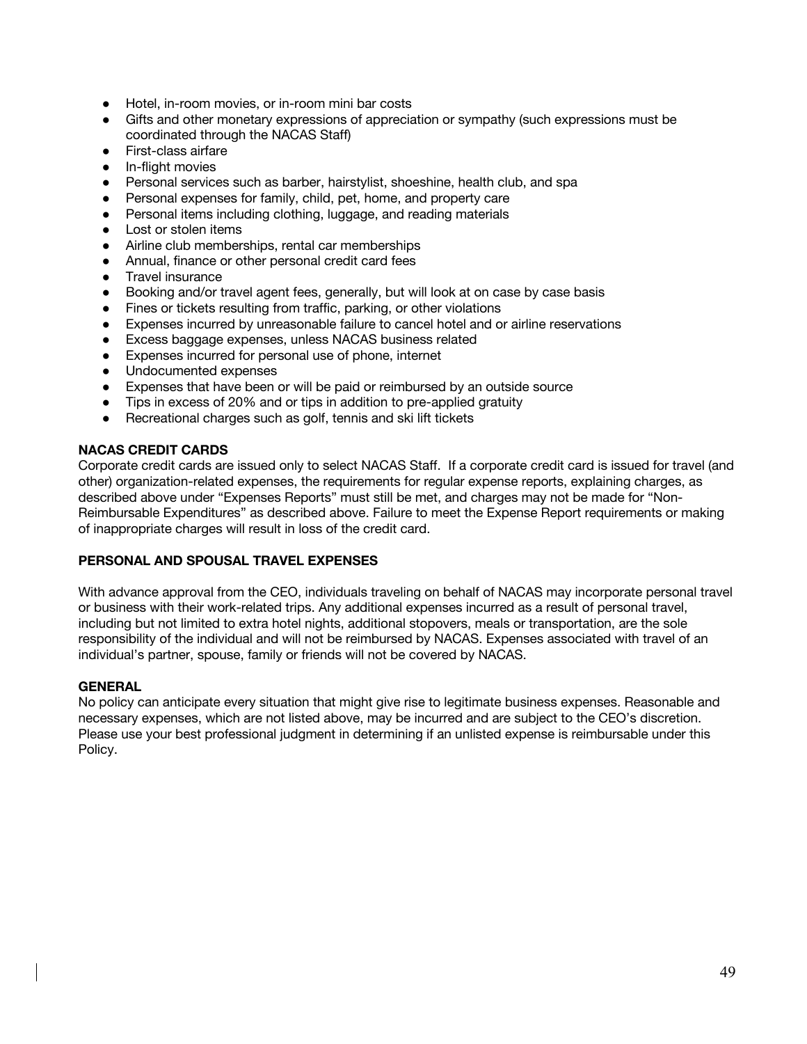- Hotel, in-room movies, or in-room mini bar costs
- Gifts and other monetary expressions of appreciation or sympathy (such expressions must be coordinated through the NACAS Staff)
- First-class airfare
- In-flight movies
- Personal services such as barber, hairstylist, shoeshine, health club, and spa
- Personal expenses for family, child, pet, home, and property care
- Personal items including clothing, luggage, and reading materials
- Lost or stolen items
- Airline club memberships, rental car memberships
- Annual, finance or other personal credit card fees
- Travel insurance
- Booking and/or travel agent fees, generally, but will look at on case by case basis
- Fines or tickets resulting from traffic, parking, or other violations
- Expenses incurred by unreasonable failure to cancel hotel and or airline reservations
- Excess baggage expenses, unless NACAS business related
- Expenses incurred for personal use of phone, internet
- Undocumented expenses
- Expenses that have been or will be paid or reimbursed by an outside source
- Tips in excess of 20% and or tips in addition to pre-applied gratuity
- Recreational charges such as golf, tennis and ski lift tickets

**NACAS CREDIT CARDS**

Corporate credit cards are issued only to select NACAS Staff. If a corporate credit card is issued for travel (and other) organization-related expenses, the requirements for regular expense reports, explaining charges, as described above under "Expenses Reports" must still be met, and charges may not be made for "Non-Reimbursable Expenditures" as described above. Failure to meet the Expense Report requirements or making of inappropriate charges will result in loss of the credit card.

**PERSONAL AND SPOUSAL TRAVEL EXPENSES**

With advance approval from the CEO, individuals traveling on behalf of NACAS may incorporate personal travel or business with their work-related trips. Any additional expenses incurred as a result of personal travel, including but not limited to extra hotel nights, additional stopovers, meals or transportation, are the sole responsibility of the individual and will not be reimbursed by NACAS. Expenses associated with travel of an individual's partner, spouse, family or friends will not be covered by NACAS.

**GENERAL**

No policy can anticipate every situation that might give rise to legitimate business expenses. Reasonable and necessary expenses, which are not listed above, may be incurred and are subject to the CEO's discretion. Please use your best professional judgment in determining if an unlisted expense is reimbursable under this Policy.